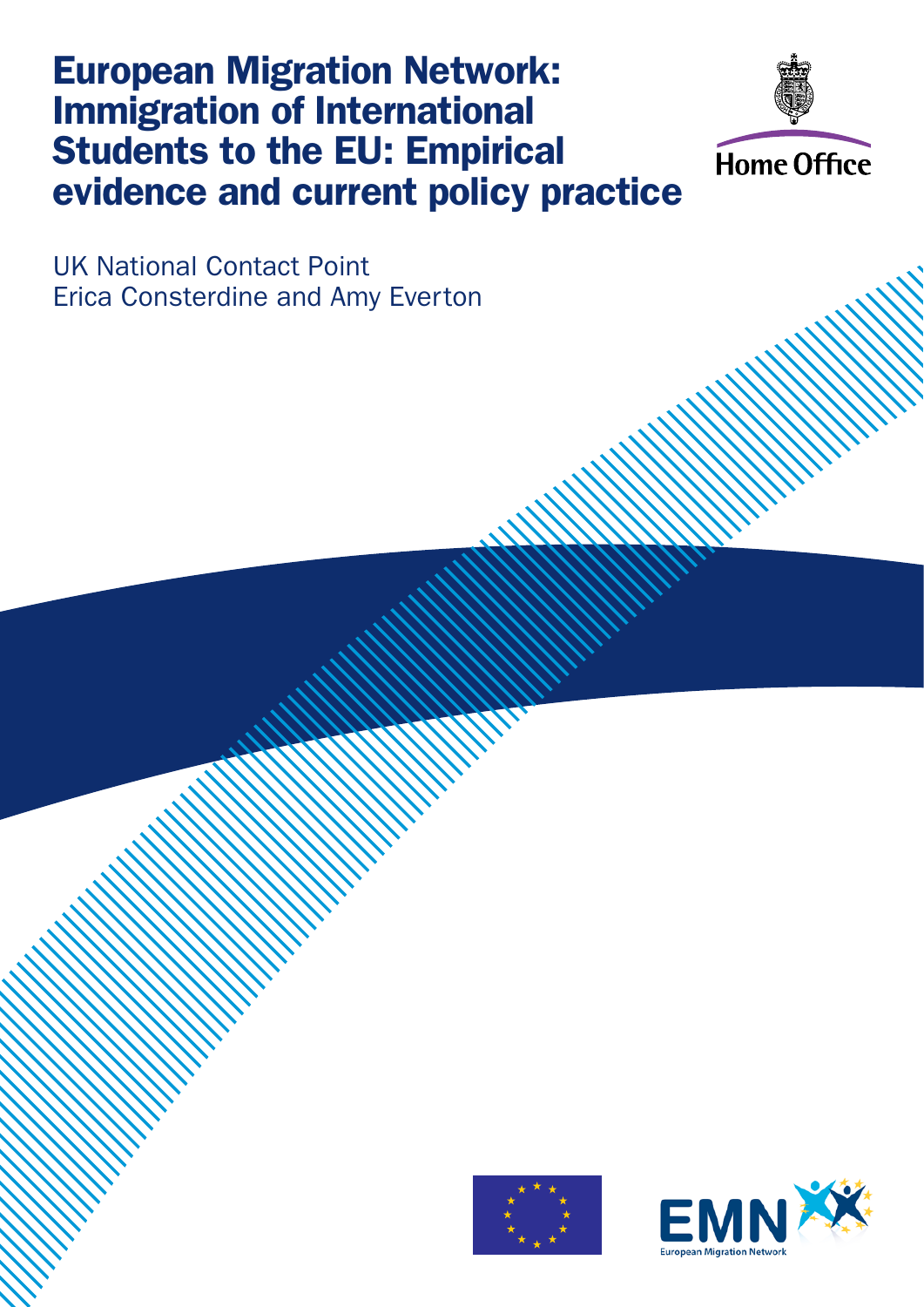# European Migration Network: Immigration of International Students to the EU: Empirical evidence and current policy practice

Home Office

UK National Contact Point
Erica Consterdine and Amy Everton

EMN
European Migration Network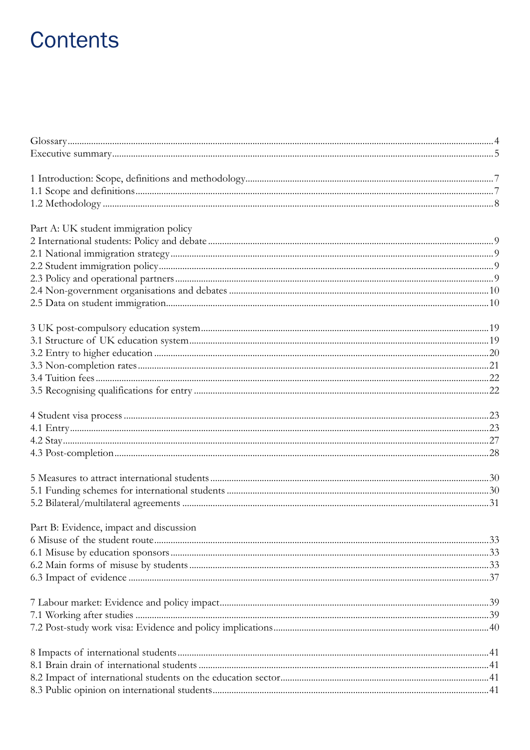# Contents

Glossary ... 4
Executive summary ... 5

1 Introduction: Scope, definitions and methodology ... 7
1.1 Scope and definitions ... 7
1.2 Methodology ... 8

Part A: UK student immigration policy
2 International students: Policy and debate ... 9
2.1 National immigration strategy ... 9
2.2 Student immigration policy ... 9
2.3 Policy and operational partners ... 9
2.4 Non-government organisations and debates ... 10
2.5 Data on student immigration ... 10

3 UK post-compulsory education system ... 19
3.1 Structure of UK education system ... 19
3.2 Entry to higher education ... 20
3.3 Non-completion rates ... 21
3.4 Tuition fees ... 22
3.5 Recognising qualifications for entry ... 22

4 Student visa process ... 23
4.1 Entry ... 23
4.2 Stay ... 27
4.3 Post-completion ... 28

5 Measures to attract international students ... 30
5.1 Funding schemes for international students ... 30
5.2 Bilateral/multilateral agreements ... 31

Part B: Evidence, impact and discussion
6 Misuse of the student route ... 33
6.1 Misuse by education sponsors ... 33
6.2 Main forms of misuse by students ... 33
6.3 Impact of evidence ... 37

7 Labour market: Evidence and policy impact ... 39
7.1 Working after studies ... 39
7.2 Post-study work visa: Evidence and policy implications ... 40

8 Impacts of international students ... 41
8.1 Brain drain of international students ... 41
8.2 Impact of international students on the education sector ... 41
8.3 Public opinion on international students ... 41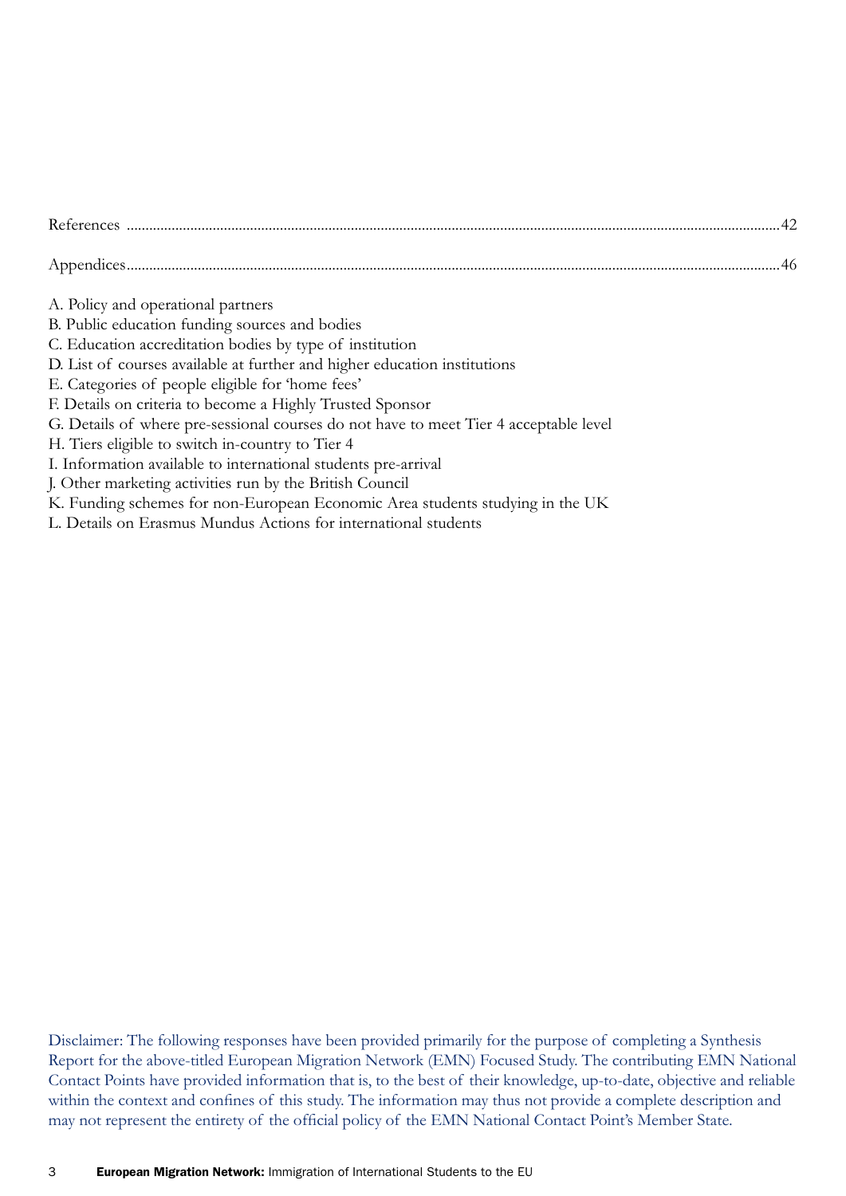References ....................................................................................................................................................................42

Appendices....................................................................................................................................................................46

A. Policy and operational partners
B. Public education funding sources and bodies
C. Education accreditation bodies by type of institution
D. List of courses available at further and higher education institutions
E. Categories of people eligible for 'home fees'
F. Details on criteria to become a Highly Trusted Sponsor
G. Details of where pre-sessional courses do not have to meet Tier 4 acceptable level
H. Tiers eligible to switch in-country to Tier 4
I. Information available to international students pre-arrival
J. Other marketing activities run by the British Council
K. Funding schemes for non-European Economic Area students studying in the UK
L. Details on Erasmus Mundus Actions for international students

Disclaimer: The following responses have been provided primarily for the purpose of completing a Synthesis Report for the above-titled European Migration Network (EMN) Focused Study. The contributing EMN National Contact Points have provided information that is, to the best of their knowledge, up-to-date, objective and reliable within the context and confines of this study. The information may thus not provide a complete description and may not represent the entirety of the official policy of the EMN National Contact Point's Member State.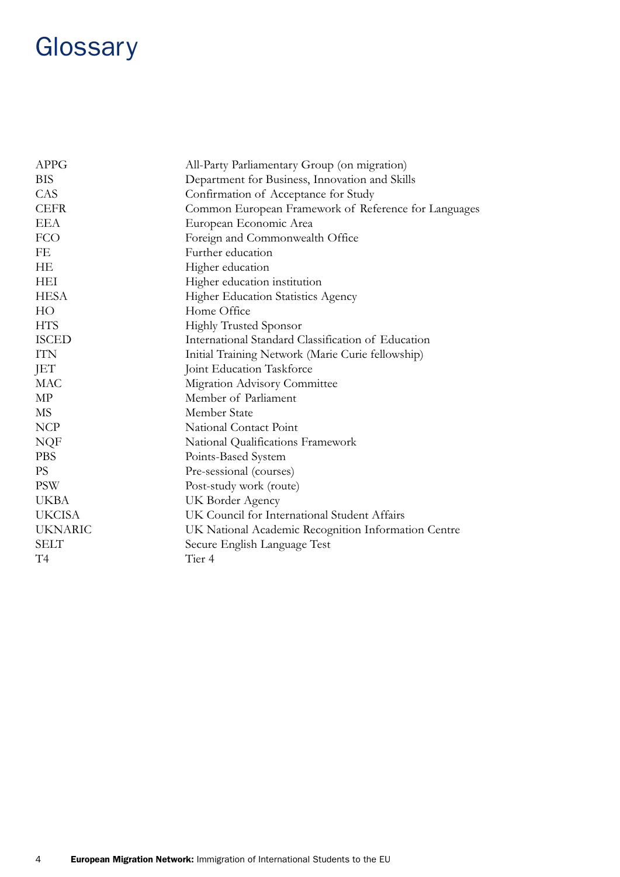# Glossary

| | |
|---|---|
| APPG | All-Party Parliamentary Group (on migration) |
| BIS | Department for Business, Innovation and Skills |
| CAS | Confirmation of Acceptance for Study |
| CEFR | Common European Framework of Reference for Languages |
| EEA | European Economic Area |
| FCO | Foreign and Commonwealth Office |
| FE | Further education |
| HE | Higher education |
| HEI | Higher education institution |
| HESA | Higher Education Statistics Agency |
| HO | Home Office |
| HTS | Highly Trusted Sponsor |
| ISCED | International Standard Classification of Education |
| ITN | Initial Training Network (Marie Curie fellowship) |
| JET | Joint Education Taskforce |
| MAC | Migration Advisory Committee |
| MP | Member of Parliament |
| MS | Member State |
| NCP | National Contact Point |
| NQF | National Qualifications Framework |
| PBS | Points-Based System |
| PS | Pre-sessional (courses) |
| PSW | Post-study work (route) |
| UKBA | UK Border Agency |
| UKCISA | UK Council for International Student Affairs |
| UKNARIC | UK National Academic Recognition Information Centre |
| SELT | Secure English Language Test |
| T4 | Tier 4 |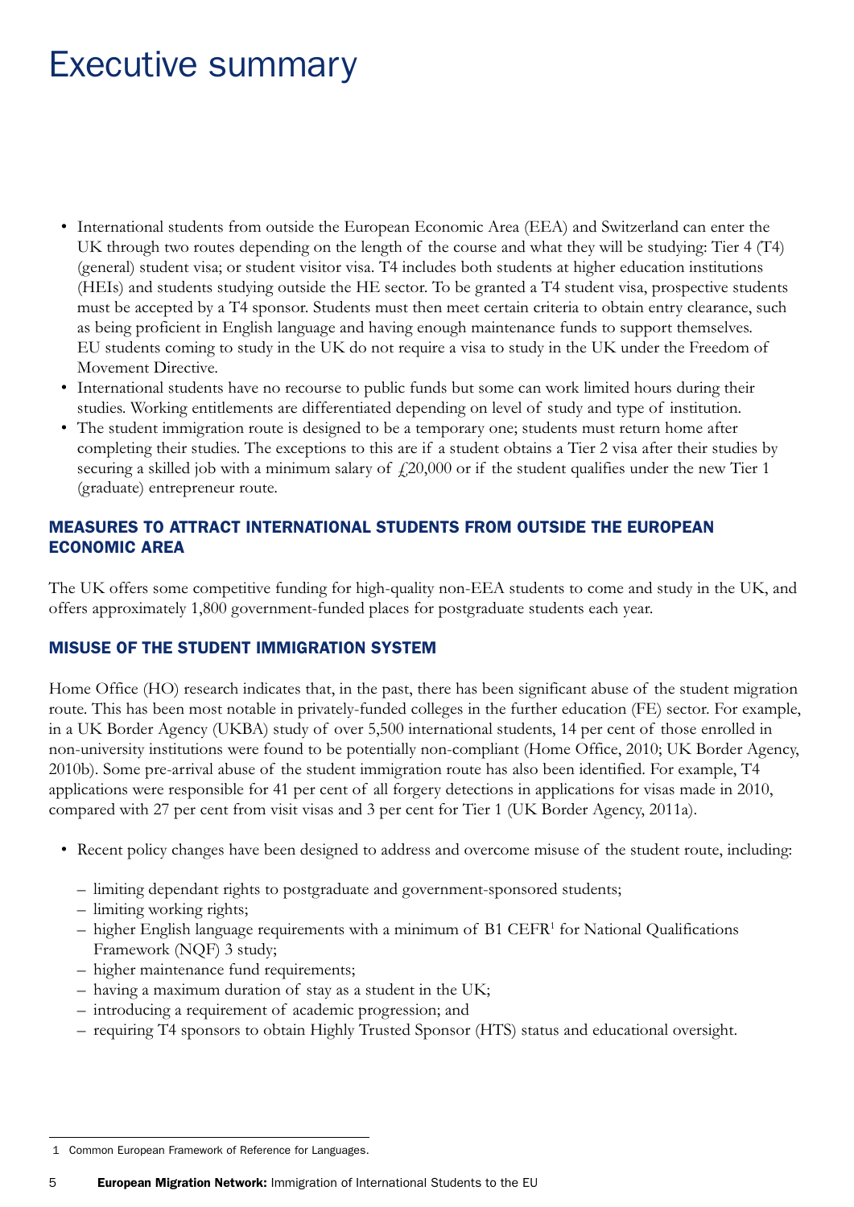# Executive summary

- International students from outside the European Economic Area (EEA) and Switzerland can enter the UK through two routes depending on the length of the course and what they will be studying: Tier 4 (T4) (general) student visa; or student visitor visa. T4 includes both students at higher education institutions (HEIs) and students studying outside the HE sector. To be granted a T4 student visa, prospective students must be accepted by a T4 sponsor. Students must then meet certain criteria to obtain entry clearance, such as being proficient in English language and having enough maintenance funds to support themselves. EU students coming to study in the UK do not require a visa to study in the UK under the Freedom of Movement Directive.
- International students have no recourse to public funds but some can work limited hours during their studies. Working entitlements are differentiated depending on level of study and type of institution.
- The student immigration route is designed to be a temporary one; students must return home after completing their studies. The exceptions to this are if a student obtains a Tier 2 visa after their studies by securing a skilled job with a minimum salary of £20,000 or if the student qualifies under the new Tier 1 (graduate) entrepreneur route.

## MEASURES TO ATTRACT INTERNATIONAL STUDENTS FROM OUTSIDE THE EUROPEAN ECONOMIC AREA

The UK offers some competitive funding for high-quality non-EEA students to come and study in the UK, and offers approximately 1,800 government-funded places for postgraduate students each year.

## MISUSE OF THE STUDENT IMMIGRATION SYSTEM

Home Office (HO) research indicates that, in the past, there has been significant abuse of the student migration route. This has been most notable in privately-funded colleges in the further education (FE) sector. For example, in a UK Border Agency (UKBA) study of over 5,500 international students, 14 per cent of those enrolled in non-university institutions were found to be potentially non-compliant (Home Office, 2010; UK Border Agency, 2010b). Some pre-arrival abuse of the student immigration route has also been identified. For example, T4 applications were responsible for 41 per cent of all forgery detections in applications for visas made in 2010, compared with 27 per cent from visit visas and 3 per cent for Tier 1 (UK Border Agency, 2011a).

- Recent policy changes have been designed to address and overcome misuse of the student route, including:
  - limiting dependant rights to postgraduate and government-sponsored students;
  - limiting working rights;
  - higher English language requirements with a minimum of B1 CEFR[1] for National Qualifications Framework (NQF) 3 study;
  - higher maintenance fund requirements;
  - having a maximum duration of stay as a student in the UK;
  - introducing a requirement of academic progression; and
  - requiring T4 sponsors to obtain Highly Trusted Sponsor (HTS) status and educational oversight.

---

1 Common European Framework of Reference for Languages.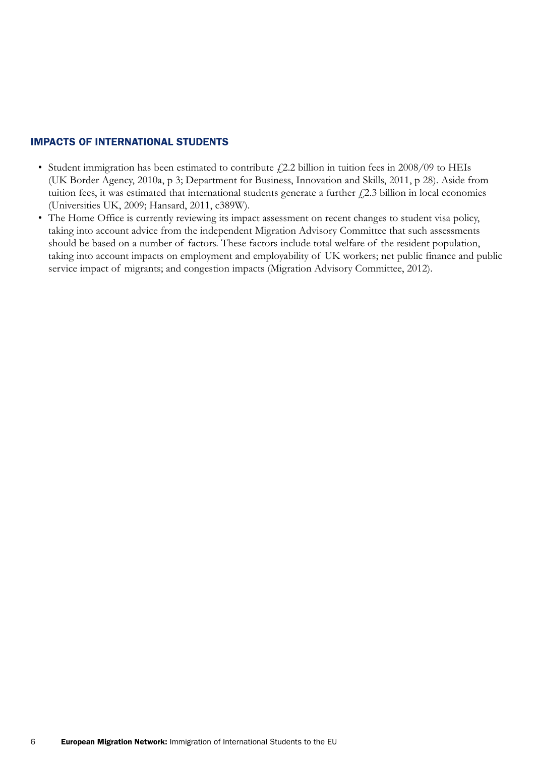## IMPACTS OF INTERNATIONAL STUDENTS

- Student immigration has been estimated to contribute £2.2 billion in tuition fees in 2008/09 to HEIs (UK Border Agency, 2010a, p 3; Department for Business, Innovation and Skills, 2011, p 28). Aside from tuition fees, it was estimated that international students generate a further £2.3 billion in local economies (Universities UK, 2009; Hansard, 2011, c389W).
- The Home Office is currently reviewing its impact assessment on recent changes to student visa policy, taking into account advice from the independent Migration Advisory Committee that such assessments should be based on a number of factors. These factors include total welfare of the resident population, taking into account impacts on employment and employability of UK workers; net public finance and public service impact of migrants; and congestion impacts (Migration Advisory Committee, 2012).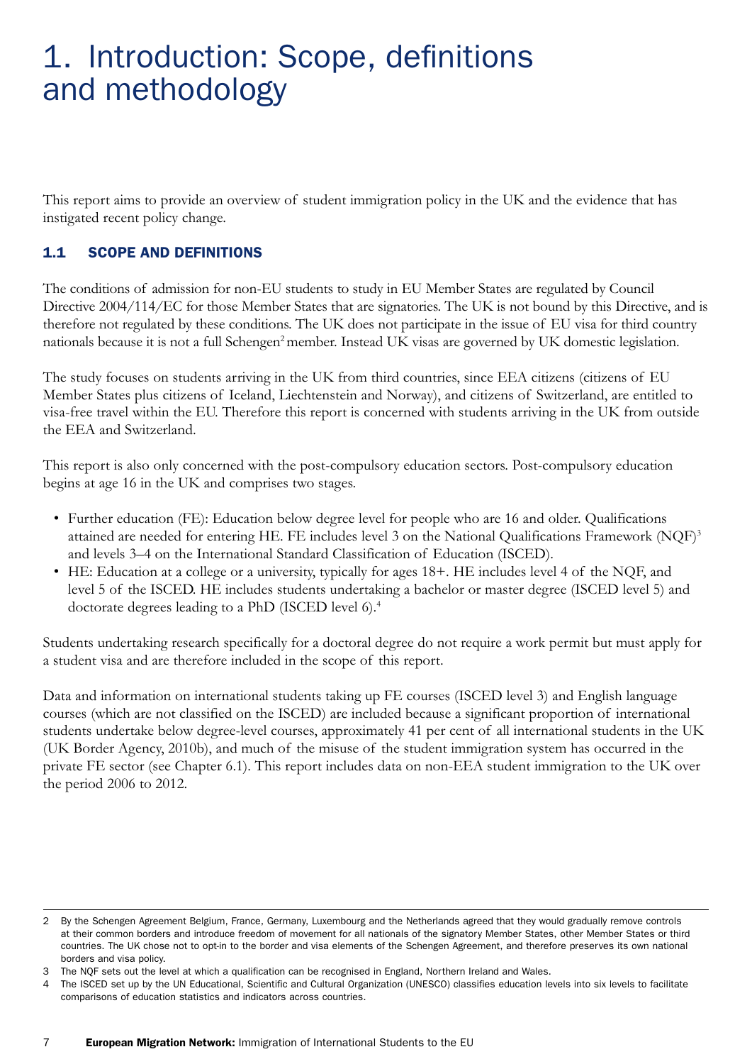# 1. Introduction: Scope, definitions and methodology

This report aims to provide an overview of student immigration policy in the UK and the evidence that has instigated recent policy change.

## 1.1 SCOPE AND DEFINITIONS

The conditions of admission for non-EU students to study in EU Member States are regulated by Council Directive 2004/114/EC for those Member States that are signatories. The UK is not bound by this Directive, and is therefore not regulated by these conditions. The UK does not participate in the issue of EU visa for third country nationals because it is not a full Schengen[2] member. Instead UK visas are governed by UK domestic legislation.

The study focuses on students arriving in the UK from third countries, since EEA citizens (citizens of EU Member States plus citizens of Iceland, Liechtenstein and Norway), and citizens of Switzerland, are entitled to visa-free travel within the EU. Therefore this report is concerned with students arriving in the UK from outside the EEA and Switzerland.

This report is also only concerned with the post-compulsory education sectors. Post-compulsory education begins at age 16 in the UK and comprises two stages.

- Further education (FE): Education below degree level for people who are 16 and older. Qualifications attained are needed for entering HE. FE includes level 3 on the National Qualifications Framework (NQF)[3] and levels 3–4 on the International Standard Classification of Education (ISCED).
- HE: Education at a college or a university, typically for ages 18+. HE includes level 4 of the NQF, and level 5 of the ISCED. HE includes students undertaking a bachelor or master degree (ISCED level 5) and doctorate degrees leading to a PhD (ISCED level 6).[4]

Students undertaking research specifically for a doctoral degree do not require a work permit but must apply for a student visa and are therefore included in the scope of this report.

Data and information on international students taking up FE courses (ISCED level 3) and English language courses (which are not classified on the ISCED) are included because a significant proportion of international students undertake below degree-level courses, approximately 41 per cent of all international students in the UK (UK Border Agency, 2010b), and much of the misuse of the student immigration system has occurred in the private FE sector (see Chapter 6.1). This report includes data on non-EEA student immigration to the UK over the period 2006 to 2012.

---

2 By the Schengen Agreement Belgium, France, Germany, Luxembourg and the Netherlands agreed that they would gradually remove controls at their common borders and introduce freedom of movement for all nationals of the signatory Member States, other Member States or third countries. The UK chose not to opt-in to the border and visa elements of the Schengen Agreement, and therefore preserves its own national borders and visa policy.

3 The NQF sets out the level at which a qualification can be recognised in England, Northern Ireland and Wales.

4 The ISCED set up by the UN Educational, Scientific and Cultural Organization (UNESCO) classifies education levels into six levels to facilitate comparisons of education statistics and indicators across countries.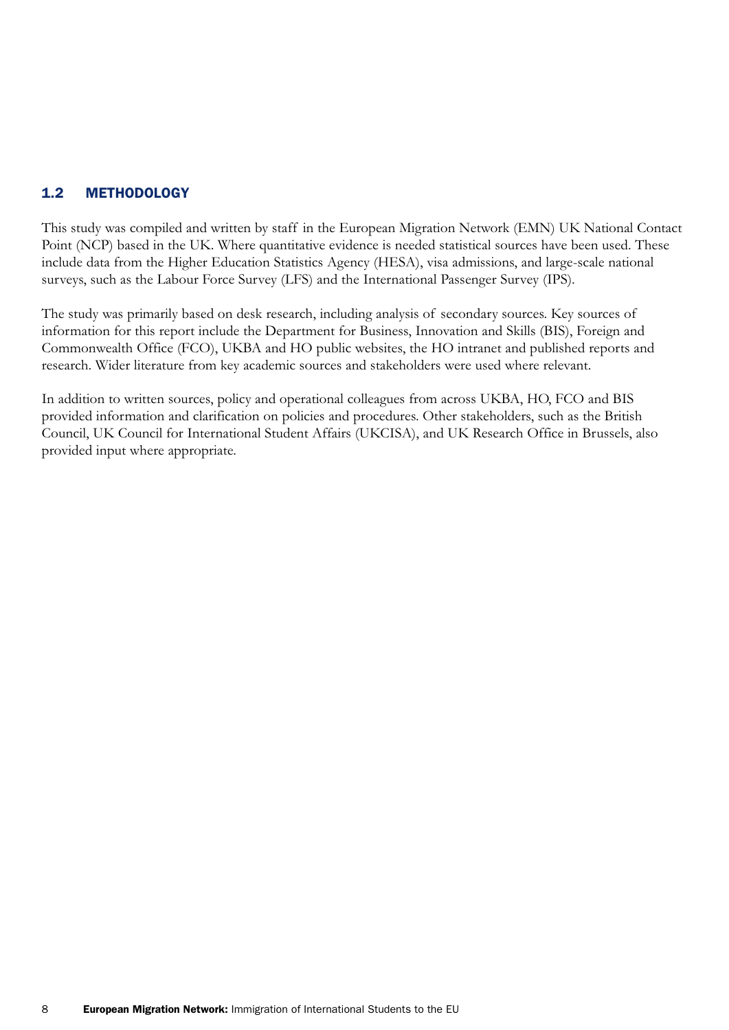## 1.2 METHODOLOGY

This study was compiled and written by staff in the European Migration Network (EMN) UK National Contact Point (NCP) based in the UK. Where quantitative evidence is needed statistical sources have been used. These include data from the Higher Education Statistics Agency (HESA), visa admissions, and large-scale national surveys, such as the Labour Force Survey (LFS) and the International Passenger Survey (IPS).

The study was primarily based on desk research, including analysis of secondary sources. Key sources of information for this report include the Department for Business, Innovation and Skills (BIS), Foreign and Commonwealth Office (FCO), UKBA and HO public websites, the HO intranet and published reports and research. Wider literature from key academic sources and stakeholders were used where relevant.

In addition to written sources, policy and operational colleagues from across UKBA, HO, FCO and BIS provided information and clarification on policies and procedures. Other stakeholders, such as the British Council, UK Council for International Student Affairs (UKCISA), and UK Research Office in Brussels, also provided input where appropriate.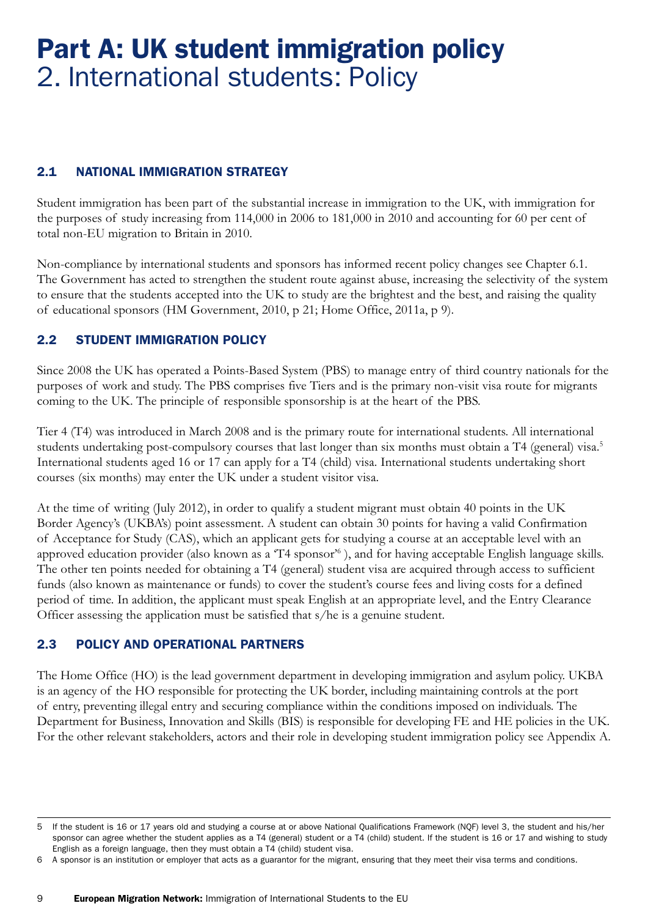# Part A: UK student immigration policy
## 2. International students: Policy

### 2.1 NATIONAL IMMIGRATION STRATEGY

Student immigration has been part of the substantial increase in immigration to the UK, with immigration for the purposes of study increasing from 114,000 in 2006 to 181,000 in 2010 and accounting for 60 per cent of total non-EU migration to Britain in 2010.

Non-compliance by international students and sponsors has informed recent policy changes see Chapter 6.1. The Government has acted to strengthen the student route against abuse, increasing the selectivity of the system to ensure that the students accepted into the UK to study are the brightest and the best, and raising the quality of educational sponsors (HM Government, 2010, p 21; Home Office, 2011a, p 9).

### 2.2 STUDENT IMMIGRATION POLICY

Since 2008 the UK has operated a Points-Based System (PBS) to manage entry of third country nationals for the purposes of work and study. The PBS comprises five Tiers and is the primary non-visit visa route for migrants coming to the UK. The principle of responsible sponsorship is at the heart of the PBS.

Tier 4 (T4) was introduced in March 2008 and is the primary route for international students. All international students undertaking post-compulsory courses that last longer than six months must obtain a T4 (general) visa.[5] International students aged 16 or 17 can apply for a T4 (child) visa. International students undertaking short courses (six months) may enter the UK under a student visitor visa.

At the time of writing (July 2012), in order to qualify a student migrant must obtain 40 points in the UK Border Agency's (UKBA's) point assessment. A student can obtain 30 points for having a valid Confirmation of Acceptance for Study (CAS), which an applicant gets for studying a course at an acceptable level with an approved education provider (also known as a 'T4 sponsor'[6] ), and for having acceptable English language skills. The other ten points needed for obtaining a T4 (general) student visa are acquired through access to sufficient funds (also known as maintenance or funds) to cover the student's course fees and living costs for a defined period of time. In addition, the applicant must speak English at an appropriate level, and the Entry Clearance Officer assessing the application must be satisfied that s/he is a genuine student.

### 2.3 POLICY AND OPERATIONAL PARTNERS

The Home Office (HO) is the lead government department in developing immigration and asylum policy. UKBA is an agency of the HO responsible for protecting the UK border, including maintaining controls at the port of entry, preventing illegal entry and securing compliance within the conditions imposed on individuals. The Department for Business, Innovation and Skills (BIS) is responsible for developing FE and HE policies in the UK. For the other relevant stakeholders, actors and their role in developing student immigration policy see Appendix A.

---

5 If the student is 16 or 17 years old and studying a course at or above National Qualifications Framework (NQF) level 3, the student and his/her sponsor can agree whether the student applies as a T4 (general) student or a T4 (child) student. If the student is 16 or 17 and wishing to study English as a foreign language, then they must obtain a T4 (child) student visa.

6 A sponsor is an institution or employer that acts as a guarantor for the migrant, ensuring that they meet their visa terms and conditions.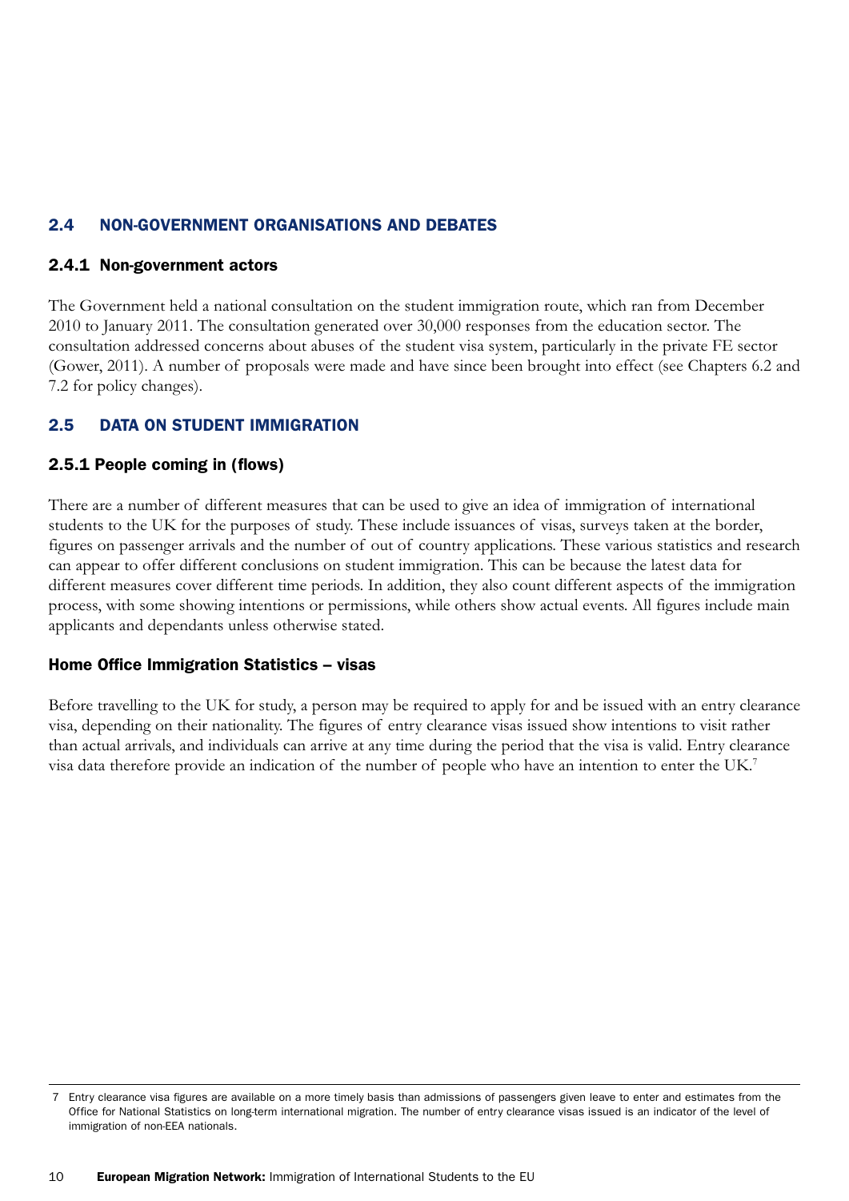## 2.4 NON-GOVERNMENT ORGANISATIONS AND DEBATES

### 2.4.1 Non-government actors

The Government held a national consultation on the student immigration route, which ran from December 2010 to January 2011. The consultation generated over 30,000 responses from the education sector. The consultation addressed concerns about abuses of the student visa system, particularly in the private FE sector (Gower, 2011). A number of proposals were made and have since been brought into effect (see Chapters 6.2 and 7.2 for policy changes).

## 2.5 DATA ON STUDENT IMMIGRATION

### 2.5.1 People coming in (flows)

There are a number of different measures that can be used to give an idea of immigration of international students to the UK for the purposes of study. These include issuances of visas, surveys taken at the border, figures on passenger arrivals and the number of out of country applications. These various statistics and research can appear to offer different conclusions on student immigration. This can be because the latest data for different measures cover different time periods. In addition, they also count different aspects of the immigration process, with some showing intentions or permissions, while others show actual events. All figures include main applicants and dependants unless otherwise stated.

#### Home Office Immigration Statistics – visas

Before travelling to the UK for study, a person may be required to apply for and be issued with an entry clearance visa, depending on their nationality. The figures of entry clearance visas issued show intentions to visit rather than actual arrivals, and individuals can arrive at any time during the period that the visa is valid. Entry clearance visa data therefore provide an indication of the number of people who have an intention to enter the UK.[7]

---

7 Entry clearance visa figures are available on a more timely basis than admissions of passengers given leave to enter and estimates from the Office for National Statistics on long-term international migration. The number of entry clearance visas issued is an indicator of the level of immigration of non-EEA nationals.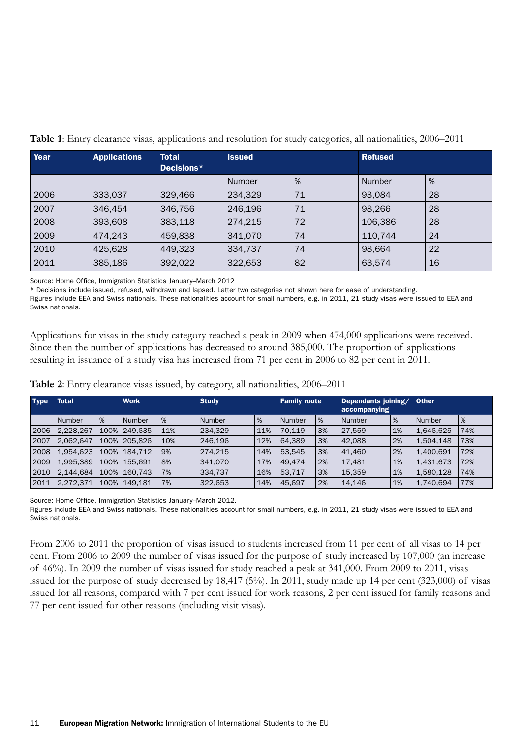**Table 1**: Entry clearance visas, applications and resolution for study categories, all nationalities, 2006–2011

| Year | Applications | Total Decisions* | Issued | | Refused | |
|---|---|---|---|---|---|---|
| | | | Number | % | Number | % |
| 2006 | 333,037 | 329,466 | 234,329 | 71 | 93,084 | 28 |
| 2007 | 346,454 | 346,756 | 246,196 | 71 | 98,266 | 28 |
| 2008 | 393,608 | 383,118 | 274,215 | 72 | 106,386 | 28 |
| 2009 | 474,243 | 459,838 | 341,070 | 74 | 110,744 | 24 |
| 2010 | 425,628 | 449,323 | 334,737 | 74 | 98,664 | 22 |
| 2011 | 385,186 | 392,022 | 322,653 | 82 | 63,574 | 16 |

Source: Home Office, Immigration Statistics January–March 2012

* Decisions include issued, refused, withdrawn and lapsed. Latter two categories not shown here for ease of understanding.

Figures include EEA and Swiss nationals. These nationalities account for small numbers, e.g. in 2011, 21 study visas were issued to EEA and Swiss nationals.

Applications for visas in the study category reached a peak in 2009 when 474,000 applications were received. Since then the number of applications has decreased to around 385,000. The proportion of applications resulting in issuance of a study visa has increased from 71 per cent in 2006 to 82 per cent in 2011.

**Table 2**: Entry clearance visas issued, by category, all nationalities, 2006–2011

| Type | Total | | Work | | Study | | Family route | | Dependants joining/ accompanying | | Other | |
|---|---|---|---|---|---|---|---|---|---|---|---|---|
| | Number | % | Number | % | Number | % | Number | % | Number | % | Number | % |
| 2006 | 2,228,267 | 100% | 249,635 | 11% | 234,329 | 11% | 70,119 | 3% | 27,559 | 1% | 1,646,625 | 74% |
| 2007 | 2,062,647 | 100% | 205,826 | 10% | 246,196 | 12% | 64,389 | 3% | 42,088 | 2% | 1,504,148 | 73% |
| 2008 | 1,954,623 | 100% | 184,712 | 9% | 274,215 | 14% | 53,545 | 3% | 41,460 | 2% | 1,400,691 | 72% |
| 2009 | 1,995,389 | 100% | 155,691 | 8% | 341,070 | 17% | 49,474 | 2% | 17,481 | 1% | 1,431,673 | 72% |
| 2010 | 2,144,684 | 100% | 160,743 | 7% | 334,737 | 16% | 53,717 | 3% | 15,359 | 1% | 1,580,128 | 74% |
| 2011 | 2,272,371 | 100% | 149,181 | 7% | 322,653 | 14% | 45,697 | 2% | 14,146 | 1% | 1,740,694 | 77% |

Source: Home Office, Immigration Statistics January–March 2012.

Figures include EEA and Swiss nationals. These nationalities account for small numbers, e.g. in 2011, 21 study visas were issued to EEA and Swiss nationals.

From 2006 to 2011 the proportion of visas issued to students increased from 11 per cent of all visas to 14 per cent. From 2006 to 2009 the number of visas issued for the purpose of study increased by 107,000 (an increase of 46%). In 2009 the number of visas issued for study reached a peak at 341,000. From 2009 to 2011, visas issued for the purpose of study decreased by 18,417 (5%). In 2011, study made up 14 per cent (323,000) of visas issued for all reasons, compared with 7 per cent issued for work reasons, 2 per cent issued for family reasons and 77 per cent issued for other reasons (including visit visas).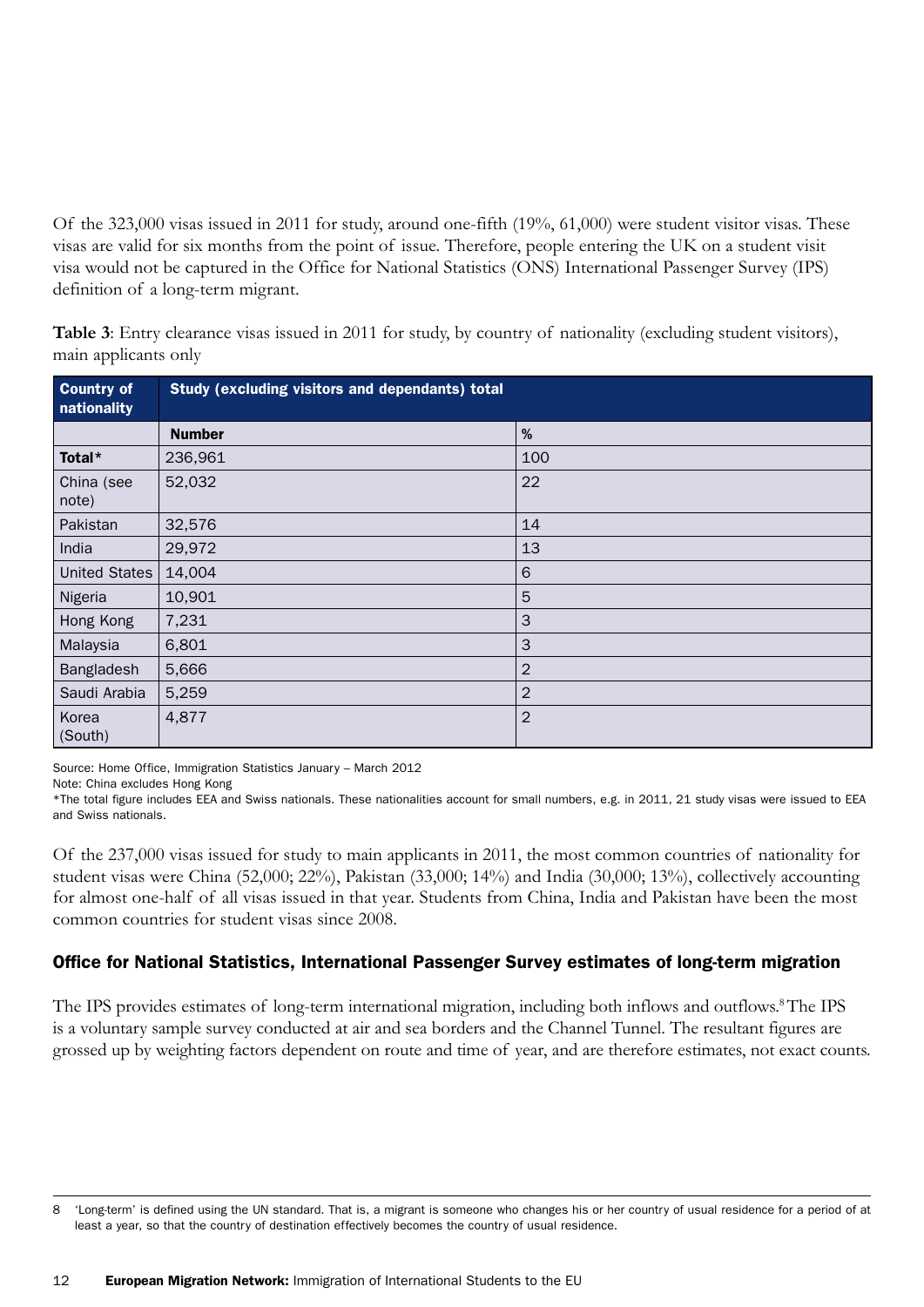Of the 323,000 visas issued in 2011 for study, around one-fifth (19%, 61,000) were student visitor visas. These visas are valid for six months from the point of issue. Therefore, people entering the UK on a student visit visa would not be captured in the Office for National Statistics (ONS) International Passenger Survey (IPS) definition of a long-term migrant.

**Table 3**: Entry clearance visas issued in 2011 for study, by country of nationality (excluding student visitors), main applicants only

| Country of nationality | Study (excluding visitors and dependants) total | |
|---|---|---|
| | **Number** | **%** |
| **Total*** | 236,961 | 100 |
| China (see note) | 52,032 | 22 |
| Pakistan | 32,576 | 14 |
| India | 29,972 | 13 |
| United States | 14,004 | 6 |
| Nigeria | 10,901 | 5 |
| Hong Kong | 7,231 | 3 |
| Malaysia | 6,801 | 3 |
| Bangladesh | 5,666 | 2 |
| Saudi Arabia | 5,259 | 2 |
| Korea (South) | 4,877 | 2 |

Source: Home Office, Immigration Statistics January – March 2012

Note: China excludes Hong Kong

*The total figure includes EEA and Swiss nationals. These nationalities account for small numbers, e.g. in 2011, 21 study visas were issued to EEA and Swiss nationals.

Of the 237,000 visas issued for study to main applicants in 2011, the most common countries of nationality for student visas were China (52,000; 22%), Pakistan (33,000; 14%) and India (30,000; 13%), collectively accounting for almost one-half of all visas issued in that year. Students from China, India and Pakistan have been the most common countries for student visas since 2008.

## Office for National Statistics, International Passenger Survey estimates of long-term migration

The IPS provides estimates of long-term international migration, including both inflows and outflows.[8] The IPS is a voluntary sample survey conducted at air and sea borders and the Channel Tunnel. The resultant figures are grossed up by weighting factors dependent on route and time of year, and are therefore estimates, not exact counts.

---

8 'Long-term' is defined using the UN standard. That is, a migrant is someone who changes his or her country of usual residence for a period of at least a year, so that the country of destination effectively becomes the country of usual residence.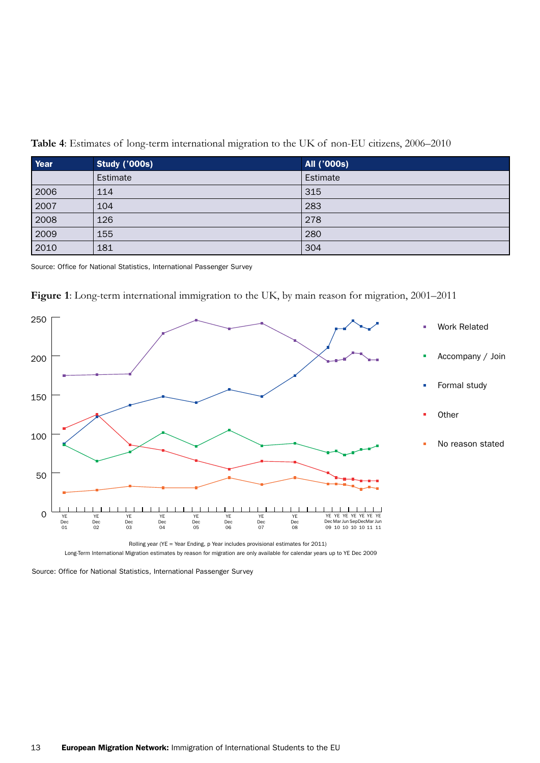**Table 4**: Estimates of long-term international migration to the UK of non-EU citizens, 2006–2010

| Year | Study ('000s) | All ('000s) |
|---|---|---|
| | Estimate | Estimate |
| 2006 | 114 | 315 |
| 2007 | 104 | 283 |
| 2008 | 126 | 278 |
| 2009 | 155 | 280 |
| 2010 | 181 | 304 |

Source: Office for National Statistics, International Passenger Survey

**Figure 1**: Long-term international immigration to the UK, by main reason for migration, 2001–2011

Rolling year (YE = Year Ending, p Year includes provisional estimates for 2011)

Long-Term International Migration estimates by reason for migration are only available for calendar years up to YE Dec 2009

Source: Office for National Statistics, International Passenger Survey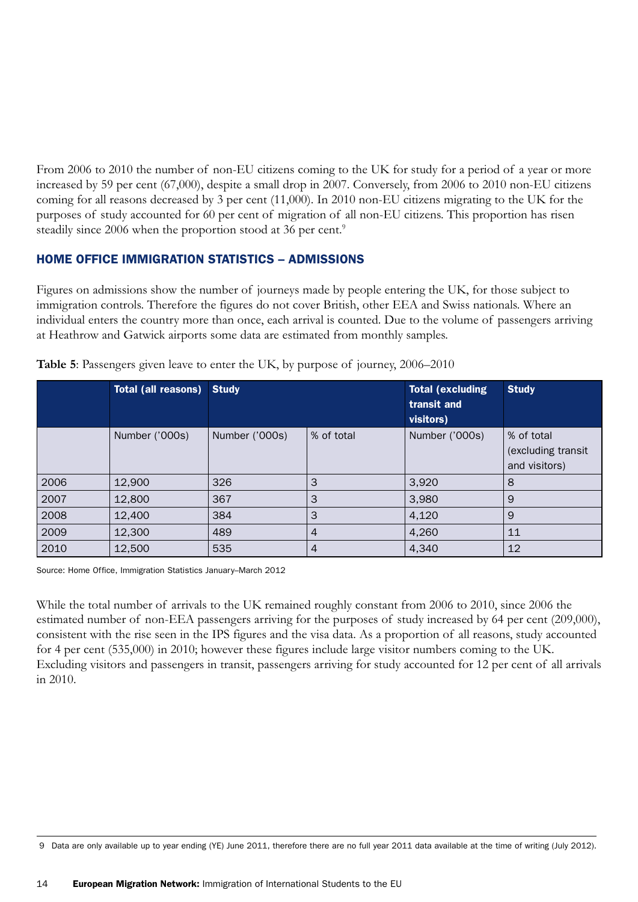From 2006 to 2010 the number of non-EU citizens coming to the UK for study for a period of a year or more increased by 59 per cent (67,000), despite a small drop in 2007. Conversely, from 2006 to 2010 non-EU citizens coming for all reasons decreased by 3 per cent (11,000). In 2010 non-EU citizens migrating to the UK for the purposes of study accounted for 60 per cent of migration of all non-EU citizens. This proportion has risen steadily since 2006 when the proportion stood at 36 per cent.[9]

## HOME OFFICE IMMIGRATION STATISTICS – ADMISSIONS

Figures on admissions show the number of journeys made by people entering the UK, for those subject to immigration controls. Therefore the figures do not cover British, other EEA and Swiss nationals. Where an individual enters the country more than once, each arrival is counted. Due to the volume of passengers arriving at Heathrow and Gatwick airports some data are estimated from monthly samples.

**Table 5**: Passengers given leave to enter the UK, by purpose of journey, 2006–2010

| | Total (all reasons) | Study | | Total (excluding transit and visitors) | Study |
|---|---|---|---|---|---|
| | Number ('000s) | Number ('000s) | % of total | Number ('000s) | % of total (excluding transit and visitors) |
| 2006 | 12,900 | 326 | 3 | 3,920 | 8 |
| 2007 | 12,800 | 367 | 3 | 3,980 | 9 |
| 2008 | 12,400 | 384 | 3 | 4,120 | 9 |
| 2009 | 12,300 | 489 | 4 | 4,260 | 11 |
| 2010 | 12,500 | 535 | 4 | 4,340 | 12 |

Source: Home Office, Immigration Statistics January–March 2012

While the total number of arrivals to the UK remained roughly constant from 2006 to 2010, since 2006 the estimated number of non-EEA passengers arriving for the purposes of study increased by 64 per cent (209,000), consistent with the rise seen in the IPS figures and the visa data. As a proportion of all reasons, study accounted for 4 per cent (535,000) in 2010; however these figures include large visitor numbers coming to the UK. Excluding visitors and passengers in transit, passengers arriving for study accounted for 12 per cent of all arrivals in 2010.

9 Data are only available up to year ending (YE) June 2011, therefore there are no full year 2011 data available at the time of writing (July 2012).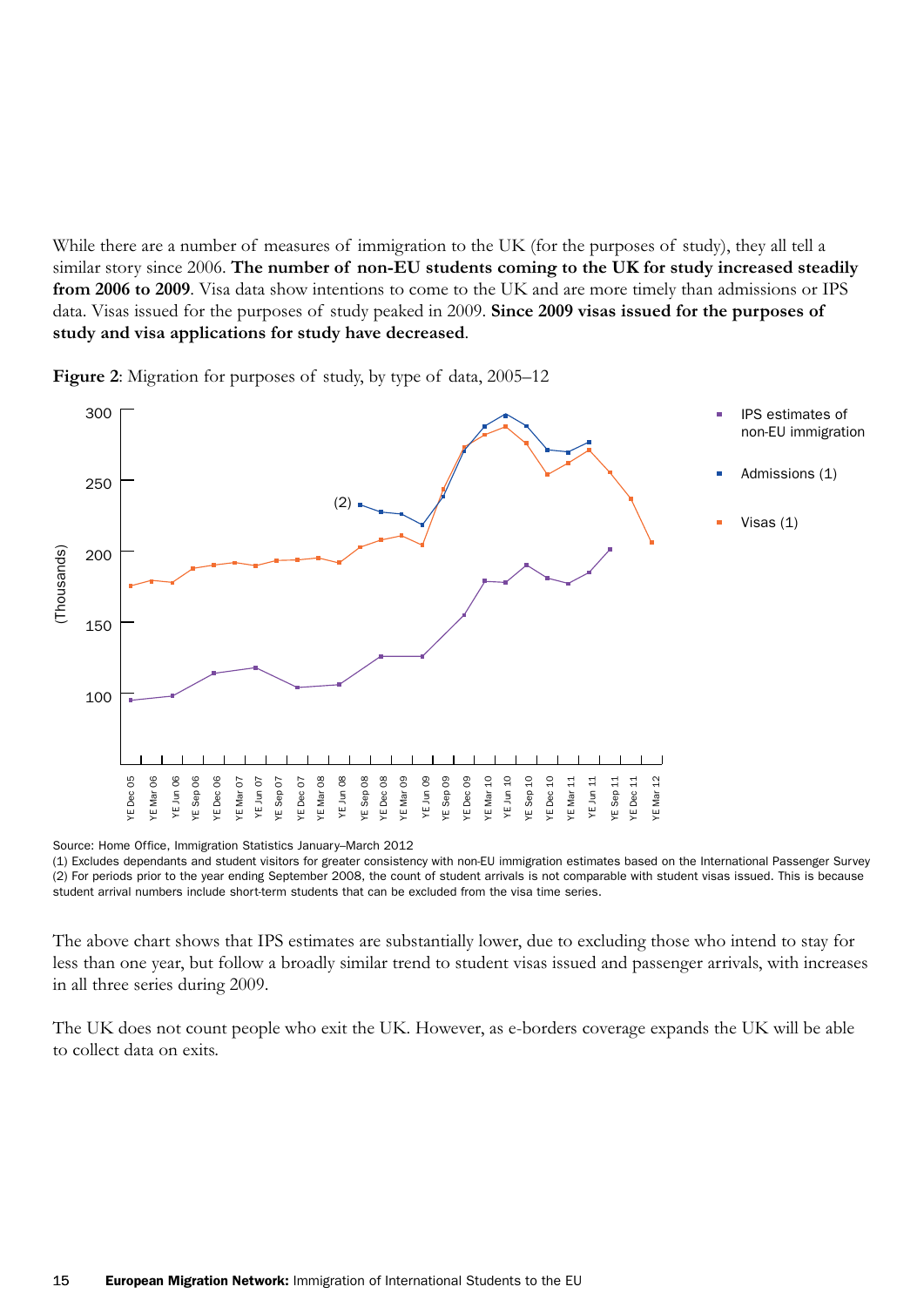While there are a number of measures of immigration to the UK (for the purposes of study), they all tell a similar story since 2006. **The number of non-EU students coming to the UK for study increased steadily from 2006 to 2009**. Visa data show intentions to come to the UK and are more timely than admissions or IPS data. Visas issued for the purposes of study peaked in 2009. **Since 2009 visas issued for the purposes of study and visa applications for study have decreased**.

**Figure 2**: Migration for purposes of study, by type of data, 2005–12

Source: Home Office, Immigration Statistics January–March 2012

(1) Excludes dependants and student visitors for greater consistency with non-EU immigration estimates based on the International Passenger Survey

(2) For periods prior to the year ending September 2008, the count of student arrivals is not comparable with student visas issued. This is because student arrival numbers include short-term students that can be excluded from the visa time series.

The above chart shows that IPS estimates are substantially lower, due to excluding those who intend to stay for less than one year, but follow a broadly similar trend to student visas issued and passenger arrivals, with increases in all three series during 2009.

The UK does not count people who exit the UK. However, as e-borders coverage expands the UK will be able to collect data on exits.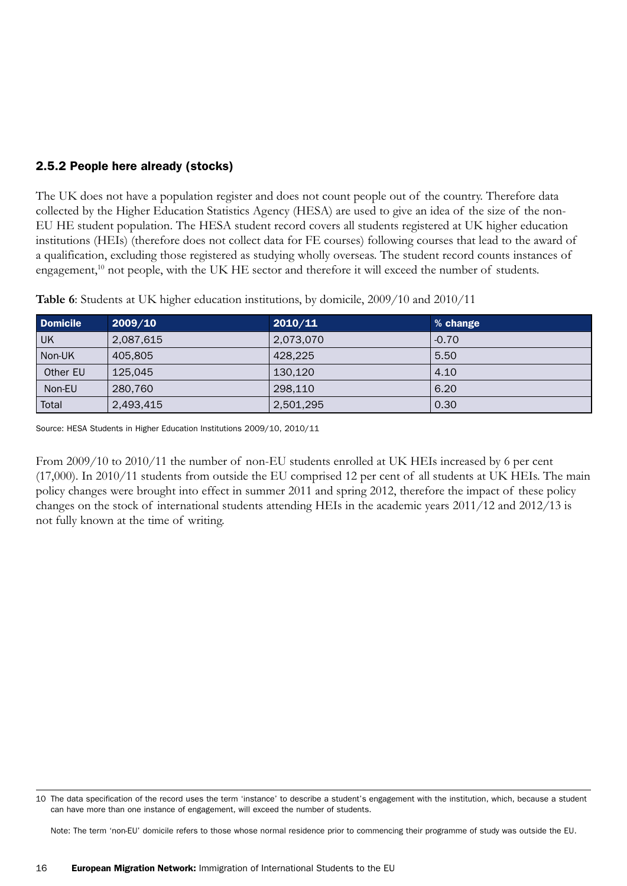### 2.5.2 People here already (stocks)

The UK does not have a population register and does not count people out of the country. Therefore data collected by the Higher Education Statistics Agency (HESA) are used to give an idea of the size of the non-EU HE student population. The HESA student record covers all students registered at UK higher education institutions (HEIs) (therefore does not collect data for FE courses) following courses that lead to the award of a qualification, excluding those registered as studying wholly overseas. The student record counts instances of engagement,[10] not people, with the UK HE sector and therefore it will exceed the number of students.

**Table 6**: Students at UK higher education institutions, by domicile, 2009/10 and 2010/11

| Domicile | 2009/10 | 2010/11 | % change |
|---|---|---|---|
| UK | 2,087,615 | 2,073,070 | -0.70 |
| Non-UK | 405,805 | 428,225 | 5.50 |
| Other EU | 125,045 | 130,120 | 4.10 |
| Non-EU | 280,760 | 298,110 | 6.20 |
| Total | 2,493,415 | 2,501,295 | 0.30 |

Source: HESA Students in Higher Education Institutions 2009/10, 2010/11

From 2009/10 to 2010/11 the number of non-EU students enrolled at UK HEIs increased by 6 per cent (17,000). In 2010/11 students from outside the EU comprised 12 per cent of all students at UK HEIs. The main policy changes were brought into effect in summer 2011 and spring 2012, therefore the impact of these policy changes on the stock of international students attending HEIs in the academic years 2011/12 and 2012/13 is not fully known at the time of writing.

10 The data specification of the record uses the term 'instance' to describe a student's engagement with the institution, which, because a student can have more than one instance of engagement, will exceed the number of students.

Note: The term 'non-EU' domicile refers to those whose normal residence prior to commencing their programme of study was outside the EU.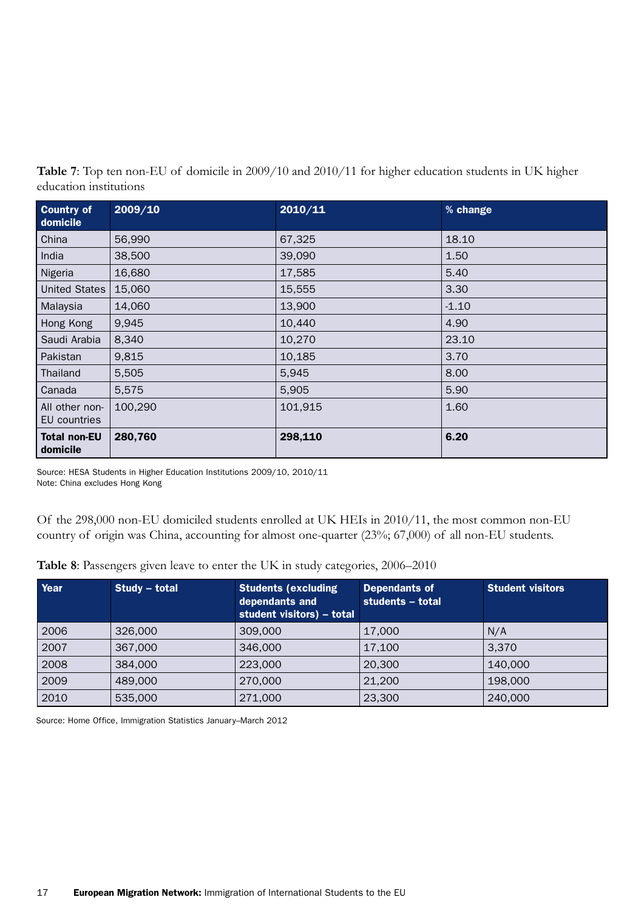**Table 7**: Top ten non-EU of domicile in 2009/10 and 2010/11 for higher education students in UK higher education institutions

| Country of domicile | 2009/10 | 2010/11 | % change |
|---|---|---|---|
| China | 56,990 | 67,325 | 18.10 |
| India | 38,500 | 39,090 | 1.50 |
| Nigeria | 16,680 | 17,585 | 5.40 |
| United States | 15,060 | 15,555 | 3.30 |
| Malaysia | 14,060 | 13,900 | -1.10 |
| Hong Kong | 9,945 | 10,440 | 4.90 |
| Saudi Arabia | 8,340 | 10,270 | 23.10 |
| Pakistan | 9,815 | 10,185 | 3.70 |
| Thailand | 5,505 | 5,945 | 8.00 |
| Canada | 5,575 | 5,905 | 5.90 |
| All other non-EU countries | 100,290 | 101,915 | 1.60 |
| **Total non-EU domicile** | **280,760** | **298,110** | **6.20** |

Source: HESA Students in Higher Education Institutions 2009/10, 2010/11
Note: China excludes Hong Kong

Of the 298,000 non-EU domiciled students enrolled at UK HEIs in 2010/11, the most common non-EU country of origin was China, accounting for almost one-quarter (23%; 67,000) of all non-EU students.

**Table 8**: Passengers given leave to enter the UK in study categories, 2006–2010

| Year | Study – total | Students (excluding dependants and student visitors) – total | Dependants of students – total | Student visitors |
|---|---|---|---|---|
| 2006 | 326,000 | 309,000 | 17,000 | N/A |
| 2007 | 367,000 | 346,000 | 17,100 | 3,370 |
| 2008 | 384,000 | 223,000 | 20,300 | 140,000 |
| 2009 | 489,000 | 270,000 | 21,200 | 198,000 |
| 2010 | 535,000 | 271,000 | 23,300 | 240,000 |

Source: Home Office, Immigration Statistics January–March 2012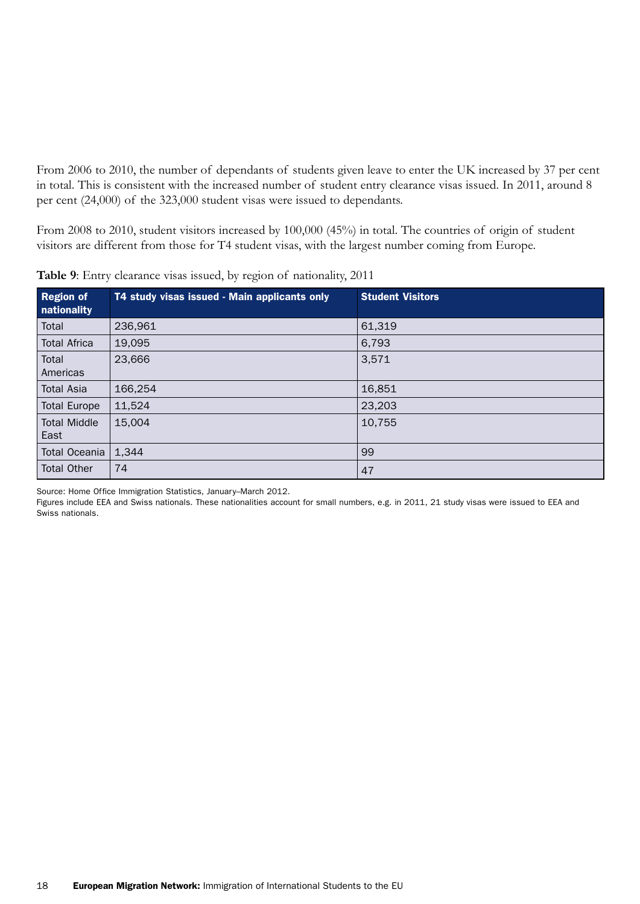From 2006 to 2010, the number of dependants of students given leave to enter the UK increased by 37 per cent in total. This is consistent with the increased number of student entry clearance visas issued. In 2011, around 8 per cent (24,000) of the 323,000 student visas were issued to dependants.

From 2008 to 2010, student visitors increased by 100,000 (45%) in total. The countries of origin of student visitors are different from those for T4 student visas, with the largest number coming from Europe.

**Table 9**: Entry clearance visas issued, by region of nationality, 2011

| Region of nationality | T4 study visas issued - Main applicants only | Student Visitors |
|---|---|---|
| Total | 236,961 | 61,319 |
| Total Africa | 19,095 | 6,793 |
| Total Americas | 23,666 | 3,571 |
| Total Asia | 166,254 | 16,851 |
| Total Europe | 11,524 | 23,203 |
| Total Middle East | 15,004 | 10,755 |
| Total Oceania | 1,344 | 99 |
| Total Other | 74 | 47 |

Source: Home Office Immigration Statistics, January–March 2012.

Figures include EEA and Swiss nationals. These nationalities account for small numbers, e.g. in 2011, 21 study visas were issued to EEA and Swiss nationals.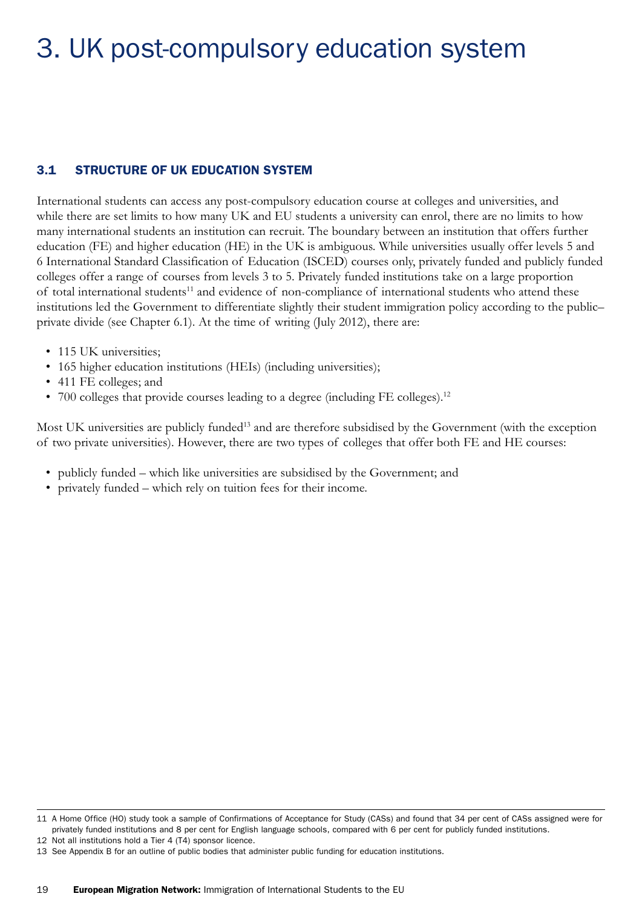// We choose # for chapter title.
# 3. UK post-compulsory education system

## 3.1 STRUCTURE OF UK EDUCATION SYSTEM

International students can access any post-compulsory education course at colleges and universities, and while there are set limits to how many UK and EU students a university can enrol, there are no limits to how many international students an institution can recruit. The boundary between an institution that offers further education (FE) and higher education (HE) in the UK is ambiguous. While universities usually offer levels 5 and 6 International Standard Classification of Education (ISCED) courses only, privately funded and publicly funded colleges offer a range of courses from levels 3 to 5. Privately funded institutions take on a large proportion of total international students[11] and evidence of non-compliance of international students who attend these institutions led the Government to differentiate slightly their student immigration policy according to the public–private divide (see Chapter 6.1). At the time of writing (July 2012), there are:

- 115 UK universities;
- 165 higher education institutions (HEIs) (including universities);
- 411 FE colleges; and
- 700 colleges that provide courses leading to a degree (including FE colleges).[12]

Most UK universities are publicly funded[13] and are therefore subsidised by the Government (with the exception of two private universities). However, there are two types of colleges that offer both FE and HE courses:

- publicly funded – which like universities are subsidised by the Government; and
- privately funded – which rely on tuition fees for their income.

---

11 A Home Office (HO) study took a sample of Confirmations of Acceptance for Study (CASs) and found that 34 per cent of CASs assigned were for privately funded institutions and 8 per cent for English language schools, compared with 6 per cent for publicly funded institutions.

12 Not all institutions hold a Tier 4 (T4) sponsor licence.

13 See Appendix B for an outline of public bodies that administer public funding for education institutions.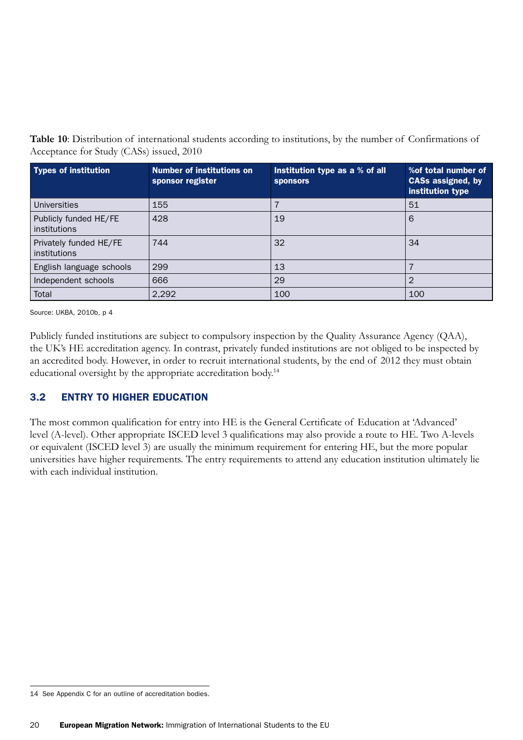**Table 10**: Distribution of international students according to institutions, by the number of Confirmations of Acceptance for Study (CASs) issued, 2010

| Types of institution | Number of institutions on sponsor register | Institution type as a % of all sponsors | %of total number of CASs assigned, by institution type |
|---|---|---|---|
| Universities | 155 | 7 | 51 |
| Publicly funded HE/FE institutions | 428 | 19 | 6 |
| Privately funded HE/FE institutions | 744 | 32 | 34 |
| English language schools | 299 | 13 | 7 |
| Independent schools | 666 | 29 | 2 |
| Total | 2,292 | 100 | 100 |

Source: UKBA, 2010b, p 4

Publicly funded institutions are subject to compulsory inspection by the Quality Assurance Agency (QAA), the UK's HE accreditation agency. In contrast, privately funded institutions are not obliged to be inspected by an accredited body. However, in order to recruit international students, by the end of 2012 they must obtain educational oversight by the appropriate accreditation body.[14]

## 3.2 ENTRY TO HIGHER EDUCATION

The most common qualification for entry into HE is the General Certificate of Education at 'Advanced' level (A-level). Other appropriate ISCED level 3 qualifications may also provide a route to HE. Two A-levels or equivalent (ISCED level 3) are usually the minimum requirement for entering HE, but the more popular universities have higher requirements. The entry requirements to attend any education institution ultimately lie with each individual institution.

14 See Appendix C for an outline of accreditation bodies.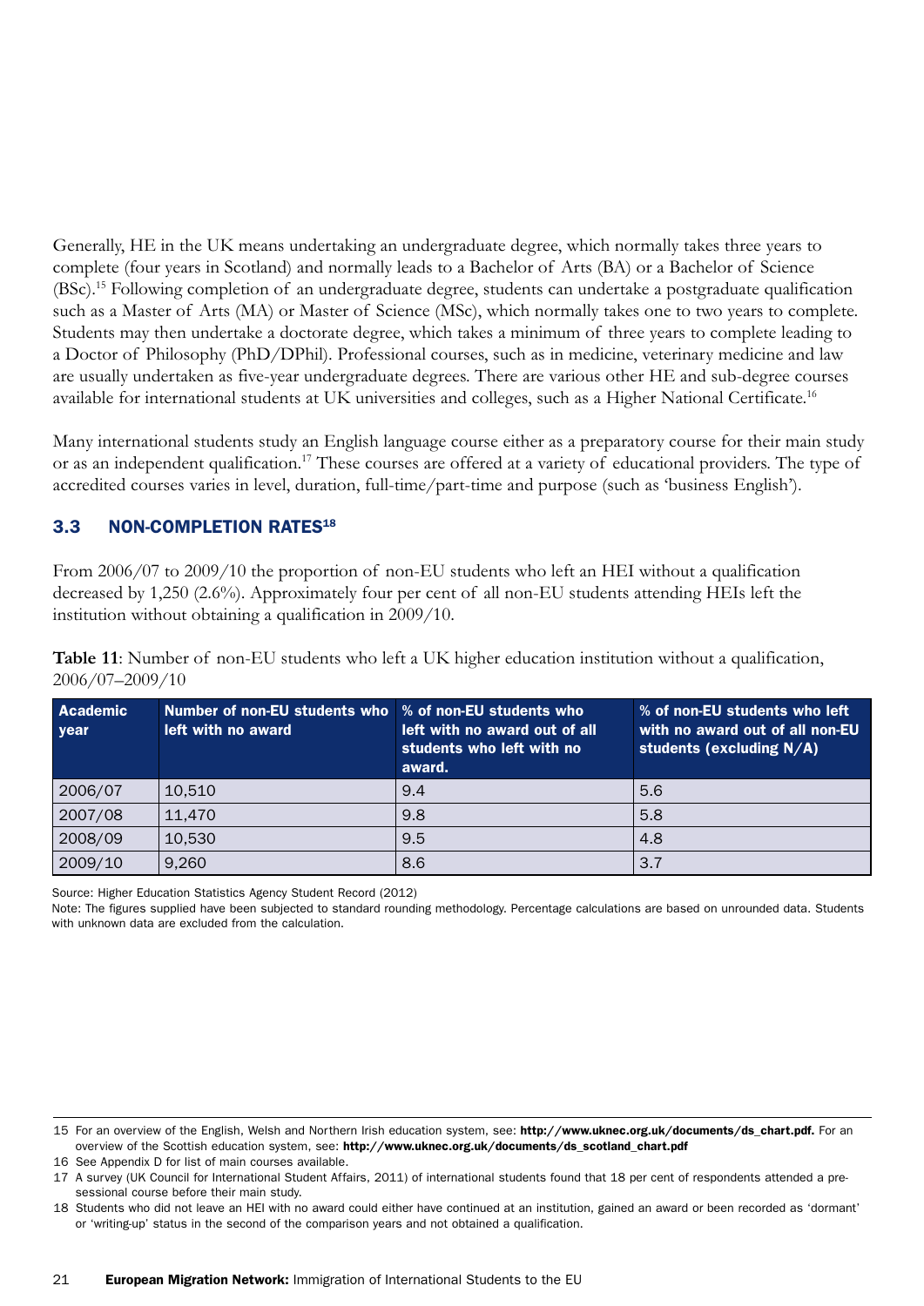Generally, HE in the UK means undertaking an undergraduate degree, which normally takes three years to complete (four years in Scotland) and normally leads to a Bachelor of Arts (BA) or a Bachelor of Science (BSc).[15] Following completion of an undergraduate degree, students can undertake a postgraduate qualification such as a Master of Arts (MA) or Master of Science (MSc), which normally takes one to two years to complete. Students may then undertake a doctorate degree, which takes a minimum of three years to complete leading to a Doctor of Philosophy (PhD/DPhil). Professional courses, such as in medicine, veterinary medicine and law are usually undertaken as five-year undergraduate degrees. There are various other HE and sub-degree courses available for international students at UK universities and colleges, such as a Higher National Certificate.[16]

Many international students study an English language course either as a preparatory course for their main study or as an independent qualification.[17] These courses are offered at a variety of educational providers. The type of accredited courses varies in level, duration, full-time/part-time and purpose (such as 'business English').

## 3.3 NON-COMPLETION RATES[18]

From 2006/07 to 2009/10 the proportion of non-EU students who left an HEI without a qualification decreased by 1,250 (2.6%). Approximately four per cent of all non-EU students attending HEIs left the institution without obtaining a qualification in 2009/10.

**Table 11**: Number of non-EU students who left a UK higher education institution without a qualification, 2006/07–2009/10

| Academic year | Number of non-EU students who left with no award | % of non-EU students who left with no award out of all students who left with no award. | % of non-EU students who left with no award out of all non-EU students (excluding N/A) |
|---|---|---|---|
| 2006/07 | 10,510 | 9.4 | 5.6 |
| 2007/08 | 11,470 | 9.8 | 5.8 |
| 2008/09 | 10,530 | 9.5 | 4.8 |
| 2009/10 | 9,260 | 8.6 | 3.7 |

Source: Higher Education Statistics Agency Student Record (2012)

Note: The figures supplied have been subjected to standard rounding methodology. Percentage calculations are based on unrounded data. Students with unknown data are excluded from the calculation.

15 For an overview of the English, Welsh and Northern Irish education system, see: **http://www.uknec.org.uk/documents/ds_chart.pdf.** For an overview of the Scottish education system, see: **http://www.uknec.org.uk/documents/ds_scotland_chart.pdf**

16 See Appendix D for list of main courses available.

17 A survey (UK Council for International Student Affairs, 2011) of international students found that 18 per cent of respondents attended a pre-sessional course before their main study.

18 Students who did not leave an HEI with no award could either have continued at an institution, gained an award or been recorded as 'dormant' or 'writing-up' status in the second of the comparison years and not obtained a qualification.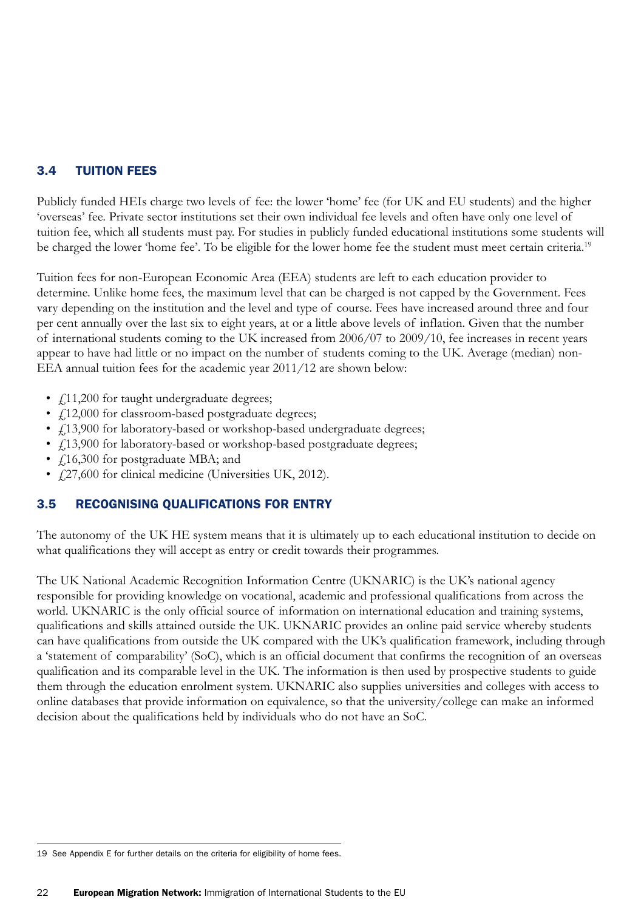## 3.4 TUITION FEES

Publicly funded HEIs charge two levels of fee: the lower 'home' fee (for UK and EU students) and the higher 'overseas' fee. Private sector institutions set their own individual fee levels and often have only one level of tuition fee, which all students must pay. For studies in publicly funded educational institutions some students will be charged the lower 'home fee'. To be eligible for the lower home fee the student must meet certain criteria.[19]

Tuition fees for non-European Economic Area (EEA) students are left to each education provider to determine. Unlike home fees, the maximum level that can be charged is not capped by the Government. Fees vary depending on the institution and the level and type of course. Fees have increased around three and four per cent annually over the last six to eight years, at or a little above levels of inflation. Given that the number of international students coming to the UK increased from 2006/07 to 2009/10, fee increases in recent years appear to have had little or no impact on the number of students coming to the UK. Average (median) non-EEA annual tuition fees for the academic year 2011/12 are shown below:

- £11,200 for taught undergraduate degrees;
- £12,000 for classroom-based postgraduate degrees;
- £13,900 for laboratory-based or workshop-based undergraduate degrees;
- £13,900 for laboratory-based or workshop-based postgraduate degrees;
- £16,300 for postgraduate MBA; and
- £27,600 for clinical medicine (Universities UK, 2012).

## 3.5 RECOGNISING QUALIFICATIONS FOR ENTRY

The autonomy of the UK HE system means that it is ultimately up to each educational institution to decide on what qualifications they will accept as entry or credit towards their programmes.

The UK National Academic Recognition Information Centre (UKNARIC) is the UK's national agency responsible for providing knowledge on vocational, academic and professional qualifications from across the world. UKNARIC is the only official source of information on international education and training systems, qualifications and skills attained outside the UK. UKNARIC provides an online paid service whereby students can have qualifications from outside the UK compared with the UK's qualification framework, including through a 'statement of comparability' (SoC), which is an official document that confirms the recognition of an overseas qualification and its comparable level in the UK. The information is then used by prospective students to guide them through the education enrolment system. UKNARIC also supplies universities and colleges with access to online databases that provide information on equivalence, so that the university/college can make an informed decision about the qualifications held by individuals who do not have an SoC.

---

19 See Appendix E for further details on the criteria for eligibility of home fees.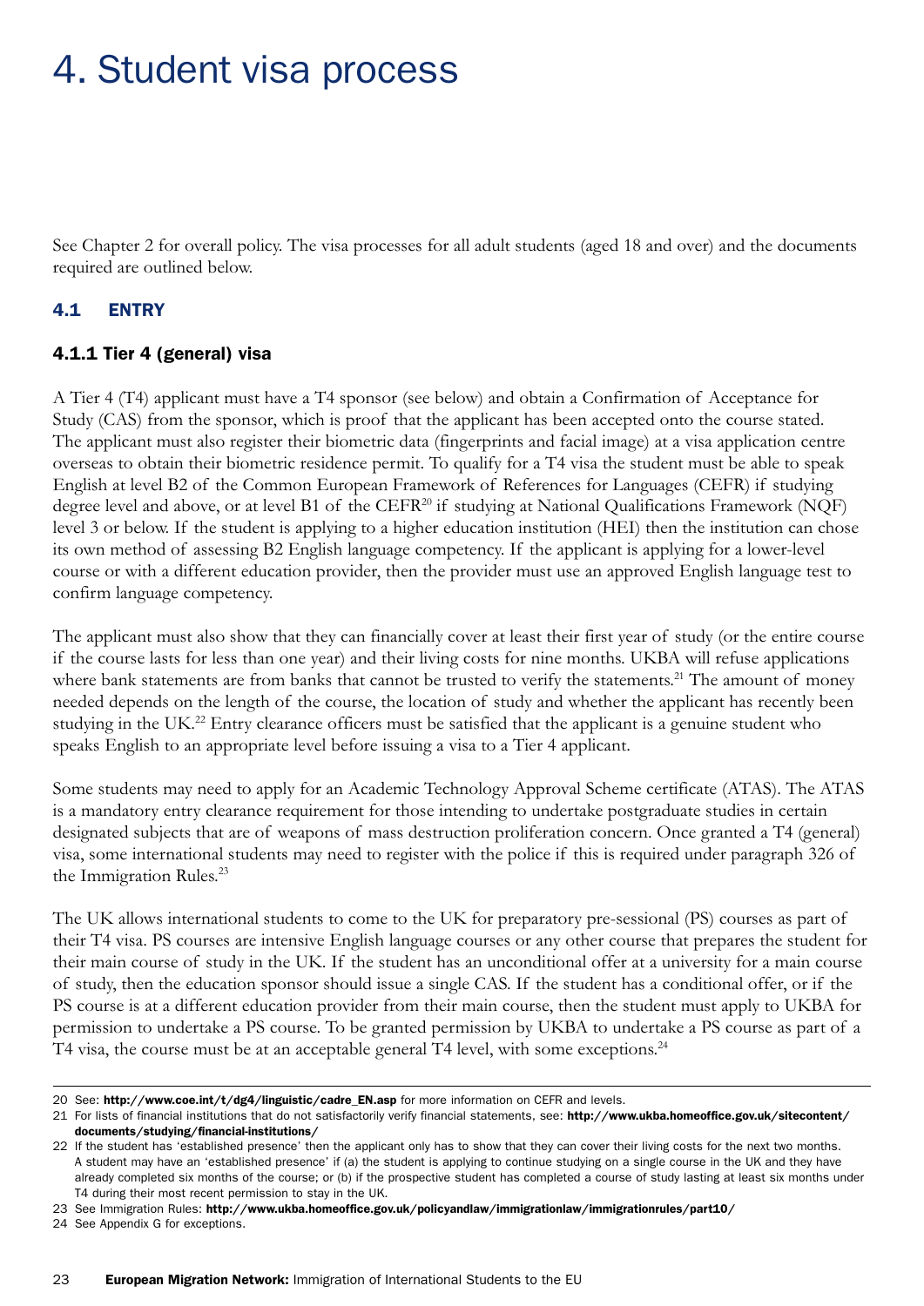# 4. Student visa process

See Chapter 2 for overall policy. The visa processes for all adult students (aged 18 and over) and the documents required are outlined below.

## 4.1 ENTRY

### 4.1.1 Tier 4 (general) visa

A Tier 4 (T4) applicant must have a T4 sponsor (see below) and obtain a Confirmation of Acceptance for Study (CAS) from the sponsor, which is proof that the applicant has been accepted onto the course stated. The applicant must also register their biometric data (fingerprints and facial image) at a visa application centre overseas to obtain their biometric residence permit. To qualify for a T4 visa the student must be able to speak English at level B2 of the Common European Framework of References for Languages (CEFR) if studying degree level and above, or at level B1 of the CEFR[20] if studying at National Qualifications Framework (NQF) level 3 or below. If the student is applying to a higher education institution (HEI) then the institution can chose its own method of assessing B2 English language competency. If the applicant is applying for a lower-level course or with a different education provider, then the provider must use an approved English language test to confirm language competency.

The applicant must also show that they can financially cover at least their first year of study (or the entire course if the course lasts for less than one year) and their living costs for nine months. UKBA will refuse applications where bank statements are from banks that cannot be trusted to verify the statements.[21] The amount of money needed depends on the length of the course, the location of study and whether the applicant has recently been studying in the UK.[22] Entry clearance officers must be satisfied that the applicant is a genuine student who speaks English to an appropriate level before issuing a visa to a Tier 4 applicant.

Some students may need to apply for an Academic Technology Approval Scheme certificate (ATAS). The ATAS is a mandatory entry clearance requirement for those intending to undertake postgraduate studies in certain designated subjects that are of weapons of mass destruction proliferation concern. Once granted a T4 (general) visa, some international students may need to register with the police if this is required under paragraph 326 of the Immigration Rules.[23]

The UK allows international students to come to the UK for preparatory pre-sessional (PS) courses as part of their T4 visa. PS courses are intensive English language courses or any other course that prepares the student for their main course of study in the UK. If the student has an unconditional offer at a university for a main course of study, then the education sponsor should issue a single CAS. If the student has a conditional offer, or if the PS course is at a different education provider from their main course, then the student must apply to UKBA for permission to undertake a PS course. To be granted permission by UKBA to undertake a PS course as part of a T4 visa, the course must be at an acceptable general T4 level, with some exceptions.[24]

---

20 See: **http://www.coe.int/t/dg4/linguistic/cadre_EN.asp** for more information on CEFR and levels.

21 For lists of financial institutions that do not satisfactorily verify financial statements, see: **http://www.ukba.homeoffice.gov.uk/sitecontent/documents/studying/financial-institutions/**

22 If the student has 'established presence' then the applicant only has to show that they can cover their living costs for the next two months. A student may have an 'established presence' if (a) the student is applying to continue studying on a single course in the UK and they have already completed six months of the course; or (b) if the prospective student has completed a course of study lasting at least six months under T4 during their most recent permission to stay in the UK.

23 See Immigration Rules: **http://www.ukba.homeoffice.gov.uk/policyandlaw/immigrationlaw/immigrationrules/part10/**

24 See Appendix G for exceptions.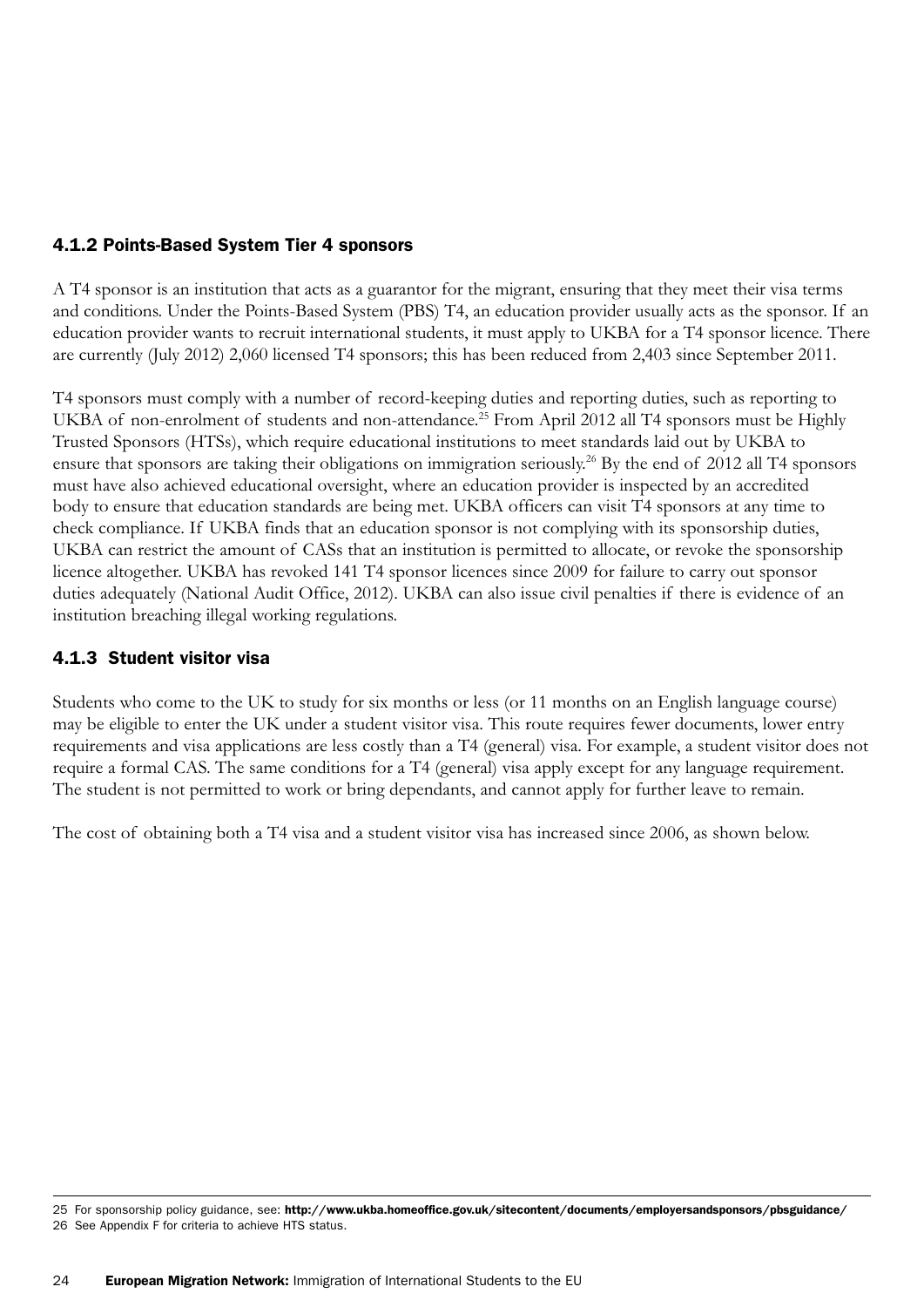### 4.1.2 Points-Based System Tier 4 sponsors

A T4 sponsor is an institution that acts as a guarantor for the migrant, ensuring that they meet their visa terms and conditions. Under the Points-Based System (PBS) T4, an education provider usually acts as the sponsor. If an education provider wants to recruit international students, it must apply to UKBA for a T4 sponsor licence. There are currently (July 2012) 2,060 licensed T4 sponsors; this has been reduced from 2,403 since September 2011.

T4 sponsors must comply with a number of record-keeping duties and reporting duties, such as reporting to UKBA of non-enrolment of students and non-attendance.[25] From April 2012 all T4 sponsors must be Highly Trusted Sponsors (HTSs), which require educational institutions to meet standards laid out by UKBA to ensure that sponsors are taking their obligations on immigration seriously.[26] By the end of 2012 all T4 sponsors must have also achieved educational oversight, where an education provider is inspected by an accredited body to ensure that education standards are being met. UKBA officers can visit T4 sponsors at any time to check compliance. If UKBA finds that an education sponsor is not complying with its sponsorship duties, UKBA can restrict the amount of CASs that an institution is permitted to allocate, or revoke the sponsorship licence altogether. UKBA has revoked 141 T4 sponsor licences since 2009 for failure to carry out sponsor duties adequately (National Audit Office, 2012). UKBA can also issue civil penalties if there is evidence of an institution breaching illegal working regulations.

### 4.1.3 Student visitor visa

Students who come to the UK to study for six months or less (or 11 months on an English language course) may be eligible to enter the UK under a student visitor visa. This route requires fewer documents, lower entry requirements and visa applications are less costly than a T4 (general) visa. For example, a student visitor does not require a formal CAS. The same conditions for a T4 (general) visa apply except for any language requirement. The student is not permitted to work or bring dependants, and cannot apply for further leave to remain.

The cost of obtaining both a T4 visa and a student visitor visa has increased since 2006, as shown below.

---

25 For sponsorship policy guidance, see: **http://www.ukba.homeoffice.gov.uk/sitecontent/documents/employersandsponsors/pbsguidance/**

26 See Appendix F for criteria to achieve HTS status.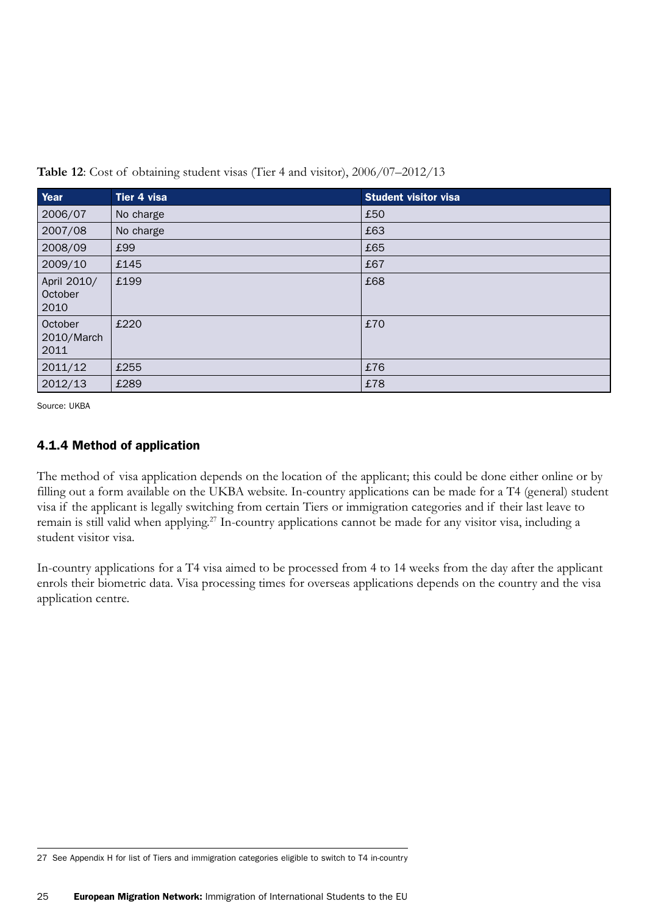**Table 12**: Cost of obtaining student visas (Tier 4 and visitor), 2006/07–2012/13

| Year | Tier 4 visa | Student visitor visa |
|---|---|---|
| 2006/07 | No charge | £50 |
| 2007/08 | No charge | £63 |
| 2008/09 | £99 | £65 |
| 2009/10 | £145 | £67 |
| April 2010/ October 2010 | £199 | £68 |
| October 2010/March 2011 | £220 | £70 |
| 2011/12 | £255 | £76 |
| 2012/13 | £289 | £78 |

Source: UKBA

### 4.1.4 Method of application

The method of visa application depends on the location of the applicant; this could be done either online or by filling out a form available on the UKBA website. In-country applications can be made for a T4 (general) student visa if the applicant is legally switching from certain Tiers or immigration categories and if their last leave to remain is still valid when applying.[27] In-country applications cannot be made for any visitor visa, including a student visitor visa.

In-country applications for a T4 visa aimed to be processed from 4 to 14 weeks from the day after the applicant enrols their biometric data. Visa processing times for overseas applications depends on the country and the visa application centre.

27 See Appendix H for list of Tiers and immigration categories eligible to switch to T4 in-country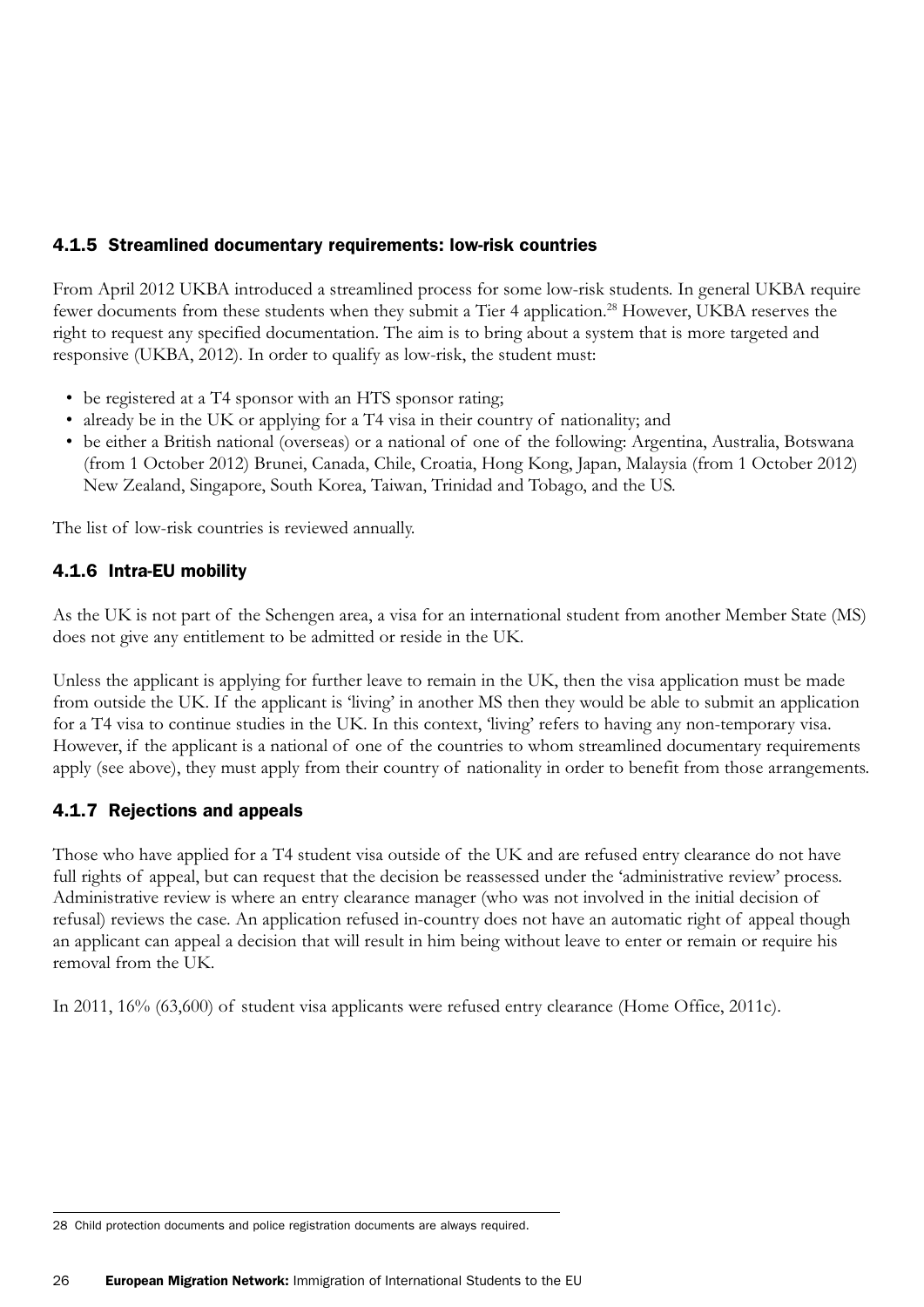### 4.1.5 Streamlined documentary requirements: low-risk countries

From April 2012 UKBA introduced a streamlined process for some low-risk students. In general UKBA require fewer documents from these students when they submit a Tier 4 application.[28] However, UKBA reserves the right to request any specified documentation. The aim is to bring about a system that is more targeted and responsive (UKBA, 2012). In order to qualify as low-risk, the student must:

- be registered at a T4 sponsor with an HTS sponsor rating;
- already be in the UK or applying for a T4 visa in their country of nationality; and
- be either a British national (overseas) or a national of one of the following: Argentina, Australia, Botswana (from 1 October 2012) Brunei, Canada, Chile, Croatia, Hong Kong, Japan, Malaysia (from 1 October 2012) New Zealand, Singapore, South Korea, Taiwan, Trinidad and Tobago, and the US.

The list of low-risk countries is reviewed annually.

### 4.1.6 Intra-EU mobility

As the UK is not part of the Schengen area, a visa for an international student from another Member State (MS) does not give any entitlement to be admitted or reside in the UK.

Unless the applicant is applying for further leave to remain in the UK, then the visa application must be made from outside the UK. If the applicant is 'living' in another MS then they would be able to submit an application for a T4 visa to continue studies in the UK. In this context, 'living' refers to having any non-temporary visa. However, if the applicant is a national of one of the countries to whom streamlined documentary requirements apply (see above), they must apply from their country of nationality in order to benefit from those arrangements.

### 4.1.7 Rejections and appeals

Those who have applied for a T4 student visa outside of the UK and are refused entry clearance do not have full rights of appeal, but can request that the decision be reassessed under the 'administrative review' process. Administrative review is where an entry clearance manager (who was not involved in the initial decision of refusal) reviews the case. An application refused in-country does not have an automatic right of appeal though an applicant can appeal a decision that will result in him being without leave to enter or remain or require his removal from the UK.

In 2011, 16% (63,600) of student visa applicants were refused entry clearance (Home Office, 2011c).

---

28 Child protection documents and police registration documents are always required.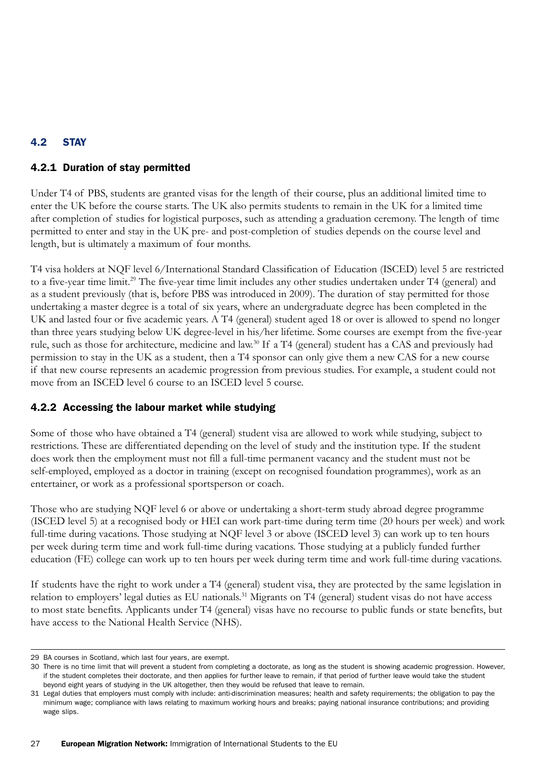## 4.2 STAY

### 4.2.1 Duration of stay permitted

Under T4 of PBS, students are granted visas for the length of their course, plus an additional limited time to enter the UK before the course starts. The UK also permits students to remain in the UK for a limited time after completion of studies for logistical purposes, such as attending a graduation ceremony. The length of time permitted to enter and stay in the UK pre- and post-completion of studies depends on the course level and length, but is ultimately a maximum of four months.

T4 visa holders at NQF level 6/International Standard Classification of Education (ISCED) level 5 are restricted to a five-year time limit.[29] The five-year time limit includes any other studies undertaken under T4 (general) and as a student previously (that is, before PBS was introduced in 2009). The duration of stay permitted for those undertaking a master degree is a total of six years, where an undergraduate degree has been completed in the UK and lasted four or five academic years. A T4 (general) student aged 18 or over is allowed to spend no longer than three years studying below UK degree-level in his/her lifetime. Some courses are exempt from the five-year rule, such as those for architecture, medicine and law.[30] If a T4 (general) student has a CAS and previously had permission to stay in the UK as a student, then a T4 sponsor can only give them a new CAS for a new course if that new course represents an academic progression from previous studies. For example, a student could not move from an ISCED level 6 course to an ISCED level 5 course.

### 4.2.2 Accessing the labour market while studying

Some of those who have obtained a T4 (general) student visa are allowed to work while studying, subject to restrictions. These are differentiated depending on the level of study and the institution type. If the student does work then the employment must not fill a full-time permanent vacancy and the student must not be self-employed, employed as a doctor in training (except on recognised foundation programmes), work as an entertainer, or work as a professional sportsperson or coach.

Those who are studying NQF level 6 or above or undertaking a short-term study abroad degree programme (ISCED level 5) at a recognised body or HEI can work part-time during term time (20 hours per week) and work full-time during vacations. Those studying at NQF level 3 or above (ISCED level 3) can work up to ten hours per week during term time and work full-time during vacations. Those studying at a publicly funded further education (FE) college can work up to ten hours per week during term time and work full-time during vacations.

If students have the right to work under a T4 (general) student visa, they are protected by the same legislation in relation to employers' legal duties as EU nationals.[31] Migrants on T4 (general) student visas do not have access to most state benefits. Applicants under T4 (general) visas have no recourse to public funds or state benefits, but have access to the National Health Service (NHS).

---

29 BA courses in Scotland, which last four years, are exempt.

30 There is no time limit that will prevent a student from completing a doctorate, as long as the student is showing academic progression. However, if the student completes their doctorate, and then applies for further leave to remain, if that period of further leave would take the student beyond eight years of studying in the UK altogether, then they would be refused that leave to remain.

31 Legal duties that employers must comply with include: anti-discrimination measures; health and safety requirements; the obligation to pay the minimum wage; compliance with laws relating to maximum working hours and breaks; paying national insurance contributions; and providing wage slips.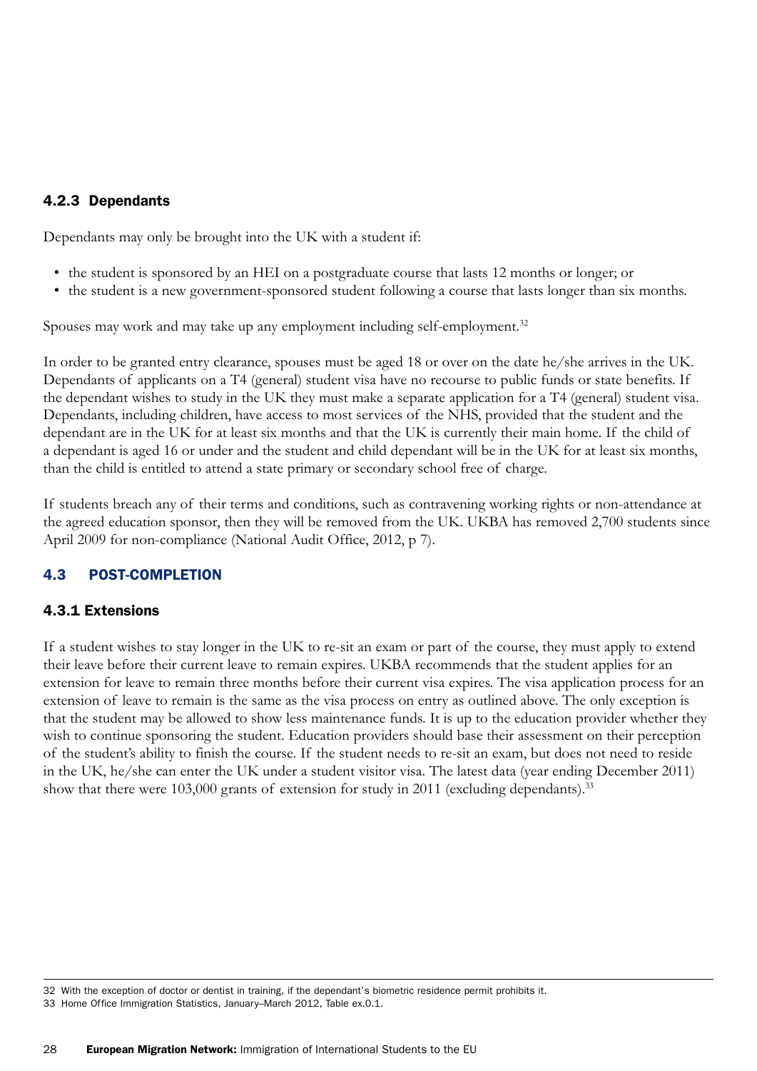### 4.2.3 Dependants

Dependants may only be brought into the UK with a student if:

- the student is sponsored by an HEI on a postgraduate course that lasts 12 months or longer; or
- the student is a new government-sponsored student following a course that lasts longer than six months.

Spouses may work and may take up any employment including self-employment.[32]

In order to be granted entry clearance, spouses must be aged 18 or over on the date he/she arrives in the UK. Dependants of applicants on a T4 (general) student visa have no recourse to public funds or state benefits. If the dependant wishes to study in the UK they must make a separate application for a T4 (general) student visa. Dependants, including children, have access to most services of the NHS, provided that the student and the dependant are in the UK for at least six months and that the UK is currently their main home. If the child of a dependant is aged 16 or under and the student and child dependant will be in the UK for at least six months, than the child is entitled to attend a state primary or secondary school free of charge.

If students breach any of their terms and conditions, such as contravening working rights or non-attendance at the agreed education sponsor, then they will be removed from the UK. UKBA has removed 2,700 students since April 2009 for non-compliance (National Audit Office, 2012, p 7).

## 4.3 POST-COMPLETION

### 4.3.1 Extensions

If a student wishes to stay longer in the UK to re-sit an exam or part of the course, they must apply to extend their leave before their current leave to remain expires. UKBA recommends that the student applies for an extension for leave to remain three months before their current visa expires. The visa application process for an extension of leave to remain is the same as the visa process on entry as outlined above. The only exception is that the student may be allowed to show less maintenance funds. It is up to the education provider whether they wish to continue sponsoring the student. Education providers should base their assessment on their perception of the student's ability to finish the course. If the student needs to re-sit an exam, but does not need to reside in the UK, he/she can enter the UK under a student visitor visa. The latest data (year ending December 2011) show that there were 103,000 grants of extension for study in 2011 (excluding dependants).[33]

---

32 With the exception of doctor or dentist in training, if the dependant's biometric residence permit prohibits it.

33 Home Office Immigration Statistics, January–March 2012, Table ex.0.1.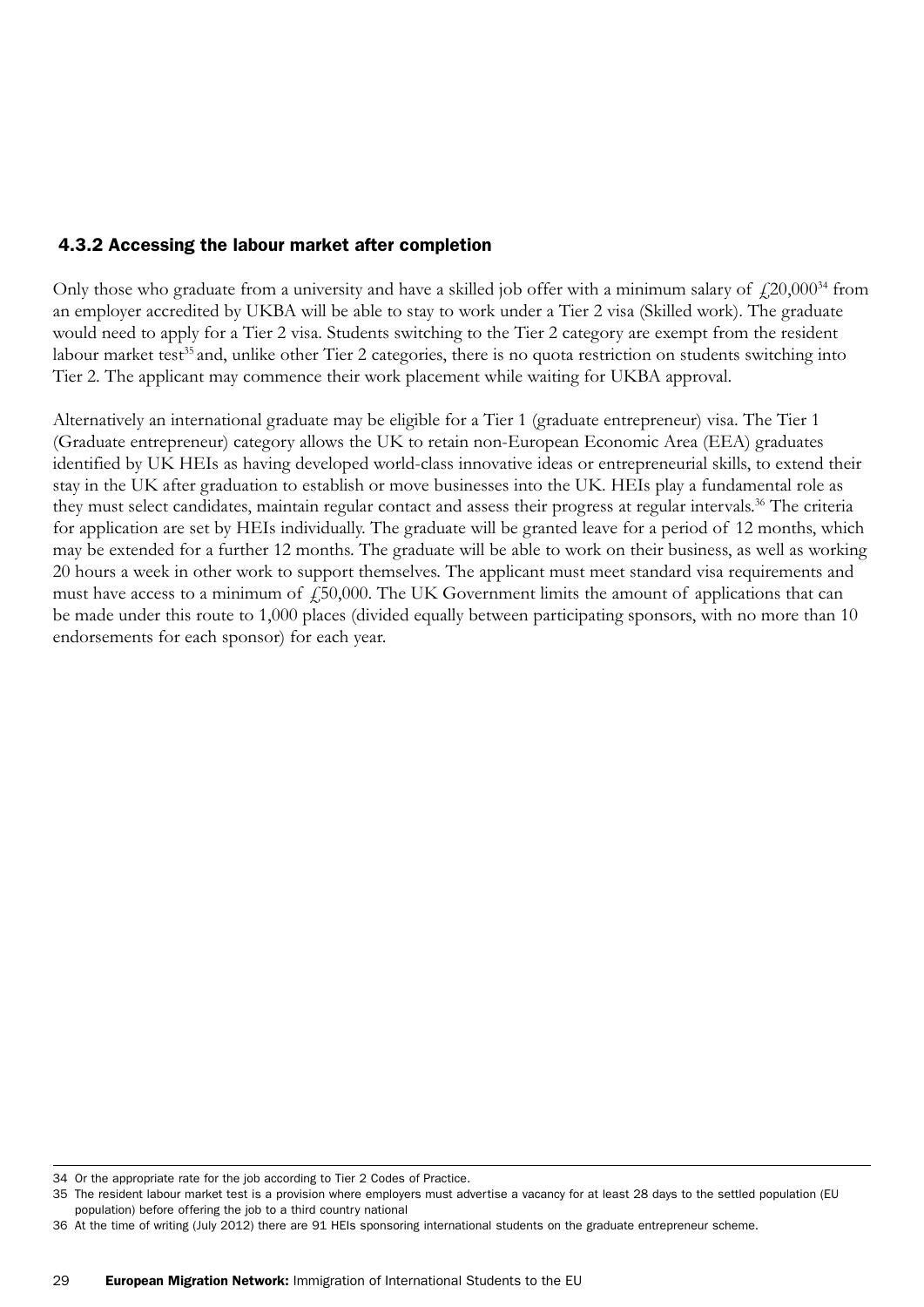### 4.3.2 Accessing the labour market after completion

Only those who graduate from a university and have a skilled job offer with a minimum salary of £20,000[34] from an employer accredited by UKBA will be able to stay to work under a Tier 2 visa (Skilled work). The graduate would need to apply for a Tier 2 visa. Students switching to the Tier 2 category are exempt from the resident labour market test[35] and, unlike other Tier 2 categories, there is no quota restriction on students switching into Tier 2. The applicant may commence their work placement while waiting for UKBA approval.

Alternatively an international graduate may be eligible for a Tier 1 (graduate entrepreneur) visa. The Tier 1 (Graduate entrepreneur) category allows the UK to retain non-European Economic Area (EEA) graduates identified by UK HEIs as having developed world-class innovative ideas or entrepreneurial skills, to extend their stay in the UK after graduation to establish or move businesses into the UK. HEIs play a fundamental role as they must select candidates, maintain regular contact and assess their progress at regular intervals.[36] The criteria for application are set by HEIs individually. The graduate will be granted leave for a period of 12 months, which may be extended for a further 12 months. The graduate will be able to work on their business, as well as working 20 hours a week in other work to support themselves. The applicant must meet standard visa requirements and must have access to a minimum of £50,000. The UK Government limits the amount of applications that can be made under this route to 1,000 places (divided equally between participating sponsors, with no more than 10 endorsements for each sponsor) for each year.

---

34 Or the appropriate rate for the job according to Tier 2 Codes of Practice.

35 The resident labour market test is a provision where employers must advertise a vacancy for at least 28 days to the settled population (EU population) before offering the job to a third country national

36 At the time of writing (July 2012) there are 91 HEIs sponsoring international students on the graduate entrepreneur scheme.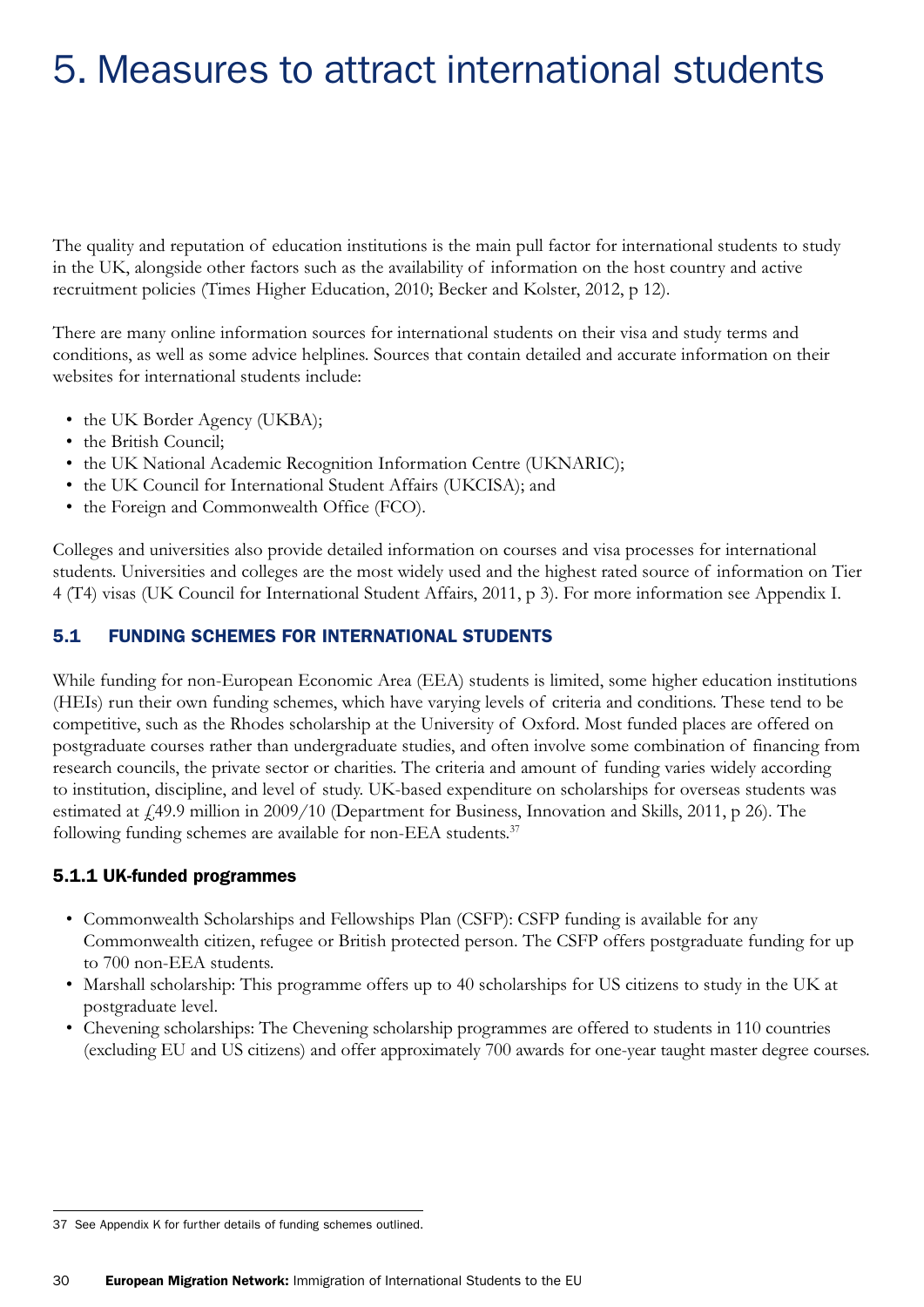# 5. Measures to attract international students

The quality and reputation of education institutions is the main pull factor for international students to study in the UK, alongside other factors such as the availability of information on the host country and active recruitment policies (Times Higher Education, 2010; Becker and Kolster, 2012, p 12).

There are many online information sources for international students on their visa and study terms and conditions, as well as some advice helplines. Sources that contain detailed and accurate information on their websites for international students include:

- the UK Border Agency (UKBA);
- the British Council;
- the UK National Academic Recognition Information Centre (UKNARIC);
- the UK Council for International Student Affairs (UKCISA); and
- the Foreign and Commonwealth Office (FCO).

Colleges and universities also provide detailed information on courses and visa processes for international students. Universities and colleges are the most widely used and the highest rated source of information on Tier 4 (T4) visas (UK Council for International Student Affairs, 2011, p 3). For more information see Appendix I.

## 5.1 FUNDING SCHEMES FOR INTERNATIONAL STUDENTS

While funding for non-European Economic Area (EEA) students is limited, some higher education institutions (HEIs) run their own funding schemes, which have varying levels of criteria and conditions. These tend to be competitive, such as the Rhodes scholarship at the University of Oxford. Most funded places are offered on postgraduate courses rather than undergraduate studies, and often involve some combination of financing from research councils, the private sector or charities. The criteria and amount of funding varies widely according to institution, discipline, and level of study. UK-based expenditure on scholarships for overseas students was estimated at £49.9 million in 2009/10 (Department for Business, Innovation and Skills, 2011, p 26). The following funding schemes are available for non-EEA students.[37]

### 5.1.1 UK-funded programmes

- Commonwealth Scholarships and Fellowships Plan (CSFP): CSFP funding is available for any Commonwealth citizen, refugee or British protected person. The CSFP offers postgraduate funding for up to 700 non-EEA students.
- Marshall scholarship: This programme offers up to 40 scholarships for US citizens to study in the UK at postgraduate level.
- Chevening scholarships: The Chevening scholarship programmes are offered to students in 110 countries (excluding EU and US citizens) and offer approximately 700 awards for one-year taught master degree courses.

---

37 See Appendix K for further details of funding schemes outlined.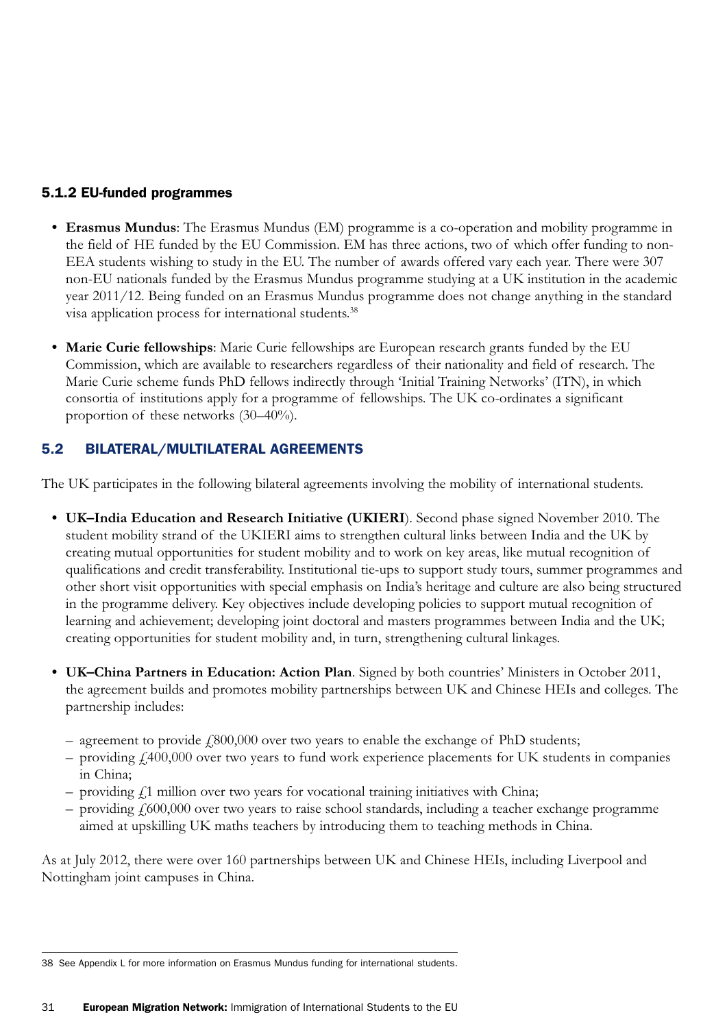### 5.1.2 EU-funded programmes

- **Erasmus Mundus**: The Erasmus Mundus (EM) programme is a co-operation and mobility programme in the field of HE funded by the EU Commission. EM has three actions, two of which offer funding to non-EEA students wishing to study in the EU. The number of awards offered vary each year. There were 307 non-EU nationals funded by the Erasmus Mundus programme studying at a UK institution in the academic year 2011/12. Being funded on an Erasmus Mundus programme does not change anything in the standard visa application process for international students.[38]

- **Marie Curie fellowships**: Marie Curie fellowships are European research grants funded by the EU Commission, which are available to researchers regardless of their nationality and field of research. The Marie Curie scheme funds PhD fellows indirectly through 'Initial Training Networks' (ITN), in which consortia of institutions apply for a programme of fellowships. The UK co-ordinates a significant proportion of these networks (30–40%).

## 5.2 BILATERAL/MULTILATERAL AGREEMENTS

The UK participates in the following bilateral agreements involving the mobility of international students.

- **UK–India Education and Research Initiative (UKIERI**). Second phase signed November 2010. The student mobility strand of the UKIERI aims to strengthen cultural links between India and the UK by creating mutual opportunities for student mobility and to work on key areas, like mutual recognition of qualifications and credit transferability. Institutional tie-ups to support study tours, summer programmes and other short visit opportunities with special emphasis on India's heritage and culture are also being structured in the programme delivery. Key objectives include developing policies to support mutual recognition of learning and achievement; developing joint doctoral and masters programmes between India and the UK; creating opportunities for student mobility and, in turn, strengthening cultural linkages.

- **UK–China Partners in Education: Action Plan**. Signed by both countries' Ministers in October 2011, the agreement builds and promotes mobility partnerships between UK and Chinese HEIs and colleges. The partnership includes:

  - agreement to provide £800,000 over two years to enable the exchange of PhD students;
  - providing £400,000 over two years to fund work experience placements for UK students in companies in China;
  - providing £1 million over two years for vocational training initiatives with China;
  - providing £600,000 over two years to raise school standards, including a teacher exchange programme aimed at upskilling UK maths teachers by introducing them to teaching methods in China.

As at July 2012, there were over 160 partnerships between UK and Chinese HEIs, including Liverpool and Nottingham joint campuses in China.

---

38 See Appendix L for more information on Erasmus Mundus funding for international students.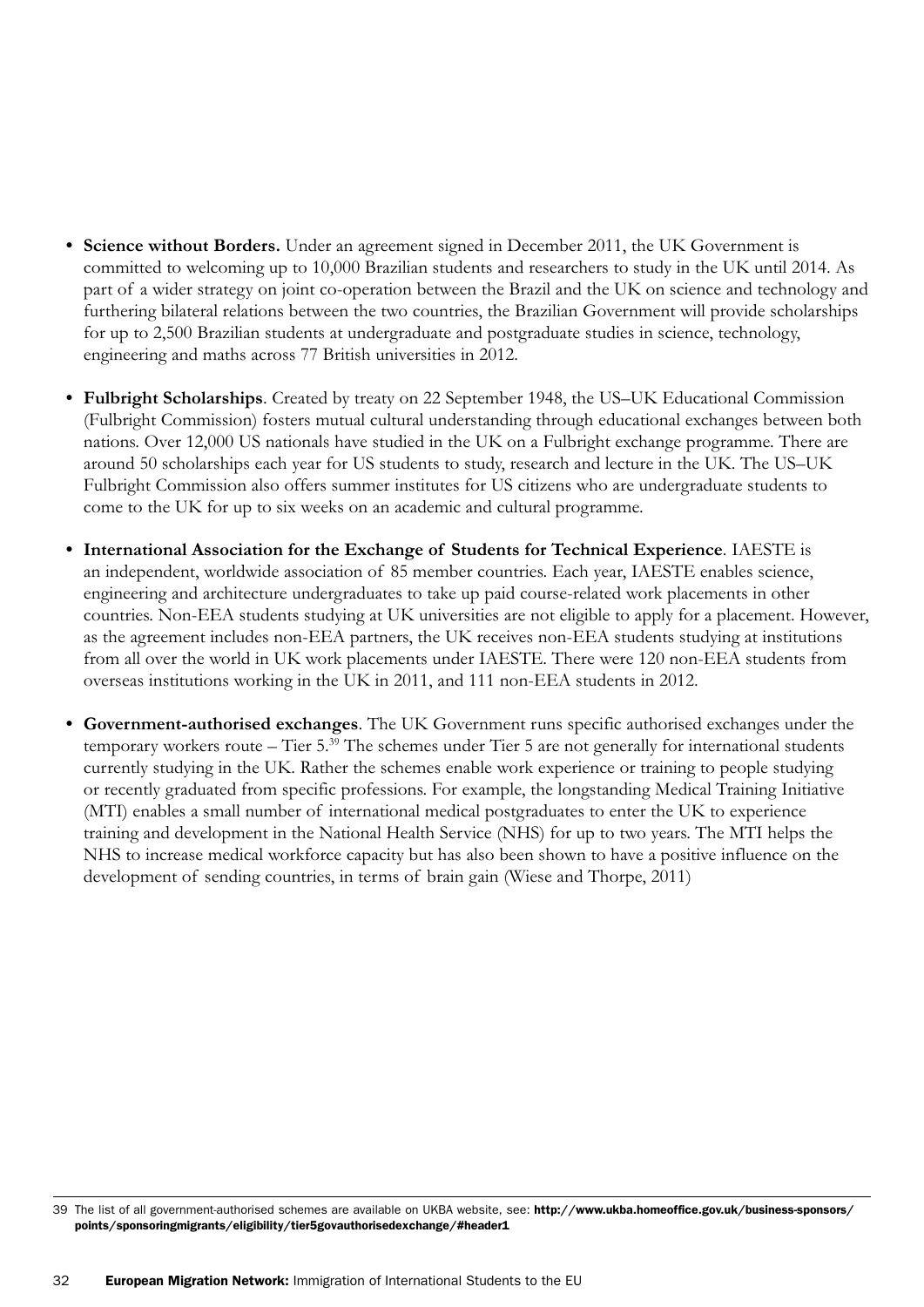- **Science without Borders.** Under an agreement signed in December 2011, the UK Government is committed to welcoming up to 10,000 Brazilian students and researchers to study in the UK until 2014. As part of a wider strategy on joint co-operation between the Brazil and the UK on science and technology and furthering bilateral relations between the two countries, the Brazilian Government will provide scholarships for up to 2,500 Brazilian students at undergraduate and postgraduate studies in science, technology, engineering and maths across 77 British universities in 2012.

- **Fulbright Scholarships**. Created by treaty on 22 September 1948, the US–UK Educational Commission (Fulbright Commission) fosters mutual cultural understanding through educational exchanges between both nations. Over 12,000 US nationals have studied in the UK on a Fulbright exchange programme. There are around 50 scholarships each year for US students to study, research and lecture in the UK. The US–UK Fulbright Commission also offers summer institutes for US citizens who are undergraduate students to come to the UK for up to six weeks on an academic and cultural programme.

- **International Association for the Exchange of Students for Technical Experience**. IAESTE is an independent, worldwide association of 85 member countries. Each year, IAESTE enables science, engineering and architecture undergraduates to take up paid course-related work placements in other countries. Non-EEA students studying at UK universities are not eligible to apply for a placement. However, as the agreement includes non-EEA partners, the UK receives non-EEA students studying at institutions from all over the world in UK work placements under IAESTE. There were 120 non-EEA students from overseas institutions working in the UK in 2011, and 111 non-EEA students in 2012.

- **Government-authorised exchanges**. The UK Government runs specific authorised exchanges under the temporary workers route – Tier 5.[39] The schemes under Tier 5 are not generally for international students currently studying in the UK. Rather the schemes enable work experience or training to people studying or recently graduated from specific professions. For example, the longstanding Medical Training Initiative (MTI) enables a small number of international medical postgraduates to enter the UK to experience training and development in the National Health Service (NHS) for up to two years. The MTI helps the NHS to increase medical workforce capacity but has also been shown to have a positive influence on the development of sending countries, in terms of brain gain (Wiese and Thorpe, 2011)

---

39 The list of all government-authorised schemes are available on UKBA website, see: **http://www.ukba.homeoffice.gov.uk/business-sponsors/points/sponsoringmigrants/eligibility/tier5govauthorisedexchange/#header1**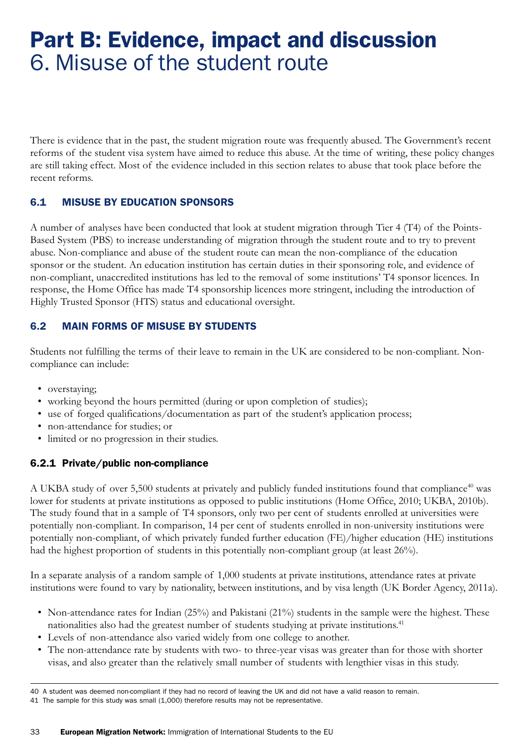# Part B: Evidence, impact and discussion
## 6. Misuse of the student route

There is evidence that in the past, the student migration route was frequently abused. The Government's recent reforms of the student visa system have aimed to reduce this abuse. At the time of writing, these policy changes are still taking effect. Most of the evidence included in this section relates to abuse that took place before the recent reforms.

### 6.1 MISUSE BY EDUCATION SPONSORS

A number of analyses have been conducted that look at student migration through Tier 4 (T4) of the Points-Based System (PBS) to increase understanding of migration through the student route and to try to prevent abuse. Non-compliance and abuse of the student route can mean the non-compliance of the education sponsor or the student. An education institution has certain duties in their sponsoring role, and evidence of non-compliant, unaccredited institutions has led to the removal of some institutions' T4 sponsor licences. In response, the Home Office has made T4 sponsorship licences more stringent, including the introduction of Highly Trusted Sponsor (HTS) status and educational oversight.

### 6.2 MAIN FORMS OF MISUSE BY STUDENTS

Students not fulfilling the terms of their leave to remain in the UK are considered to be non-compliant. Non-compliance can include:

- overstaying;
- working beyond the hours permitted (during or upon completion of studies);
- use of forged qualifications/documentation as part of the student's application process;
- non-attendance for studies; or
- limited or no progression in their studies.

#### 6.2.1 Private/public non-compliance

A UKBA study of over 5,500 students at privately and publicly funded institutions found that compliance[40] was lower for students at private institutions as opposed to public institutions (Home Office, 2010; UKBA, 2010b). The study found that in a sample of T4 sponsors, only two per cent of students enrolled at universities were potentially non-compliant. In comparison, 14 per cent of students enrolled in non-university institutions were potentially non-compliant, of which privately funded further education (FE)/higher education (HE) institutions had the highest proportion of students in this potentially non-compliant group (at least 26%).

In a separate analysis of a random sample of 1,000 students at private institutions, attendance rates at private institutions were found to vary by nationality, between institutions, and by visa length (UK Border Agency, 2011a).

- Non-attendance rates for Indian (25%) and Pakistani (21%) students in the sample were the highest. These nationalities also had the greatest number of students studying at private institutions.[41]
- Levels of non-attendance also varied widely from one college to another.
- The non-attendance rate by students with two- to three-year visas was greater than for those with shorter visas, and also greater than the relatively small number of students with lengthier visas in this study.

---

40 A student was deemed non-compliant if they had no record of leaving the UK and did not have a valid reason to remain.

41 The sample for this study was small (1,000) therefore results may not be representative.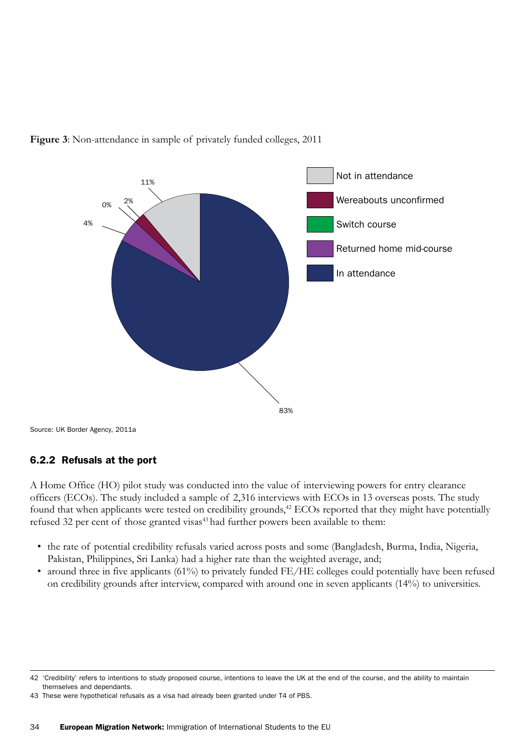**Figure 3**: Non-attendance in sample of privately funded colleges, 2011

Source: UK Border Agency, 2011a

### 6.2.2 Refusals at the port

A Home Office (HO) pilot study was conducted into the value of interviewing powers for entry clearance officers (ECOs). The study included a sample of 2,316 interviews with ECOs in 13 overseas posts. The study found that when applicants were tested on credibility grounds,[42] ECOs reported that they might have potentially refused 32 per cent of those granted visas[43] had further powers been available to them:

- the rate of potential credibility refusals varied across posts and some (Bangladesh, Burma, India, Nigeria, Pakistan, Philippines, Sri Lanka) had a higher rate than the weighted average, and;
- around three in five applicants (61%) to privately funded FE/HE colleges could potentially have been refused on credibility grounds after interview, compared with around one in seven applicants (14%) to universities.

---

42 'Credibility' refers to intentions to study proposed course, intentions to leave the UK at the end of the course, and the ability to maintain themselves and dependants.

43 These were hypothetical refusals as a visa had already been granted under T4 of PBS.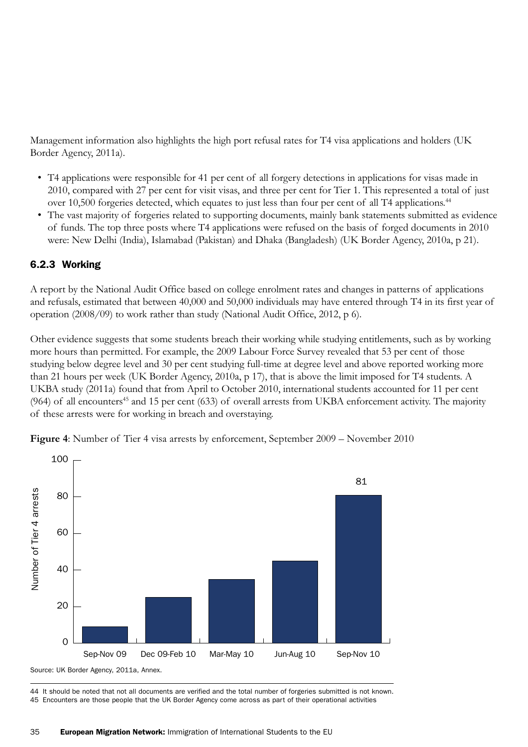Management information also highlights the high port refusal rates for T4 visa applications and holders (UK Border Agency, 2011a).

- T4 applications were responsible for 41 per cent of all forgery detections in applications for visas made in 2010, compared with 27 per cent for visit visas, and three per cent for Tier 1. This represented a total of just over 10,500 forgeries detected, which equates to just less than four per cent of all T4 applications.[44]
- The vast majority of forgeries related to supporting documents, mainly bank statements submitted as evidence of funds. The top three posts where T4 applications were refused on the basis of forged documents in 2010 were: New Delhi (India), Islamabad (Pakistan) and Dhaka (Bangladesh) (UK Border Agency, 2010a, p 21).

### 6.2.3 Working

A report by the National Audit Office based on college enrolment rates and changes in patterns of applications and refusals, estimated that between 40,000 and 50,000 individuals may have entered through T4 in its first year of operation (2008/09) to work rather than study (National Audit Office, 2012, p 6).

Other evidence suggests that some students breach their working while studying entitlements, such as by working more hours than permitted. For example, the 2009 Labour Force Survey revealed that 53 per cent of those studying below degree level and 30 per cent studying full-time at degree level and above reported working more than 21 hours per week (UK Border Agency, 2010a, p 17), that is above the limit imposed for T4 students. A UKBA study (2011a) found that from April to October 2010, international students accounted for 11 per cent (964) of all encounters[45] and 15 per cent (633) of overall arrests from UKBA enforcement activity. The majority of these arrests were for working in breach and overstaying.

**Figure 4**: Number of Tier 4 visa arrests by enforcement, September 2009 – November 2010

| Period | Number of Tier 4 arrests |
|---|---|
| Sep-Nov 09 | |
| Dec 09-Feb 10 | |
| Mar-May 10 | |
| Jun-Aug 10 | |
| Sep-Nov 10 | 81 |

Source: UK Border Agency, 2011a, Annex.

44 It should be noted that not all documents are verified and the total number of forgeries submitted is not known.
45 Encounters are those people that the UK Border Agency come across as part of their operational activities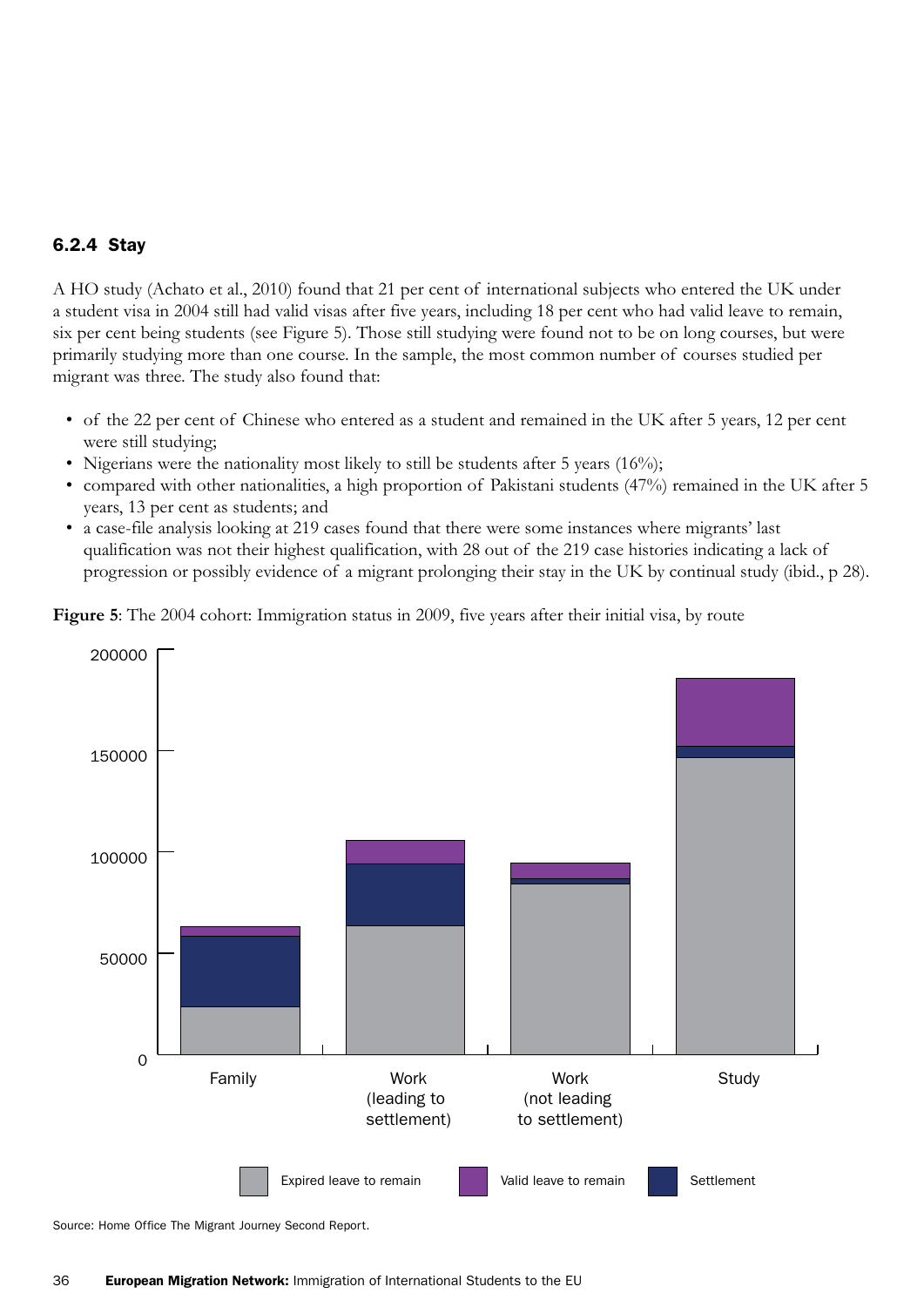### 6.2.4 Stay

A HO study (Achato et al., 2010) found that 21 per cent of international subjects who entered the UK under a student visa in 2004 still had valid visas after five years, including 18 per cent who had valid leave to remain, six per cent being students (see Figure 5). Those still studying were found not to be on long courses, but were primarily studying more than one course. In the sample, the most common number of courses studied per migrant was three. The study also found that:

- of the 22 per cent of Chinese who entered as a student and remained in the UK after 5 years, 12 per cent were still studying;
- Nigerians were the nationality most likely to still be students after 5 years (16%);
- compared with other nationalities, a high proportion of Pakistani students (47%) remained in the UK after 5 years, 13 per cent as students; and
- a case-file analysis looking at 219 cases found that there were some instances where migrants' last qualification was not their highest qualification, with 28 out of the 219 case histories indicating a lack of progression or possibly evidence of a migrant prolonging their stay in the UK by continual study (ibid., p 28).

**Figure 5**: The 2004 cohort: Immigration status in 2009, five years after their initial visa, by route

Source: Home Office The Migrant Journey Second Report.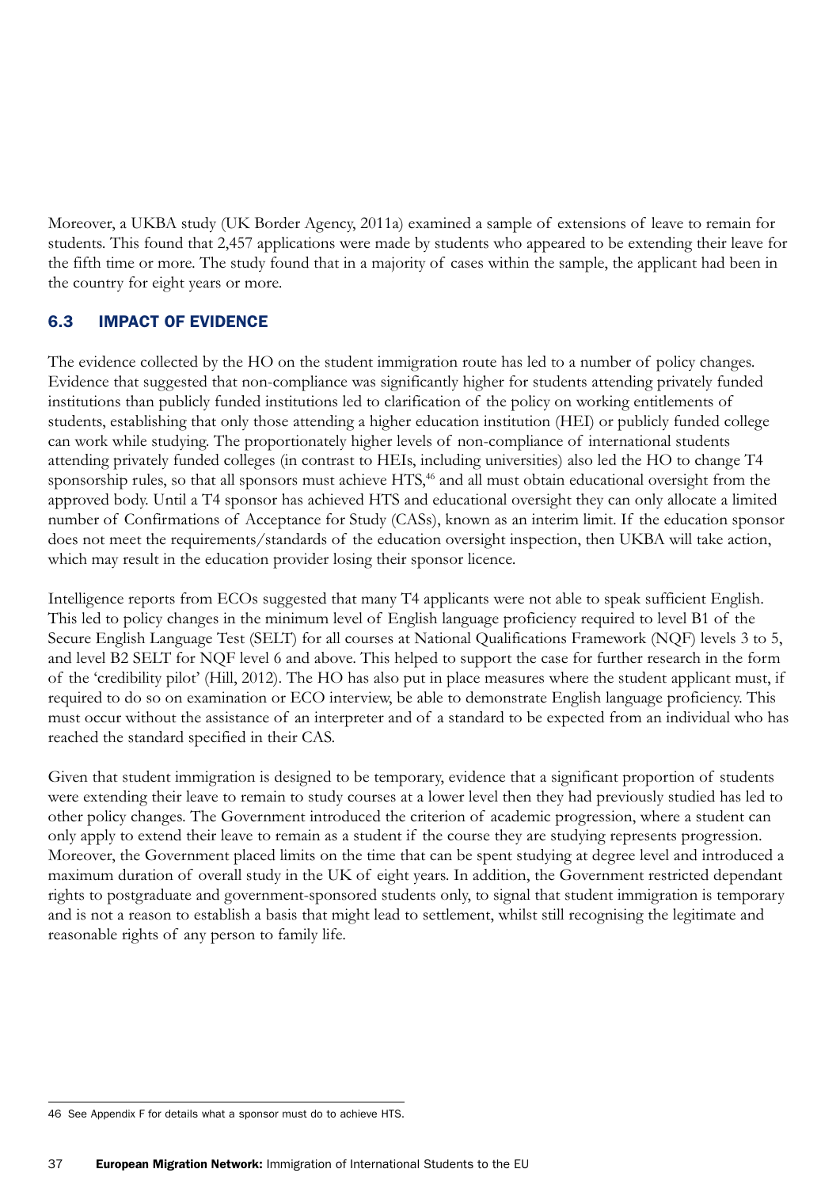Moreover, a UKBA study (UK Border Agency, 2011a) examined a sample of extensions of leave to remain for students. This found that 2,457 applications were made by students who appeared to be extending their leave for the fifth time or more. The study found that in a majority of cases within the sample, the applicant had been in the country for eight years or more.

## 6.3 IMPACT OF EVIDENCE

The evidence collected by the HO on the student immigration route has led to a number of policy changes. Evidence that suggested that non-compliance was significantly higher for students attending privately funded institutions than publicly funded institutions led to clarification of the policy on working entitlements of students, establishing that only those attending a higher education institution (HEI) or publicly funded college can work while studying. The proportionately higher levels of non-compliance of international students attending privately funded colleges (in contrast to HEIs, including universities) also led the HO to change T4 sponsorship rules, so that all sponsors must achieve HTS,[46] and all must obtain educational oversight from the approved body. Until a T4 sponsor has achieved HTS and educational oversight they can only allocate a limited number of Confirmations of Acceptance for Study (CASs), known as an interim limit. If the education sponsor does not meet the requirements/standards of the education oversight inspection, then UKBA will take action, which may result in the education provider losing their sponsor licence.

Intelligence reports from ECOs suggested that many T4 applicants were not able to speak sufficient English. This led to policy changes in the minimum level of English language proficiency required to level B1 of the Secure English Language Test (SELT) for all courses at National Qualifications Framework (NQF) levels 3 to 5, and level B2 SELT for NQF level 6 and above. This helped to support the case for further research in the form of the 'credibility pilot' (Hill, 2012). The HO has also put in place measures where the student applicant must, if required to do so on examination or ECO interview, be able to demonstrate English language proficiency. This must occur without the assistance of an interpreter and of a standard to be expected from an individual who has reached the standard specified in their CAS.

Given that student immigration is designed to be temporary, evidence that a significant proportion of students were extending their leave to remain to study courses at a lower level then they had previously studied has led to other policy changes. The Government introduced the criterion of academic progression, where a student can only apply to extend their leave to remain as a student if the course they are studying represents progression. Moreover, the Government placed limits on the time that can be spent studying at degree level and introduced a maximum duration of overall study in the UK of eight years. In addition, the Government restricted dependant rights to postgraduate and government-sponsored students only, to signal that student immigration is temporary and is not a reason to establish a basis that might lead to settlement, whilst still recognising the legitimate and reasonable rights of any person to family life.

---

46 See Appendix F for details what a sponsor must do to achieve HTS.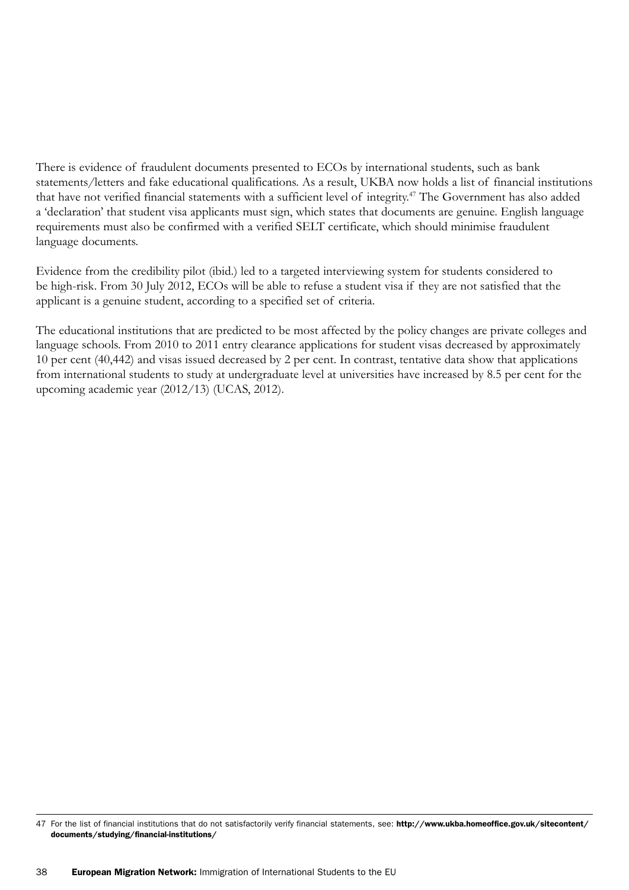There is evidence of fraudulent documents presented to ECOs by international students, such as bank statements/letters and fake educational qualifications. As a result, UKBA now holds a list of financial institutions that have not verified financial statements with a sufficient level of integrity.[47] The Government has also added a 'declaration' that student visa applicants must sign, which states that documents are genuine. English language requirements must also be confirmed with a verified SELT certificate, which should minimise fraudulent language documents.

Evidence from the credibility pilot (ibid.) led to a targeted interviewing system for students considered to be high-risk. From 30 July 2012, ECOs will be able to refuse a student visa if they are not satisfied that the applicant is a genuine student, according to a specified set of criteria.

The educational institutions that are predicted to be most affected by the policy changes are private colleges and language schools. From 2010 to 2011 entry clearance applications for student visas decreased by approximately 10 per cent (40,442) and visas issued decreased by 2 per cent. In contrast, tentative data show that applications from international students to study at undergraduate level at universities have increased by 8.5 per cent for the upcoming academic year (2012/13) (UCAS, 2012).

---

47 For the list of financial institutions that do not satisfactorily verify financial statements, see: **http://www.ukba.homeoffice.gov.uk/sitecontent/documents/studying/financial-institutions/**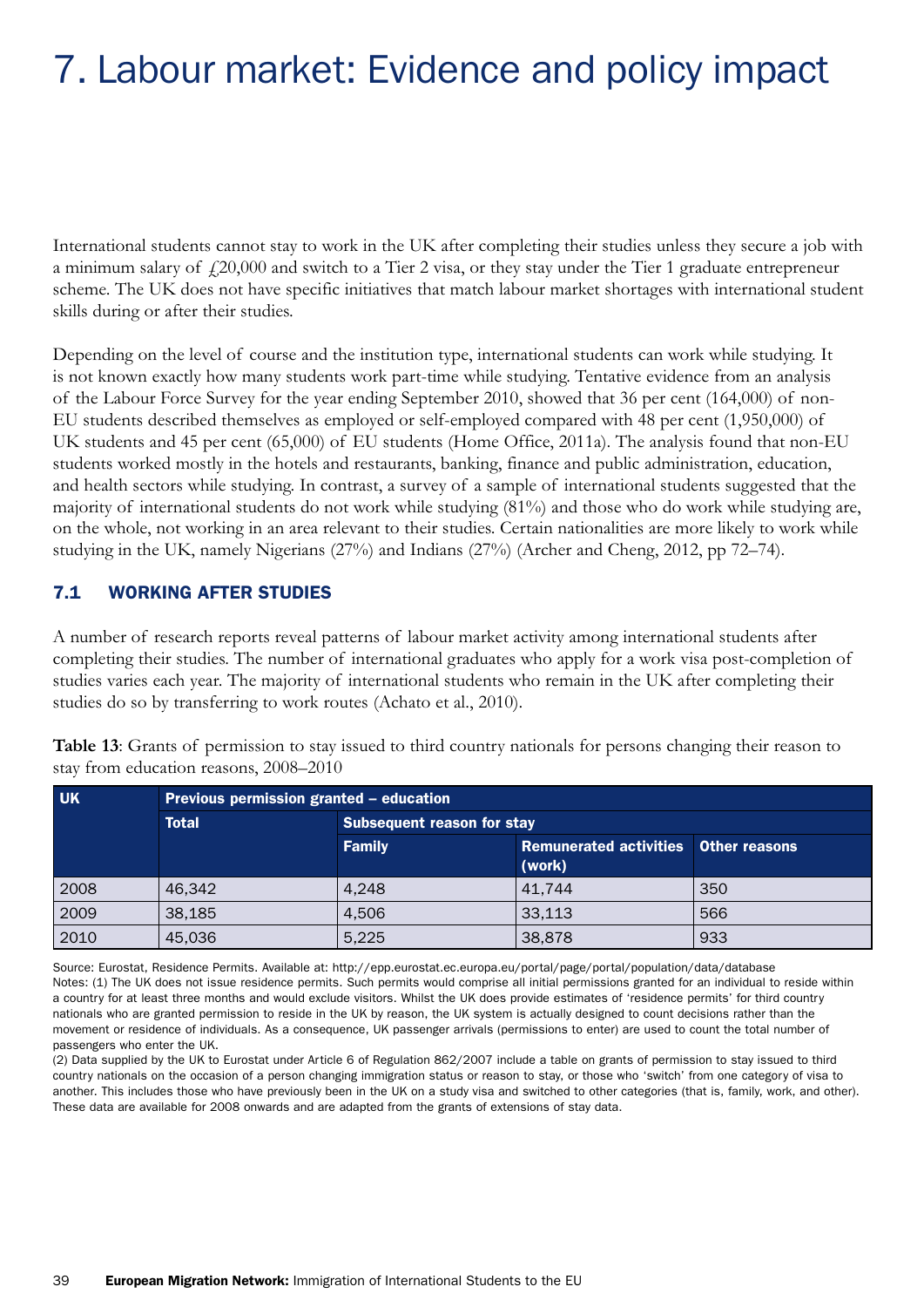# 7. Labour market: Evidence and policy impact

International students cannot stay to work in the UK after completing their studies unless they secure a job with a minimum salary of £20,000 and switch to a Tier 2 visa, or they stay under the Tier 1 graduate entrepreneur scheme. The UK does not have specific initiatives that match labour market shortages with international student skills during or after their studies.

Depending on the level of course and the institution type, international students can work while studying. It is not known exactly how many students work part-time while studying. Tentative evidence from an analysis of the Labour Force Survey for the year ending September 2010, showed that 36 per cent (164,000) of non-EU students described themselves as employed or self-employed compared with 48 per cent (1,950,000) of UK students and 45 per cent (65,000) of EU students (Home Office, 2011a). The analysis found that non-EU students worked mostly in the hotels and restaurants, banking, finance and public administration, education, and health sectors while studying. In contrast, a survey of a sample of international students suggested that the majority of international students do not work while studying (81%) and those who do work while studying are, on the whole, not working in an area relevant to their studies. Certain nationalities are more likely to work while studying in the UK, namely Nigerians (27%) and Indians (27%) (Archer and Cheng, 2012, pp 72–74).

## 7.1 WORKING AFTER STUDIES

A number of research reports reveal patterns of labour market activity among international students after completing their studies. The number of international graduates who apply for a work visa post-completion of studies varies each year. The majority of international students who remain in the UK after completing their studies do so by transferring to work routes (Achato et al., 2010).

**Table 13**: Grants of permission to stay issued to third country nationals for persons changing their reason to stay from education reasons, 2008–2010

| UK | Previous permission granted – education | | | |
|---|---|---|---|---|
| | Total | Subsequent reason for stay | | |
| | | Family | Remunerated activities (work) | Other reasons |
| 2008 | 46,342 | 4,248 | 41,744 | 350 |
| 2009 | 38,185 | 4,506 | 33,113 | 566 |
| 2010 | 45,036 | 5,225 | 38,878 | 933 |

Source: Eurostat, Residence Permits. Available at: http://epp.eurostat.ec.europa.eu/portal/page/portal/population/data/database
Notes: (1) The UK does not issue residence permits. Such permits would comprise all initial permissions granted for an individual to reside within a country for at least three months and would exclude visitors. Whilst the UK does provide estimates of 'residence permits' for third country nationals who are granted permission to reside in the UK by reason, the UK system is actually designed to count decisions rather than the movement or residence of individuals. As a consequence, UK passenger arrivals (permissions to enter) are used to count the total number of passengers who enter the UK.
(2) Data supplied by the UK to Eurostat under Article 6 of Regulation 862/2007 include a table on grants of permission to stay issued to third country nationals on the occasion of a person changing immigration status or reason to stay, or those who 'switch' from one category of visa to another. This includes those who have previously been in the UK on a study visa and switched to other categories (that is, family, work, and other). These data are available for 2008 onwards and are adapted from the grants of extensions of stay data.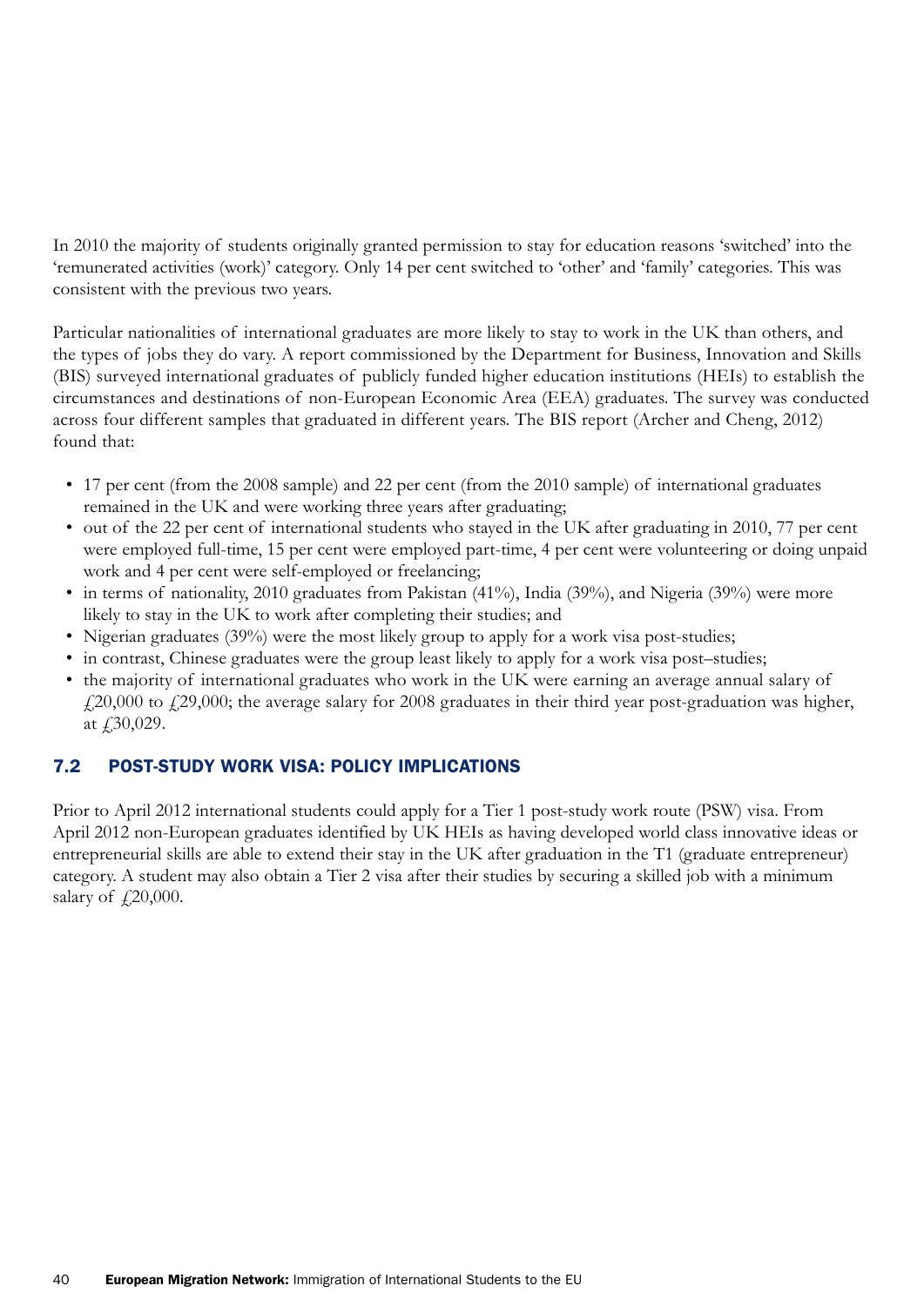In 2010 the majority of students originally granted permission to stay for education reasons 'switched' into the 'remunerated activities (work)' category. Only 14 per cent switched to 'other' and 'family' categories. This was consistent with the previous two years.

Particular nationalities of international graduates are more likely to stay to work in the UK than others, and the types of jobs they do vary. A report commissioned by the Department for Business, Innovation and Skills (BIS) surveyed international graduates of publicly funded higher education institutions (HEIs) to establish the circumstances and destinations of non-European Economic Area (EEA) graduates. The survey was conducted across four different samples that graduated in different years. The BIS report (Archer and Cheng, 2012) found that:

- 17 per cent (from the 2008 sample) and 22 per cent (from the 2010 sample) of international graduates remained in the UK and were working three years after graduating;
- out of the 22 per cent of international students who stayed in the UK after graduating in 2010, 77 per cent were employed full-time, 15 per cent were employed part-time, 4 per cent were volunteering or doing unpaid work and 4 per cent were self-employed or freelancing;
- in terms of nationality, 2010 graduates from Pakistan (41%), India (39%), and Nigeria (39%) were more likely to stay in the UK to work after completing their studies; and
- Nigerian graduates (39%) were the most likely group to apply for a work visa post-studies;
- in contrast, Chinese graduates were the group least likely to apply for a work visa post–studies;
- the majority of international graduates who work in the UK were earning an average annual salary of £20,000 to £29,000; the average salary for 2008 graduates in their third year post-graduation was higher, at £30,029.

## 7.2 POST-STUDY WORK VISA: POLICY IMPLICATIONS

Prior to April 2012 international students could apply for a Tier 1 post-study work route (PSW) visa. From April 2012 non-European graduates identified by UK HEIs as having developed world class innovative ideas or entrepreneurial skills are able to extend their stay in the UK after graduation in the T1 (graduate entrepreneur) category. A student may also obtain a Tier 2 visa after their studies by securing a skilled job with a minimum salary of £20,000.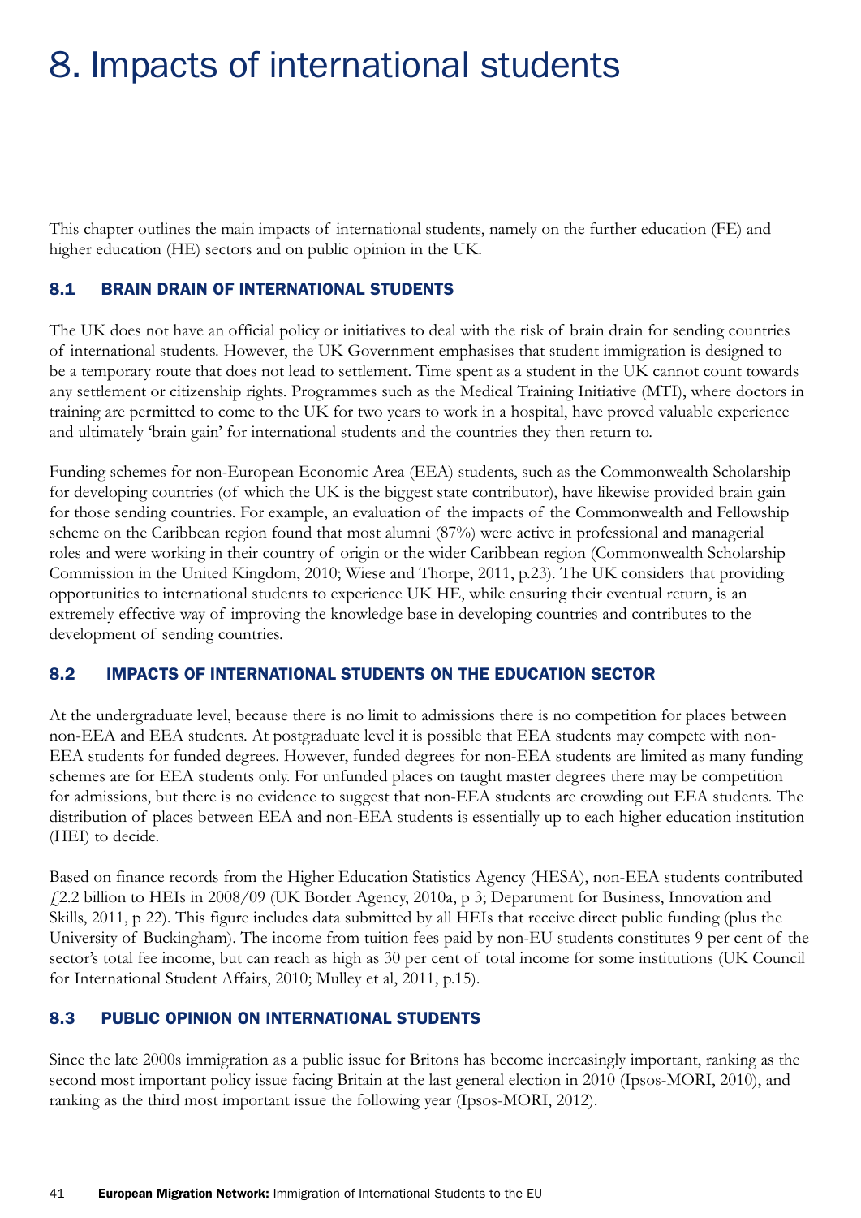# 8. Impacts of international students

This chapter outlines the main impacts of international students, namely on the further education (FE) and higher education (HE) sectors and on public opinion in the UK.

## 8.1 BRAIN DRAIN OF INTERNATIONAL STUDENTS

The UK does not have an official policy or initiatives to deal with the risk of brain drain for sending countries of international students. However, the UK Government emphasises that student immigration is designed to be a temporary route that does not lead to settlement. Time spent as a student in the UK cannot count towards any settlement or citizenship rights. Programmes such as the Medical Training Initiative (MTI), where doctors in training are permitted to come to the UK for two years to work in a hospital, have proved valuable experience and ultimately 'brain gain' for international students and the countries they then return to.

Funding schemes for non-European Economic Area (EEA) students, such as the Commonwealth Scholarship for developing countries (of which the UK is the biggest state contributor), have likewise provided brain gain for those sending countries. For example, an evaluation of the impacts of the Commonwealth and Fellowship scheme on the Caribbean region found that most alumni (87%) were active in professional and managerial roles and were working in their country of origin or the wider Caribbean region (Commonwealth Scholarship Commission in the United Kingdom, 2010; Wiese and Thorpe, 2011, p.23). The UK considers that providing opportunities to international students to experience UK HE, while ensuring their eventual return, is an extremely effective way of improving the knowledge base in developing countries and contributes to the development of sending countries.

## 8.2 IMPACTS OF INTERNATIONAL STUDENTS ON THE EDUCATION SECTOR

At the undergraduate level, because there is no limit to admissions there is no competition for places between non-EEA and EEA students. At postgraduate level it is possible that EEA students may compete with non-EEA students for funded degrees. However, funded degrees for non-EEA students are limited as many funding schemes are for EEA students only. For unfunded places on taught master degrees there may be competition for admissions, but there is no evidence to suggest that non-EEA students are crowding out EEA students. The distribution of places between EEA and non-EEA students is essentially up to each higher education institution (HEI) to decide.

Based on finance records from the Higher Education Statistics Agency (HESA), non-EEA students contributed £2.2 billion to HEIs in 2008/09 (UK Border Agency, 2010a, p 3; Department for Business, Innovation and Skills, 2011, p 22). This figure includes data submitted by all HEIs that receive direct public funding (plus the University of Buckingham). The income from tuition fees paid by non-EU students constitutes 9 per cent of the sector's total fee income, but can reach as high as 30 per cent of total income for some institutions (UK Council for International Student Affairs, 2010; Mulley et al, 2011, p.15).

## 8.3 PUBLIC OPINION ON INTERNATIONAL STUDENTS

Since the late 2000s immigration as a public issue for Britons has become increasingly important, ranking as the second most important policy issue facing Britain at the last general election in 2010 (Ipsos-MORI, 2010), and ranking as the third most important issue the following year (Ipsos-MORI, 2012).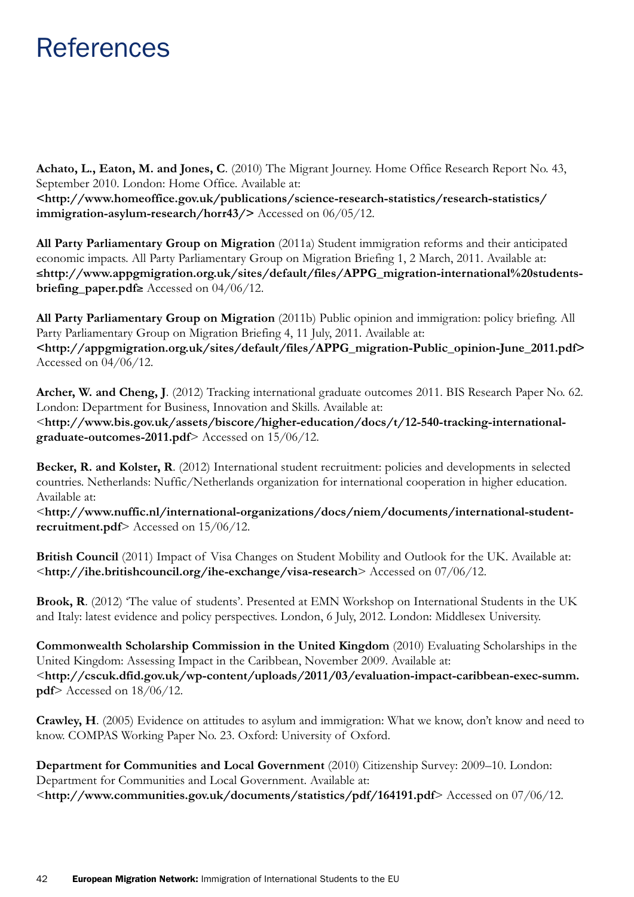# References

**Achato, L., Eaton, M. and Jones, C**. (2010) The Migrant Journey. Home Office Research Report No. 43, September 2010. London: Home Office. Available at: **<http://www.homeoffice.gov.uk/publications/science-research-statistics/research-statistics/immigration-asylum-research/horr43/>** Accessed on 06/05/12.

**All Party Parliamentary Group on Migration** (2011a) Student immigration reforms and their anticipated economic impacts. All Party Parliamentary Group on Migration Briefing 1, 2 March, 2011. Available at: **≤http://www.appgmigration.org.uk/sites/default/files/APPG_migration-international%20students-briefing_paper.pdf≥** Accessed on 04/06/12.

**All Party Parliamentary Group on Migration** (2011b) Public opinion and immigration: policy briefing. All Party Parliamentary Group on Migration Briefing 4, 11 July, 2011. Available at: **<http://appgmigration.org.uk/sites/default/files/APPG_migration-Public_opinion-June_2011.pdf>** Accessed on 04/06/12.

**Archer, W. and Cheng, J**. (2012) Tracking international graduate outcomes 2011. BIS Research Paper No. 62. London: Department for Business, Innovation and Skills. Available at: <**http://www.bis.gov.uk/assets/biscore/higher-education/docs/t/12-540-tracking-international-graduate-outcomes-2011.pdf**> Accessed on 15/06/12.

**Becker, R. and Kolster, R**. (2012) International student recruitment: policies and developments in selected countries. Netherlands: Nuffic/Netherlands organization for international cooperation in higher education. Available at: <**http://www.nuffic.nl/international-organizations/docs/niem/documents/international-student-recruitment.pdf**> Accessed on 15/06/12.

**British Council** (2011) Impact of Visa Changes on Student Mobility and Outlook for the UK. Available at: <**http://ihe.britishcouncil.org/ihe-exchange/visa-research**> Accessed on 07/06/12.

**Brook, R**. (2012) 'The value of students'. Presented at EMN Workshop on International Students in the UK and Italy: latest evidence and policy perspectives. London, 6 July, 2012. London: Middlesex University.

**Commonwealth Scholarship Commission in the United Kingdom** (2010) Evaluating Scholarships in the United Kingdom: Assessing Impact in the Caribbean, November 2009. Available at: <**http://cscuk.dfid.gov.uk/wp-content/uploads/2011/03/evaluation-impact-caribbean-exec-summ.pdf**> Accessed on 18/06/12.

**Crawley, H**. (2005) Evidence on attitudes to asylum and immigration: What we know, don't know and need to know. COMPAS Working Paper No. 23. Oxford: University of Oxford.

**Department for Communities and Local Government** (2010) Citizenship Survey: 2009–10. London: Department for Communities and Local Government. Available at: <**http://www.communities.gov.uk/documents/statistics/pdf/164191.pdf**> Accessed on 07/06/12.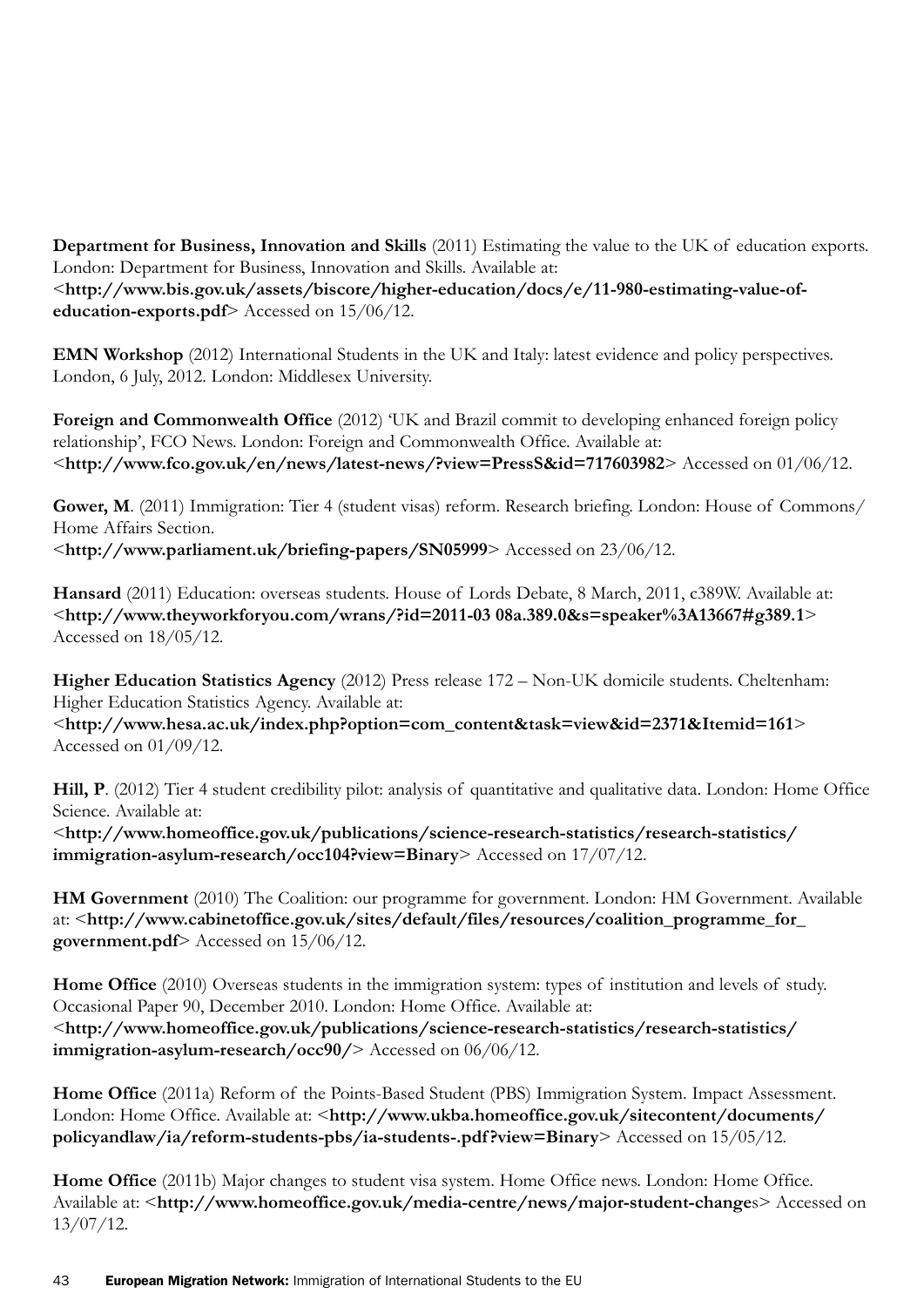**Department for Business, Innovation and Skills** (2011) Estimating the value to the UK of education exports. London: Department for Business, Innovation and Skills. Available at: <**http://www.bis.gov.uk/assets/biscore/higher-education/docs/e/11-980-estimating-value-of-education-exports.pdf**> Accessed on 15/06/12.

**EMN Workshop** (2012) International Students in the UK and Italy: latest evidence and policy perspectives. London, 6 July, 2012. London: Middlesex University.

**Foreign and Commonwealth Office** (2012) 'UK and Brazil commit to developing enhanced foreign policy relationship', FCO News. London: Foreign and Commonwealth Office. Available at: <**http://www.fco.gov.uk/en/news/latest-news/?view=PressS&id=717603982**> Accessed on 01/06/12.

**Gower, M**. (2011) Immigration: Tier 4 (student visas) reform. Research briefing. London: House of Commons/ Home Affairs Section.
<**http://www.parliament.uk/briefing-papers/SN05999**> Accessed on 23/06/12.

**Hansard** (2011) Education: overseas students. House of Lords Debate, 8 March, 2011, c389W. Available at: <**http://www.theyworkforyou.com/wrans/?id=2011-03 08a.389.0&s=speaker%3A13667#g389.1**> Accessed on 18/05/12.

**Higher Education Statistics Agency** (2012) Press release 172 – Non-UK domicile students. Cheltenham: Higher Education Statistics Agency. Available at:
<**http://www.hesa.ac.uk/index.php?option=com_content&task=view&id=2371&Itemid=161**> Accessed on 01/09/12.

**Hill, P**. (2012) Tier 4 student credibility pilot: analysis of quantitative and qualitative data. London: Home Office Science. Available at:
<**http://www.homeoffice.gov.uk/publications/science-research-statistics/research-statistics/immigration-asylum-research/occ104?view=Binary**> Accessed on 17/07/12.

**HM Government** (2010) The Coalition: our programme for government. London: HM Government. Available at: <**http://www.cabinetoffice.gov.uk/sites/default/files/resources/coalition_programme_for_government.pdf**> Accessed on 15/06/12.

**Home Office** (2010) Overseas students in the immigration system: types of institution and levels of study. Occasional Paper 90, December 2010. London: Home Office. Available at:
<**http://www.homeoffice.gov.uk/publications/science-research-statistics/research-statistics/immigration-asylum-research/occ90/**> Accessed on 06/06/12.

**Home Office** (2011a) Reform of the Points-Based Student (PBS) Immigration System. Impact Assessment. London: Home Office. Available at: <**http://www.ukba.homeoffice.gov.uk/sitecontent/documents/policyandlaw/ia/reform-students-pbs/ia-students-.pdf?view=Binary**> Accessed on 15/05/12.

**Home Office** (2011b) Major changes to student visa system. Home Office news. London: Home Office. Available at: <**http://www.homeoffice.gov.uk/media-centre/news/major-student-change**s> Accessed on 13/07/12.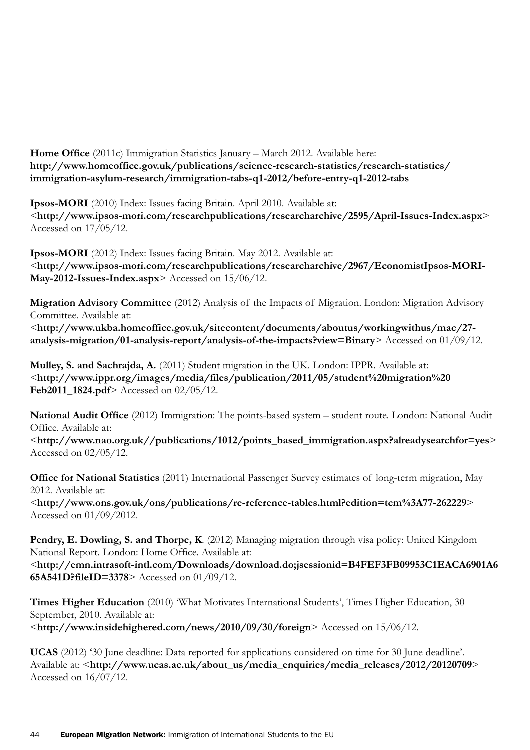**Home Office** (2011c) Immigration Statistics January – March 2012. Available here: **http://www.homeoffice.gov.uk/publications/science-research-statistics/research-statistics/immigration-asylum-research/immigration-tabs-q1-2012/before-entry-q1-2012-tabs**

**Ipsos-MORI** (2010) Index: Issues facing Britain. April 2010. Available at: <**http://www.ipsos-mori.com/researchpublications/researcharchive/2595/April-Issues-Index.aspx**> Accessed on 17/05/12.

**Ipsos-MORI** (2012) Index: Issues facing Britain. May 2012. Available at: <**http://www.ipsos-mori.com/researchpublications/researcharchive/2967/EconomistIpsos-MORI-May-2012-Issues-Index.aspx**> Accessed on 15/06/12.

**Migration Advisory Committee** (2012) Analysis of the Impacts of Migration. London: Migration Advisory Committee. Available at: <**http://www.ukba.homeoffice.gov.uk/sitecontent/documents/aboutus/workingwithus/mac/27-analysis-migration/01-analysis-report/analysis-of-the-impacts?view=Binary**> Accessed on 01/09/12.

**Mulley, S. and Sachrajda, A.** (2011) Student migration in the UK. London: IPPR. Available at: <**http://www.ippr.org/images/media/files/publication/2011/05/student%20migration%20Feb2011_1824.pdf**> Accessed on 02/05/12.

**National Audit Office** (2012) Immigration: The points-based system – student route. London: National Audit Office. Available at: <**http://www.nao.org.uk//publications/1012/points_based_immigration.aspx?alreadysearchfor=yes**> Accessed on 02/05/12.

**Office for National Statistics** (2011) International Passenger Survey estimates of long-term migration, May 2012. Available at: <**http://www.ons.gov.uk/ons/publications/re-reference-tables.html?edition=tcm%3A77-262229**> Accessed on 01/09/2012.

**Pendry, E. Dowling, S. and Thorpe, K**. (2012) Managing migration through visa policy: United Kingdom National Report. London: Home Office. Available at: <**http://emn.intrasoft-intl.com/Downloads/download.do;jsessionid=B4FEF3FB09953C1EACA6901A665A541D?fileID=3378**> Accessed on 01/09/12.

**Times Higher Education** (2010) 'What Motivates International Students', Times Higher Education, 30 September, 2010. Available at: <**http://www.insidehighered.com/news/2010/09/30/foreign**> Accessed on 15/06/12.

**UCAS** (2012) '30 June deadline: Data reported for applications considered on time for 30 June deadline'. Available at: <**http://www.ucas.ac.uk/about_us/media_enquiries/media_releases/2012/20120709**> Accessed on 16/07/12.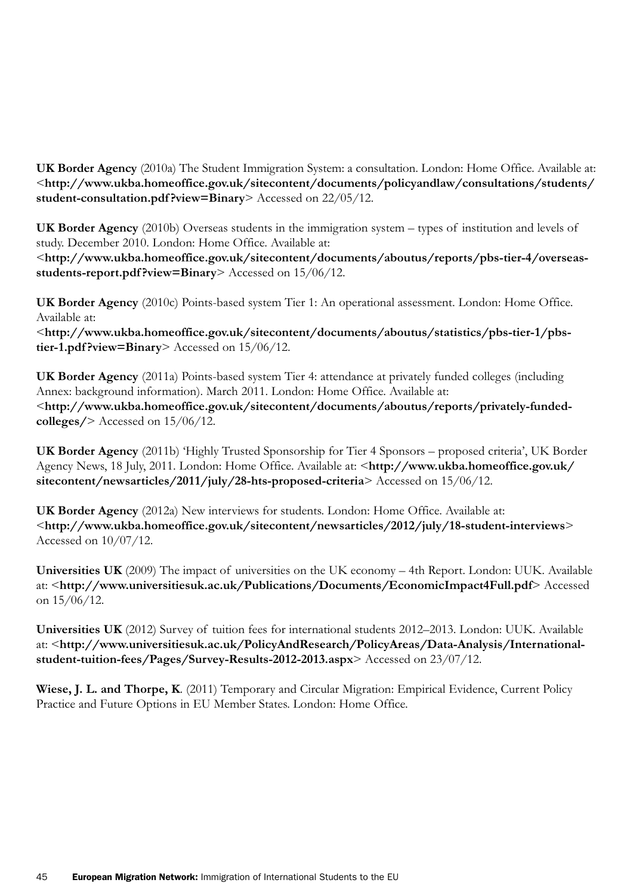**UK Border Agency** (2010a) The Student Immigration System: a consultation. London: Home Office. Available at: <**http://www.ukba.homeoffice.gov.uk/sitecontent/documents/policyandlaw/consultations/students/student-consultation.pdf?view=Binary**> Accessed on 22/05/12.

**UK Border Agency** (2010b) Overseas students in the immigration system – types of institution and levels of study. December 2010. London: Home Office. Available at: <**http://www.ukba.homeoffice.gov.uk/sitecontent/documents/aboutus/reports/pbs-tier-4/overseas-students-report.pdf?view=Binary**> Accessed on 15/06/12.

**UK Border Agency** (2010c) Points-based system Tier 1: An operational assessment. London: Home Office. Available at: <**http://www.ukba.homeoffice.gov.uk/sitecontent/documents/aboutus/statistics/pbs-tier-1/pbs-tier-1.pdf?view=Binary**> Accessed on 15/06/12.

**UK Border Agency** (2011a) Points-based system Tier 4: attendance at privately funded colleges (including Annex: background information). March 2011. London: Home Office. Available at: <**http://www.ukba.homeoffice.gov.uk/sitecontent/documents/aboutus/reports/privately-funded-colleges/**> Accessed on 15/06/12.

**UK Border Agency** (2011b) 'Highly Trusted Sponsorship for Tier 4 Sponsors – proposed criteria', UK Border Agency News, 18 July, 2011. London: Home Office. Available at: <**http://www.ukba.homeoffice.gov.uk/sitecontent/newsarticles/2011/july/28-hts-proposed-criteria**> Accessed on 15/06/12.

**UK Border Agency** (2012a) New interviews for students. London: Home Office. Available at: <**http://www.ukba.homeoffice.gov.uk/sitecontent/newsarticles/2012/july/18-student-interviews**> Accessed on 10/07/12.

**Universities UK** (2009) The impact of universities on the UK economy – 4th Report. London: UUK. Available at: <**http://www.universitiesuk.ac.uk/Publications/Documents/EconomicImpact4Full.pdf**> Accessed on 15/06/12.

**Universities UK** (2012) Survey of tuition fees for international students 2012–2013. London: UUK. Available at: <**http://www.universitiesuk.ac.uk/PolicyAndResearch/PolicyAreas/Data-Analysis/International-student-tuition-fees/Pages/Survey-Results-2012-2013.aspx**> Accessed on 23/07/12.

**Wiese, J. L. and Thorpe, K**. (2011) Temporary and Circular Migration: Empirical Evidence, Current Policy Practice and Future Options in EU Member States. London: Home Office.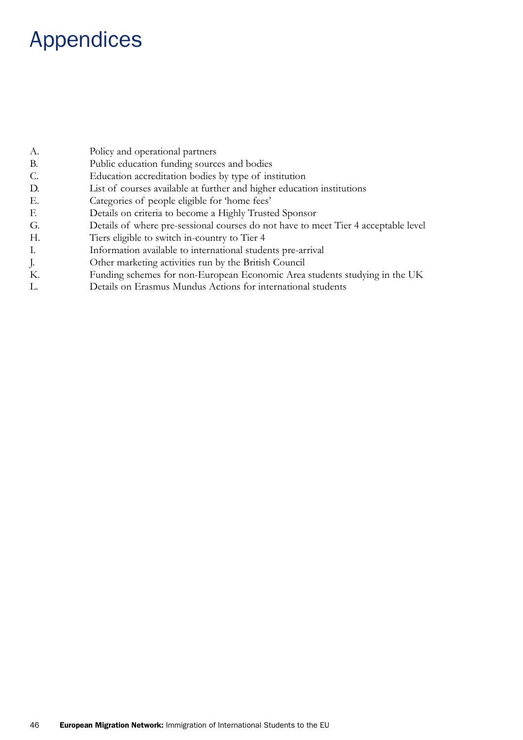# Appendices

A. Policy and operational partners
B. Public education funding sources and bodies
C. Education accreditation bodies by type of institution
D. List of courses available at further and higher education institutions
E. Categories of people eligible for 'home fees'
F. Details on criteria to become a Highly Trusted Sponsor
G. Details of where pre-sessional courses do not have to meet Tier 4 acceptable level
H. Tiers eligible to switch in-country to Tier 4
I. Information available to international students pre-arrival
J. Other marketing activities run by the British Council
K. Funding schemes for non-European Economic Area students studying in the UK
L. Details on Erasmus Mundus Actions for international students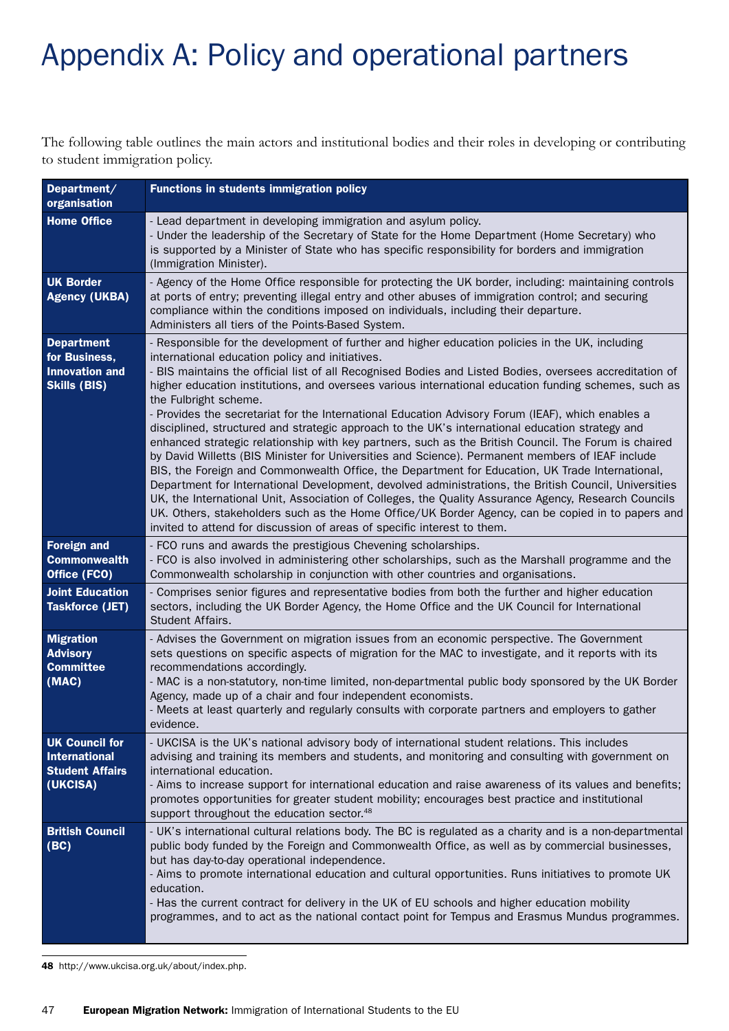# Appendix A: Policy and operational partners

The following table outlines the main actors and institutional bodies and their roles in developing or contributing to student immigration policy.

| Department/ organisation | Functions in students immigration policy |
|---|---|
| **Home Office** | - Lead department in developing immigration and asylum policy.<br>- Under the leadership of the Secretary of State for the Home Department (Home Secretary) who is supported by a Minister of State who has specific responsibility for borders and immigration (Immigration Minister). |
| **UK Border Agency (UKBA)** | - Agency of the Home Office responsible for protecting the UK border, including: maintaining controls at ports of entry; preventing illegal entry and other abuses of immigration control; and securing compliance within the conditions imposed on individuals, including their departure.<br>Administers all tiers of the Points-Based System. |
| **Department for Business, Innovation and Skills (BIS)** | - Responsible for the development of further and higher education policies in the UK, including international education policy and initiatives.<br>- BIS maintains the official list of all Recognised Bodies and Listed Bodies, oversees accreditation of higher education institutions, and oversees various international education funding schemes, such as the Fulbright scheme.<br>- Provides the secretariat for the International Education Advisory Forum (IEAF), which enables a disciplined, structured and strategic approach to the UK's international education strategy and enhanced strategic relationship with key partners, such as the British Council. The Forum is chaired by David Willetts (BIS Minister for Universities and Science). Permanent members of IEAF include BIS, the Foreign and Commonwealth Office, the Department for Education, UK Trade International, Department for International Development, devolved administrations, the British Council, Universities UK, the International Unit, Association of Colleges, the Quality Assurance Agency, Research Councils UK. Others, stakeholders such as the Home Office/UK Border Agency, can be copied in to papers and invited to attend for discussion of areas of specific interest to them. |
| **Foreign and Commonwealth Office (FCO)** | - FCO runs and awards the prestigious Chevening scholarships.<br>- FCO is also involved in administering other scholarships, such as the Marshall programme and the Commonwealth scholarship in conjunction with other countries and organisations. |
| **Joint Education Taskforce (JET)** | - Comprises senior figures and representative bodies from both the further and higher education sectors, including the UK Border Agency, the Home Office and the UK Council for International Student Affairs. |
| **Migration Advisory Committee (MAC)** | - Advises the Government on migration issues from an economic perspective. The Government sets questions on specific aspects of migration for the MAC to investigate, and it reports with its recommendations accordingly.<br>- MAC is a non-statutory, non-time limited, non-departmental public body sponsored by the UK Border Agency, made up of a chair and four independent economists.<br>- Meets at least quarterly and regularly consults with corporate partners and employers to gather evidence. |
| **UK Council for International Student Affairs (UKCISA)** | - UKCISA is the UK's national advisory body of international student relations. This includes advising and training its members and students, and monitoring and consulting with government on international education.<br>- Aims to increase support for international education and raise awareness of its values and benefits; promotes opportunities for greater student mobility; encourages best practice and institutional support throughout the education sector.[48] |
| **British Council (BC)** | - UK's international cultural relations body. The BC is regulated as a charity and is a non-departmental public body funded by the Foreign and Commonwealth Office, as well as by commercial businesses, but has day-to-day operational independence.<br>- Aims to promote international education and cultural opportunities. Runs initiatives to promote UK education.<br>- Has the current contract for delivery in the UK of EU schools and higher education mobility programmes, and to act as the national contact point for Tempus and Erasmus Mundus programmes. |

**48** http://www.ukcisa.org.uk/about/index.php.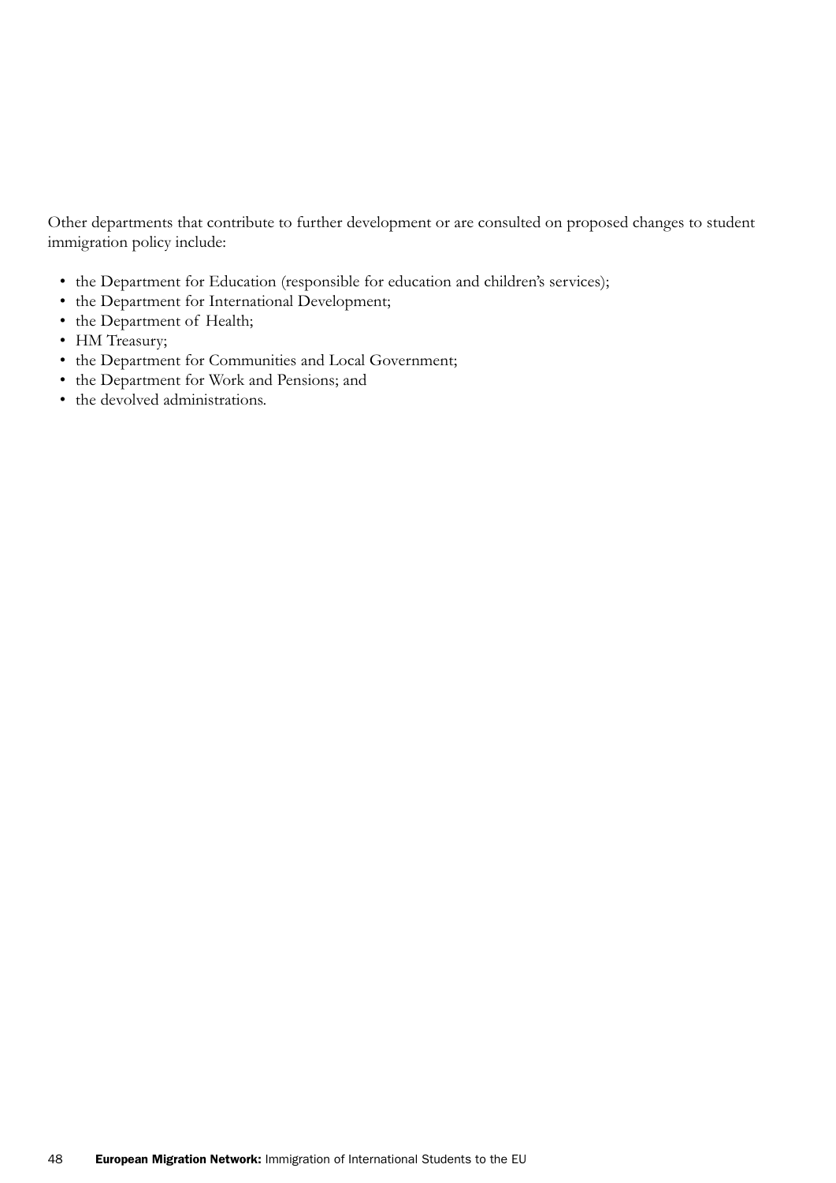Other departments that contribute to further development or are consulted on proposed changes to student immigration policy include:

- the Department for Education (responsible for education and children's services);
- the Department for International Development;
- the Department of Health;
- HM Treasury;
- the Department for Communities and Local Government;
- the Department for Work and Pensions; and
- the devolved administrations.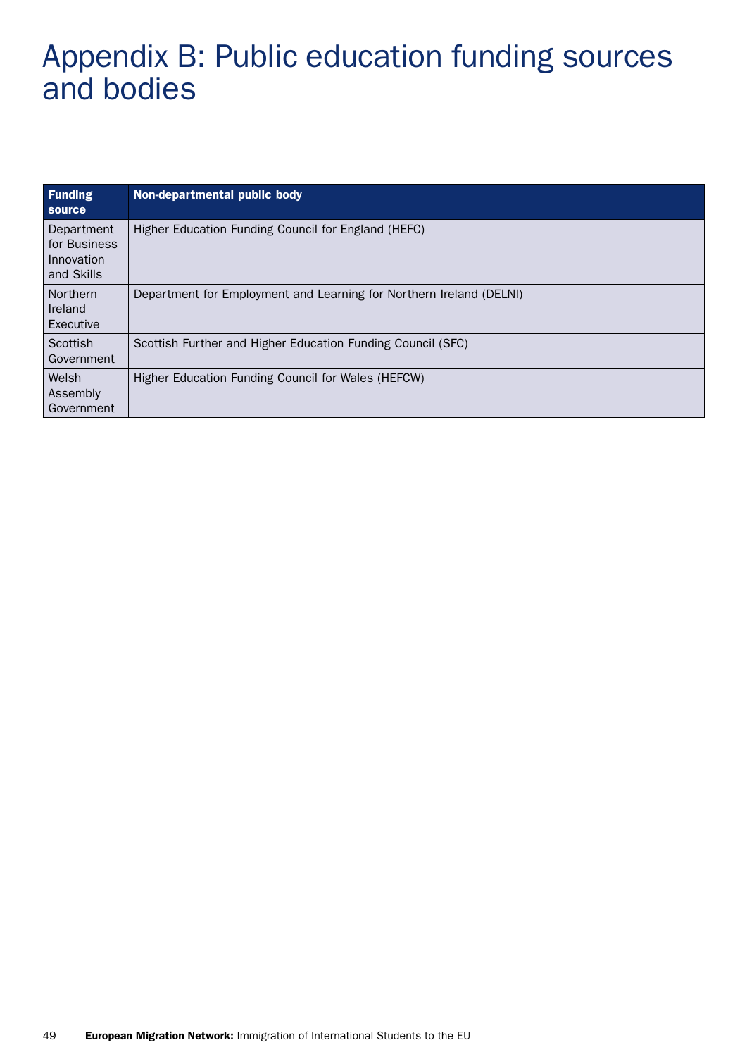# Appendix B: Public education funding sources and bodies

| Funding source | Non-departmental public body |
|---|---|
| Department for Business Innovation and Skills | Higher Education Funding Council for England (HEFC) |
| Northern Ireland Executive | Department for Employment and Learning for Northern Ireland (DELNI) |
| Scottish Government | Scottish Further and Higher Education Funding Council (SFC) |
| Welsh Assembly Government | Higher Education Funding Council for Wales (HEFCW) |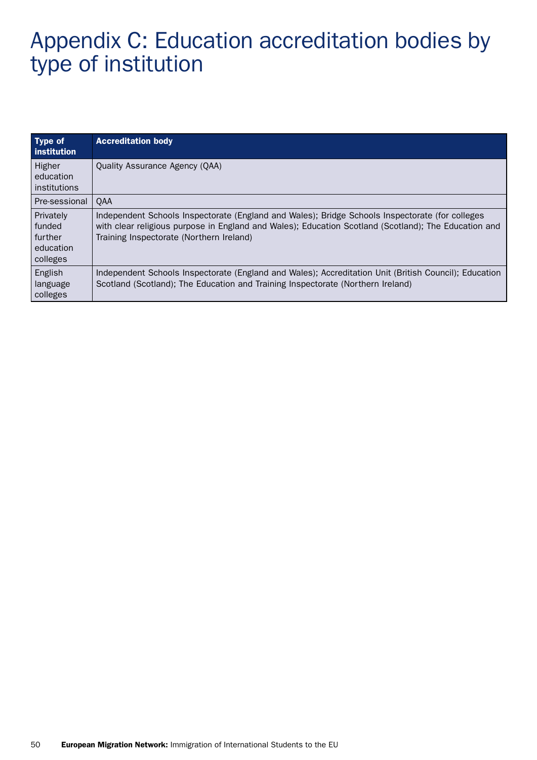# Appendix C: Education accreditation bodies by type of institution

| Type of institution | Accreditation body |
| --- | --- |
| Higher education institutions | Quality Assurance Agency (QAA) |
| Pre-sessional | QAA |
| Privately funded further education colleges | Independent Schools Inspectorate (England and Wales); Bridge Schools Inspectorate (for colleges with clear religious purpose in England and Wales); Education Scotland (Scotland); The Education and Training Inspectorate (Northern Ireland) |
| English language colleges | Independent Schools Inspectorate (England and Wales); Accreditation Unit (British Council); Education Scotland (Scotland); The Education and Training Inspectorate (Northern Ireland) |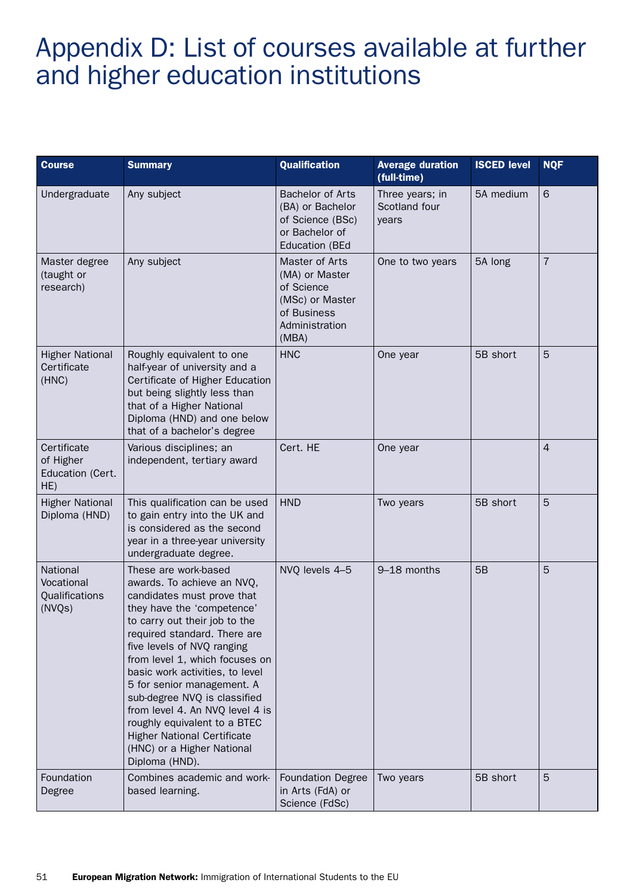# Appendix D: List of courses available at further and higher education institutions

| Course | Summary | Qualification | Average duration (full-time) | ISCED level | NQF |
|---|---|---|---|---|---|
| Undergraduate | Any subject | Bachelor of Arts (BA) or Bachelor of Science (BSc) or Bachelor of Education (BEd | Three years; in Scotland four years | 5A medium | 6 |
| Master degree (taught or research) | Any subject | Master of Arts (MA) or Master of Science (MSc) or Master of Business Administration (MBA) | One to two years | 5A long | 7 |
| Higher National Certificate (HNC) | Roughly equivalent to one half-year of university and a Certificate of Higher Education but being slightly less than that of a Higher National Diploma (HND) and one below that of a bachelor's degree | HNC | One year | 5B short | 5 |
| Certificate of Higher Education (Cert. HE) | Various disciplines; an independent, tertiary award | Cert. HE | One year | | 4 |
| Higher National Diploma (HND) | This qualification can be used to gain entry into the UK and is considered as the second year in a three-year university undergraduate degree. | HND | Two years | 5B short | 5 |
| National Vocational Qualifications (NVQs) | These are work-based awards. To achieve an NVQ, candidates must prove that they have the 'competence' to carry out their job to the required standard. There are five levels of NVQ ranging from level 1, which focuses on basic work activities, to level 5 for senior management. A sub-degree NVQ is classified from level 4. An NVQ level 4 is roughly equivalent to a BTEC Higher National Certificate (HNC) or a Higher National Diploma (HND). | NVQ levels 4–5 | 9–18 months | 5B | 5 |
| Foundation Degree | Combines academic and work-based learning. | Foundation Degree in Arts (FdA) or Science (FdSc) | Two years | 5B short | 5 |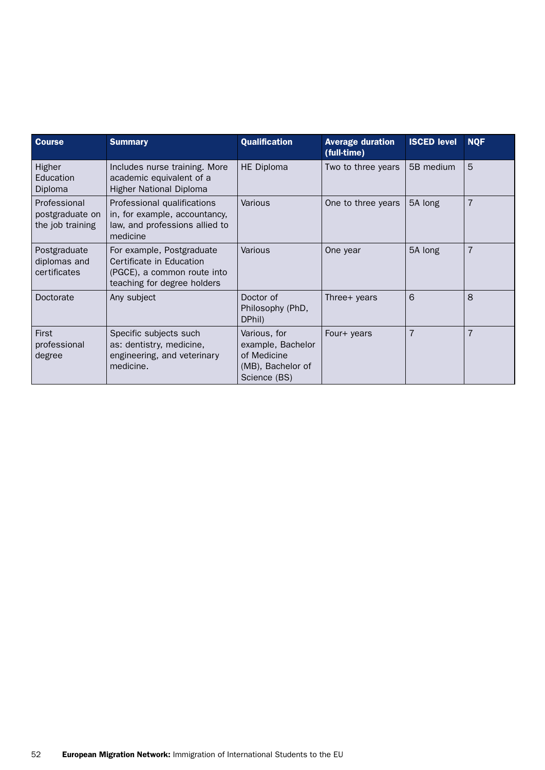| Course | Summary | Qualification | Average duration (full-time) | ISCED level | NQF |
|---|---|---|---|---|---|
| Higher Education Diploma | Includes nurse training. More academic equivalent of a Higher National Diploma | HE Diploma | Two to three years | 5B medium | 5 |
| Professional postgraduate on the job training | Professional qualifications in, for example, accountancy, law, and professions allied to medicine | Various | One to three years | 5A long | 7 |
| Postgraduate diplomas and certificates | For example, Postgraduate Certificate in Education (PGCE), a common route into teaching for degree holders | Various | One year | 5A long | 7 |
| Doctorate | Any subject | Doctor of Philosophy (PhD, DPhil) | Three+ years | 6 | 8 |
| First professional degree | Specific subjects such as: dentistry, medicine, engineering, and veterinary medicine. | Various, for example, Bachelor of Medicine (MB), Bachelor of Science (BS) | Four+ years | 7 | 7 |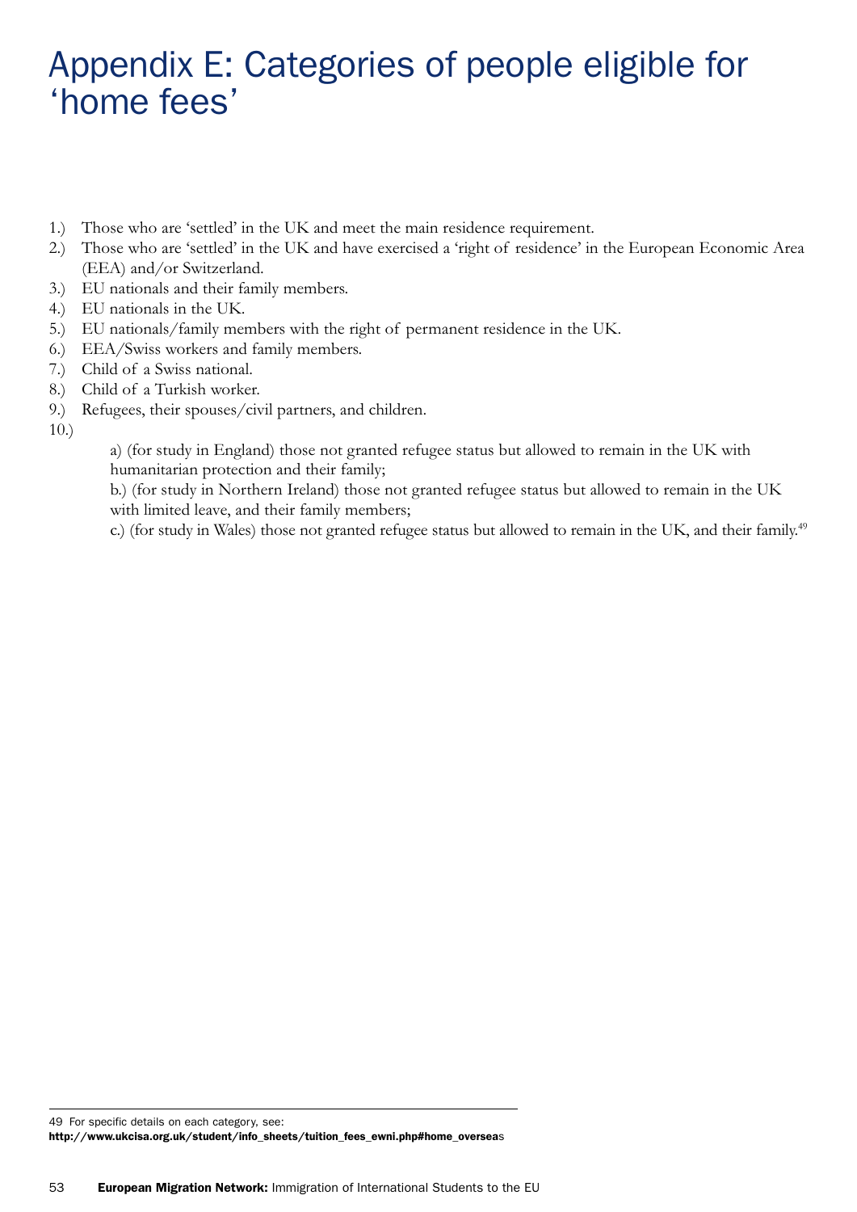# Appendix E: Categories of people eligible for 'home fees'

1.) Those who are 'settled' in the UK and meet the main residence requirement.
2.) Those who are 'settled' in the UK and have exercised a 'right of residence' in the European Economic Area (EEA) and/or Switzerland.
3.) EU nationals and their family members.
4.) EU nationals in the UK.
5.) EU nationals/family members with the right of permanent residence in the UK.
6.) EEA/Swiss workers and family members.
7.) Child of a Swiss national.
8.) Child of a Turkish worker.
9.) Refugees, their spouses/civil partners, and children.
10.)

    a) (for study in England) those not granted refugee status but allowed to remain in the UK with humanitarian protection and their family;

    b.) (for study in Northern Ireland) those not granted refugee status but allowed to remain in the UK with limited leave, and their family members;

    c.) (for study in Wales) those not granted refugee status but allowed to remain in the UK, and their family.[49]

---

49 For specific details on each category, see: **http://www.ukcisa.org.uk/student/info_sheets/tuition_fees_ewni.php#home_overseas**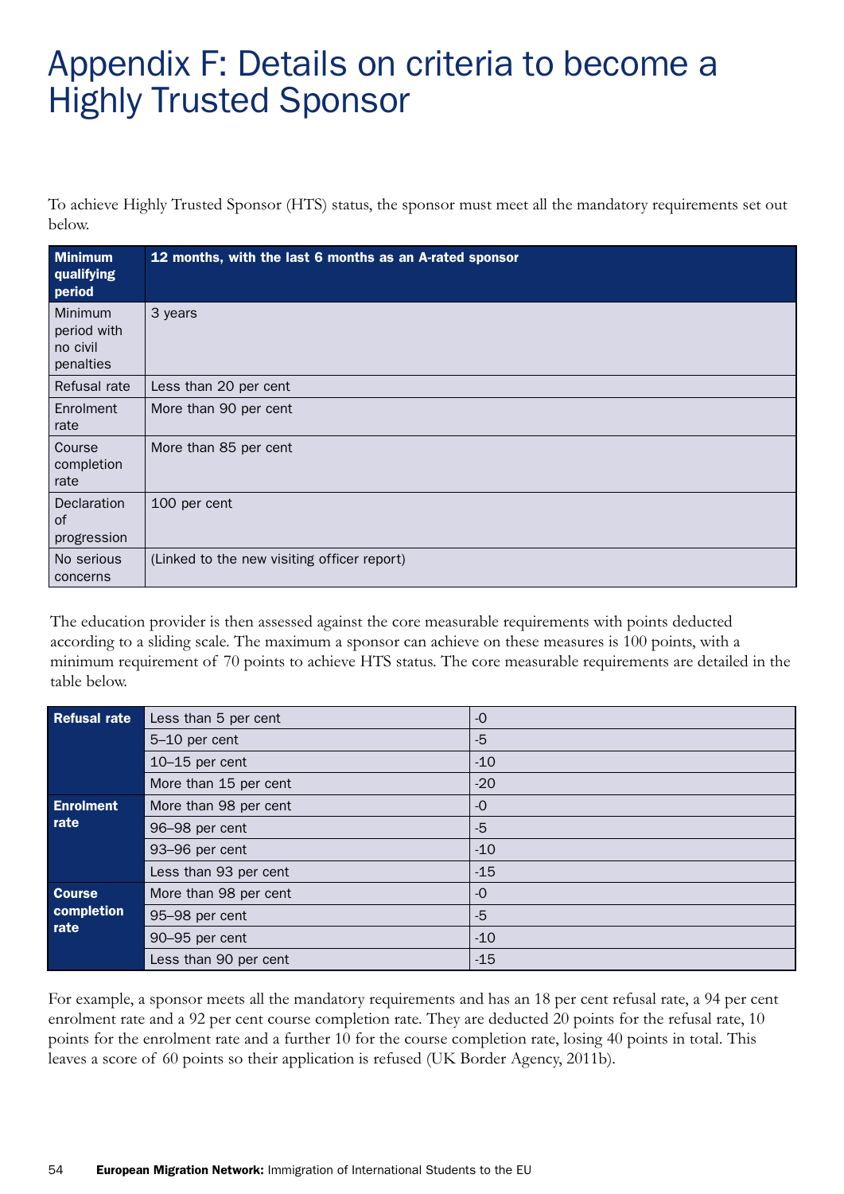# Appendix F: Details on criteria to become a Highly Trusted Sponsor

To achieve Highly Trusted Sponsor (HTS) status, the sponsor must meet all the mandatory requirements set out below.

| **Minimum qualifying period** | **12 months, with the last 6 months as an A-rated sponsor** |
|---|---|
| Minimum period with no civil penalties | 3 years |
| Refusal rate | Less than 20 per cent |
| Enrolment rate | More than 90 per cent |
| Course completion rate | More than 85 per cent |
| Declaration of progression | 100 per cent |
| No serious concerns | (Linked to the new visiting officer report) |

The education provider is then assessed against the core measurable requirements with points deducted according to a sliding scale. The maximum a sponsor can achieve on these measures is 100 points, with a minimum requirement of 70 points to achieve HTS status. The core measurable requirements are detailed in the table below.

| | | |
|---|---|---|
| **Refusal rate** | Less than 5 per cent | -0 |
| | 5–10 per cent | -5 |
| | 10–15 per cent | -10 |
| | More than 15 per cent | -20 |
| **Enrolment rate** | More than 98 per cent | -0 |
| | 96–98 per cent | -5 |
| | 93–96 per cent | -10 |
| | Less than 93 per cent | -15 |
| **Course completion rate** | More than 98 per cent | -0 |
| | 95–98 per cent | -5 |
| | 90–95 per cent | -10 |
| | Less than 90 per cent | -15 |

For example, a sponsor meets all the mandatory requirements and has an 18 per cent refusal rate, a 94 per cent enrolment rate and a 92 per cent course completion rate. They are deducted 20 points for the refusal rate, 10 points for the enrolment rate and a further 10 for the course completion rate, losing 40 points in total. This leaves a score of 60 points so their application is refused (UK Border Agency, 2011b).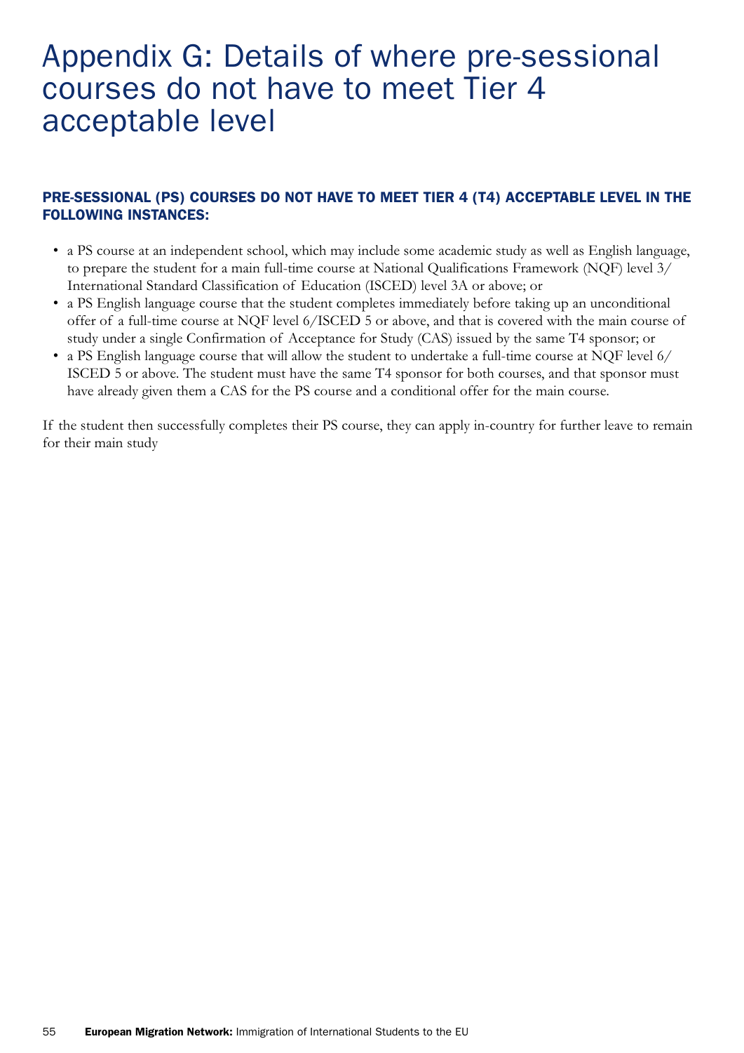# Appendix G: Details of where pre-sessional courses do not have to meet Tier 4 acceptable level

### PRE-SESSIONAL (PS) COURSES DO NOT HAVE TO MEET TIER 4 (T4) ACCEPTABLE LEVEL IN THE FOLLOWING INSTANCES:

- a PS course at an independent school, which may include some academic study as well as English language, to prepare the student for a main full-time course at National Qualifications Framework (NQF) level 3/ International Standard Classification of Education (ISCED) level 3A or above; or
- a PS English language course that the student completes immediately before taking up an unconditional offer of a full-time course at NQF level 6/ISCED 5 or above, and that is covered with the main course of study under a single Confirmation of Acceptance for Study (CAS) issued by the same T4 sponsor; or
- a PS English language course that will allow the student to undertake a full-time course at NQF level 6/ ISCED 5 or above. The student must have the same T4 sponsor for both courses, and that sponsor must have already given them a CAS for the PS course and a conditional offer for the main course.

If the student then successfully completes their PS course, they can apply in-country for further leave to remain for their main study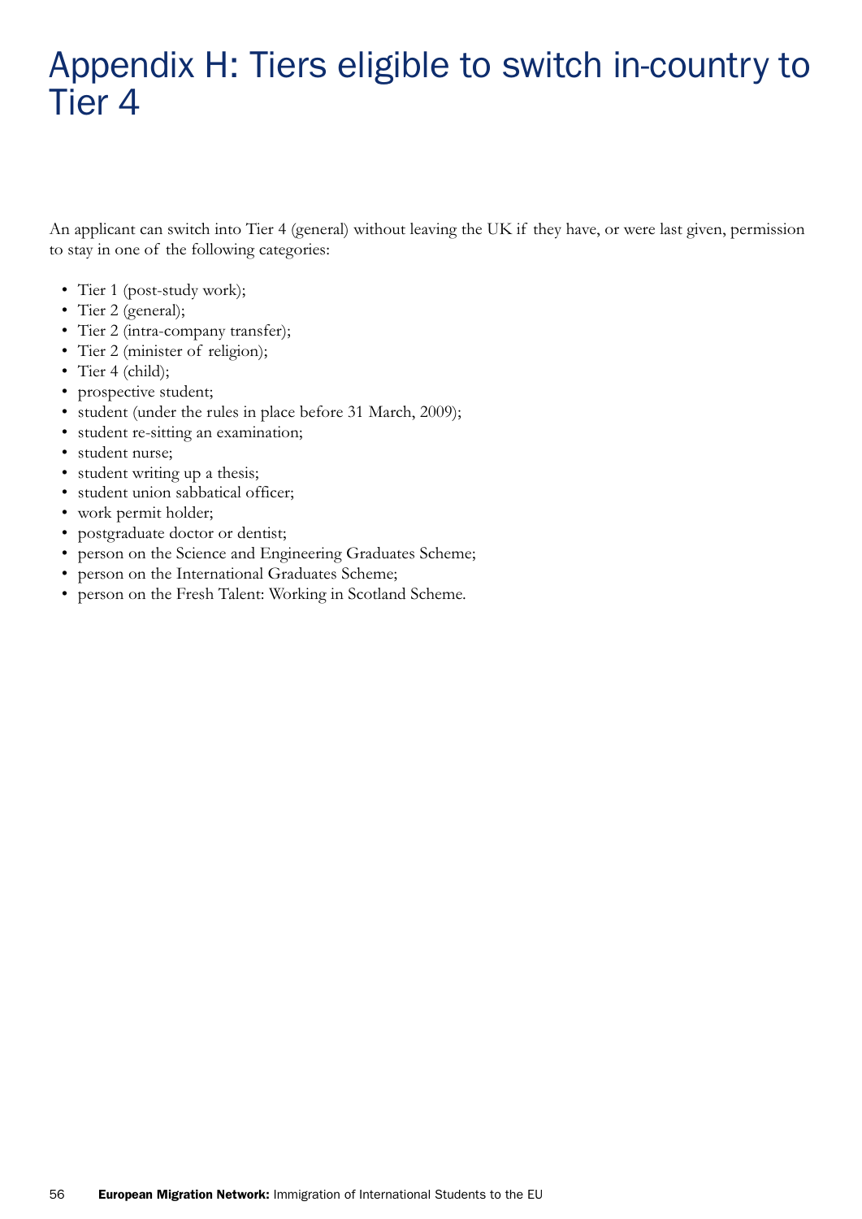# Appendix H: Tiers eligible to switch in-country to Tier 4

An applicant can switch into Tier 4 (general) without leaving the UK if they have, or were last given, permission to stay in one of the following categories:

- Tier 1 (post-study work);
- Tier 2 (general);
- Tier 2 (intra-company transfer);
- Tier 2 (minister of religion);
- Tier 4 (child);
- prospective student;
- student (under the rules in place before 31 March, 2009);
- student re-sitting an examination;
- student nurse;
- student writing up a thesis;
- student union sabbatical officer;
- work permit holder;
- postgraduate doctor or dentist;
- person on the Science and Engineering Graduates Scheme;
- person on the International Graduates Scheme;
- person on the Fresh Talent: Working in Scotland Scheme.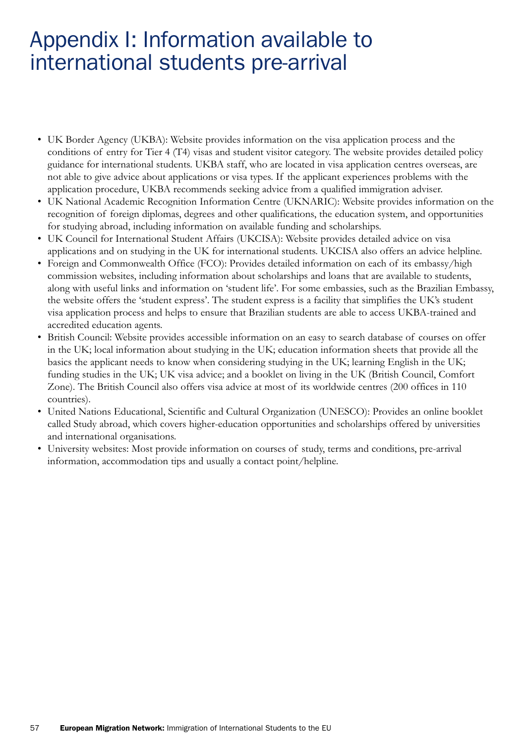# Appendix I: Information available to international students pre-arrival

- UK Border Agency (UKBA): Website provides information on the visa application process and the conditions of entry for Tier 4 (T4) visas and student visitor category. The website provides detailed policy guidance for international students. UKBA staff, who are located in visa application centres overseas, are not able to give advice about applications or visa types. If the applicant experiences problems with the application procedure, UKBA recommends seeking advice from a qualified immigration adviser.
- UK National Academic Recognition Information Centre (UKNARIC): Website provides information on the recognition of foreign diplomas, degrees and other qualifications, the education system, and opportunities for studying abroad, including information on available funding and scholarships.
- UK Council for International Student Affairs (UKCISA): Website provides detailed advice on visa applications and on studying in the UK for international students. UKCISA also offers an advice helpline.
- Foreign and Commonwealth Office (FCO): Provides detailed information on each of its embassy/high commission websites, including information about scholarships and loans that are available to students, along with useful links and information on 'student life'. For some embassies, such as the Brazilian Embassy, the website offers the 'student express'. The student express is a facility that simplifies the UK's student visa application process and helps to ensure that Brazilian students are able to access UKBA-trained and accredited education agents.
- British Council: Website provides accessible information on an easy to search database of courses on offer in the UK; local information about studying in the UK; education information sheets that provide all the basics the applicant needs to know when considering studying in the UK; learning English in the UK; funding studies in the UK; UK visa advice; and a booklet on living in the UK (British Council, Comfort Zone). The British Council also offers visa advice at most of its worldwide centres (200 offices in 110 countries).
- United Nations Educational, Scientific and Cultural Organization (UNESCO): Provides an online booklet called Study abroad, which covers higher-education opportunities and scholarships offered by universities and international organisations.
- University websites: Most provide information on courses of study, terms and conditions, pre-arrival information, accommodation tips and usually a contact point/helpline.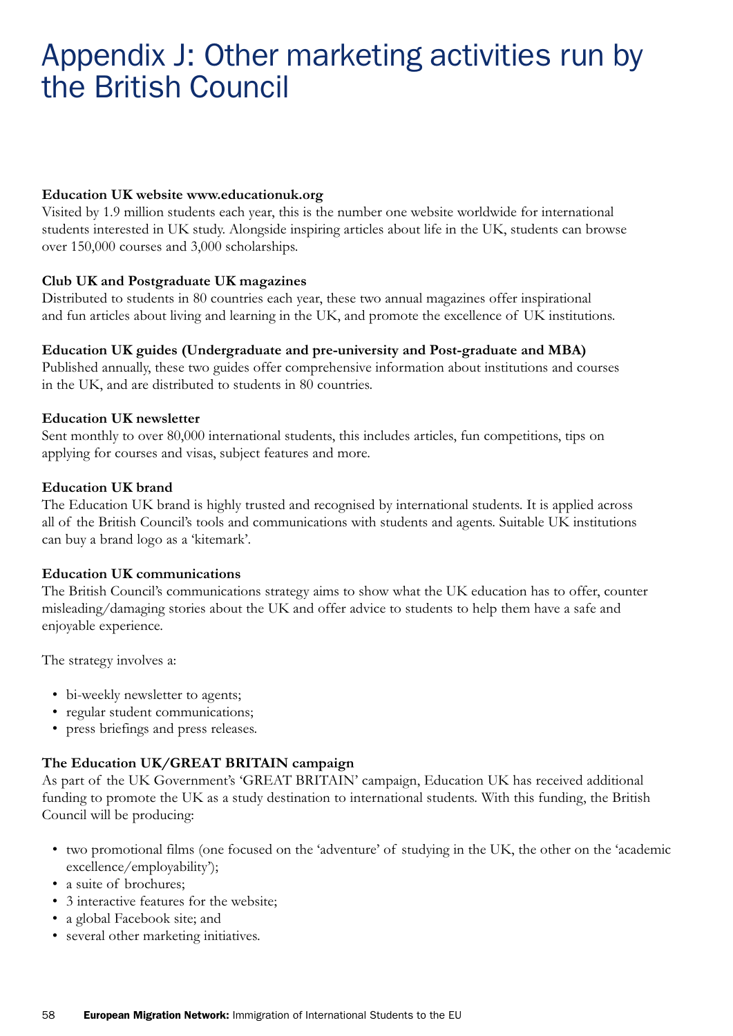# Appendix J: Other marketing activities run by the British Council

**Education UK website www.educationuk.org**

Visited by 1.9 million students each year, this is the number one website worldwide for international students interested in UK study. Alongside inspiring articles about life in the UK, students can browse over 150,000 courses and 3,000 scholarships.

**Club UK and Postgraduate UK magazines**

Distributed to students in 80 countries each year, these two annual magazines offer inspirational and fun articles about living and learning in the UK, and promote the excellence of UK institutions.

**Education UK guides (Undergraduate and pre-university and Post-graduate and MBA)**

Published annually, these two guides offer comprehensive information about institutions and courses in the UK, and are distributed to students in 80 countries.

**Education UK newsletter**

Sent monthly to over 80,000 international students, this includes articles, fun competitions, tips on applying for courses and visas, subject features and more.

**Education UK brand**

The Education UK brand is highly trusted and recognised by international students. It is applied across all of the British Council's tools and communications with students and agents. Suitable UK institutions can buy a brand logo as a 'kitemark'.

**Education UK communications**

The British Council's communications strategy aims to show what the UK education has to offer, counter misleading/damaging stories about the UK and offer advice to students to help them have a safe and enjoyable experience.

The strategy involves a:

- bi-weekly newsletter to agents;
- regular student communications;
- press briefings and press releases.

**The Education UK/GREAT BRITAIN campaign**

As part of the UK Government's 'GREAT BRITAIN' campaign, Education UK has received additional funding to promote the UK as a study destination to international students. With this funding, the British Council will be producing:

- two promotional films (one focused on the 'adventure' of studying in the UK, the other on the 'academic excellence/employability');
- a suite of brochures;
- 3 interactive features for the website;
- a global Facebook site; and
- several other marketing initiatives.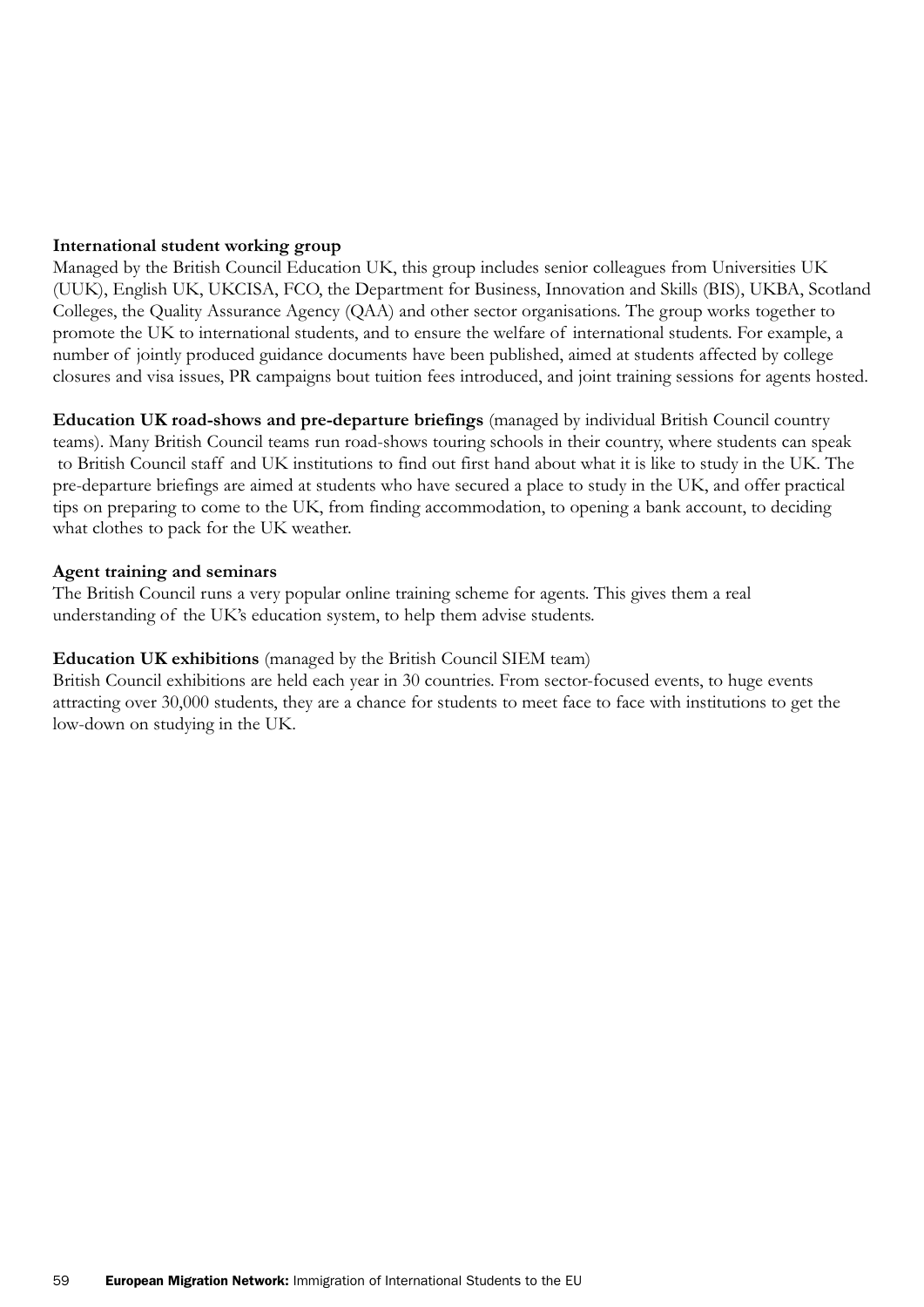**International student working group**
Managed by the British Council Education UK, this group includes senior colleagues from Universities UK (UUK), English UK, UKCISA, FCO, the Department for Business, Innovation and Skills (BIS), UKBA, Scotland Colleges, the Quality Assurance Agency (QAA) and other sector organisations. The group works together to promote the UK to international students, and to ensure the welfare of international students. For example, a number of jointly produced guidance documents have been published, aimed at students affected by college closures and visa issues, PR campaigns bout tuition fees introduced, and joint training sessions for agents hosted.

**Education UK road-shows and pre-departure briefings** (managed by individual British Council country teams). Many British Council teams run road-shows touring schools in their country, where students can speak to British Council staff and UK institutions to find out first hand about what it is like to study in the UK. The pre-departure briefings are aimed at students who have secured a place to study in the UK, and offer practical tips on preparing to come to the UK, from finding accommodation, to opening a bank account, to deciding what clothes to pack for the UK weather.

**Agent training and seminars**
The British Council runs a very popular online training scheme for agents. This gives them a real understanding of the UK's education system, to help them advise students.

**Education UK exhibitions** (managed by the British Council SIEM team)
British Council exhibitions are held each year in 30 countries. From sector-focused events, to huge events attracting over 30,000 students, they are a chance for students to meet face to face with institutions to get the low-down on studying in the UK.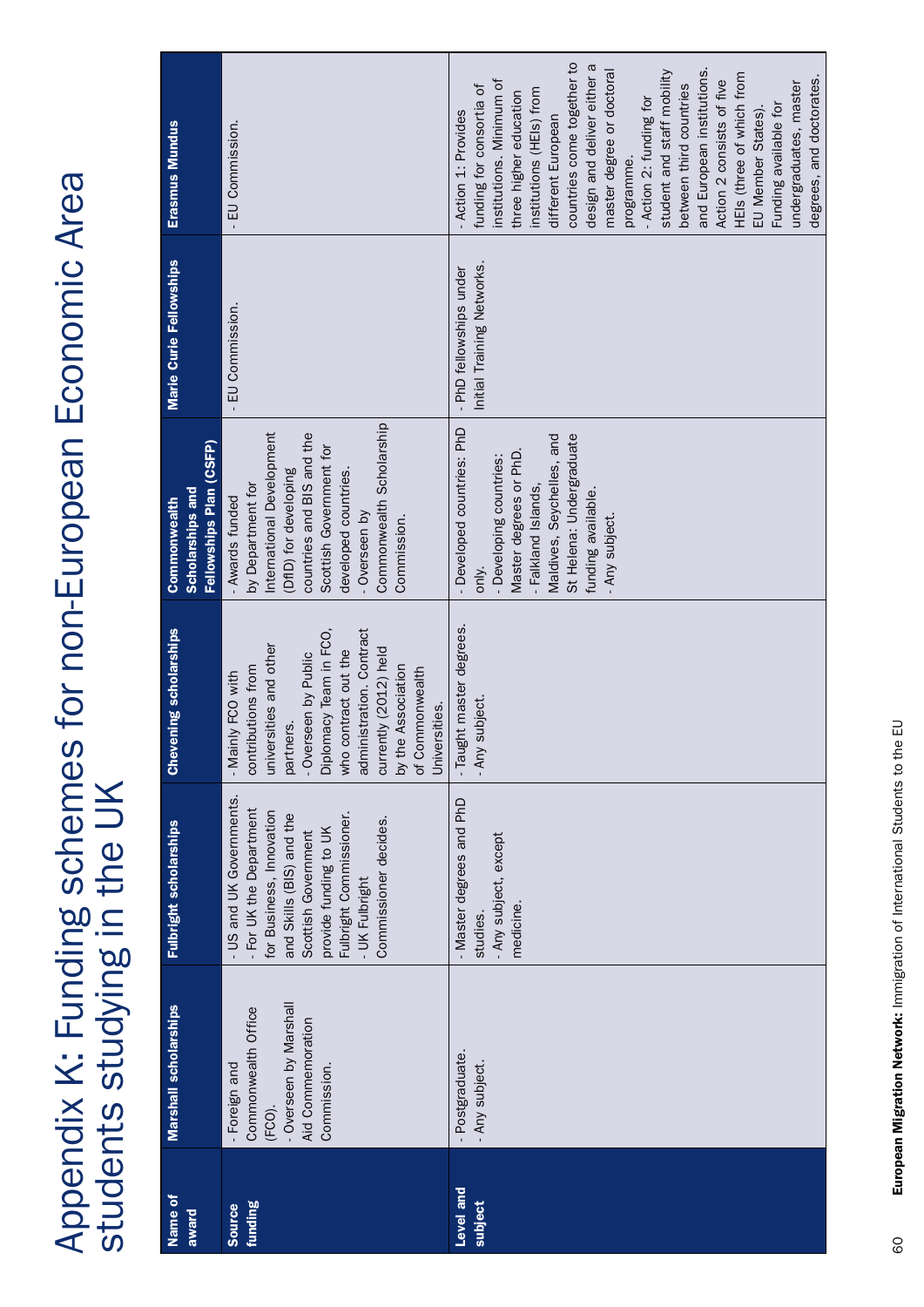# Appendix K: Funding schemes for non-European Economic Area students studying in the UK

| Name of award | Marshall scholarships | Fulbright scholarships | Chevening scholarships | Commonwealth Scholarships and Fellowships Plan (CSFP) | Marie Curie Fellowships | Erasmus Mundus |
|---|---|---|---|---|---|---|
| Source funding | - Foreign and Commonwealth Office (FCO).<br>- Overseen by Marshall Aid Commemoration Commission. | - US and UK Governments.<br>- For UK the Department for Business, Innovation and Skills (BIS) and the Scottish Government provide funding to UK Fulbright Commissioner.<br>- UK Fulbright Commissioner decides. | - Mainly FCO with contributions from universities and other partners.<br>- Overseen by Public Diplomacy Team in FCO, who contract out the administration. Contract currently (2012) held by the Association of Commonwealth Universities. | - Awards funded by Department for International Development (DfID) for developing countries and BIS and the Scottish Government for developed countries.<br>- Overseen by Commonwealth Scholarship Commission. | - EU Commission. | - EU Commission. |
| Level and subject | - Postgraduate.<br>- Any subject. | - Master degrees and PhD studies.<br>- Any subject, except medicine. | - Taught master degrees.<br>- Any subject. | - Developed countries: PhD only.<br>- Developing countries: Master degrees or PhD.<br>- Falkland Islands, Maldives, Seychelles, and St Helena: Undergraduate funding available.<br>- Any subject. | - PhD fellowships under Initial Training Networks. | - Action 1: Provides funding for consortia of institutions. Minimum of three higher education institutions (HEIs) from different European countries come together to design and deliver either a master degree or doctoral programme.<br>- Action 2: funding for student and staff mobility between third countries and European institutions. Action 2 consists of five HEIs (three of which from EU Member States). Funding available for undergraduates, master degrees, and doctorates. |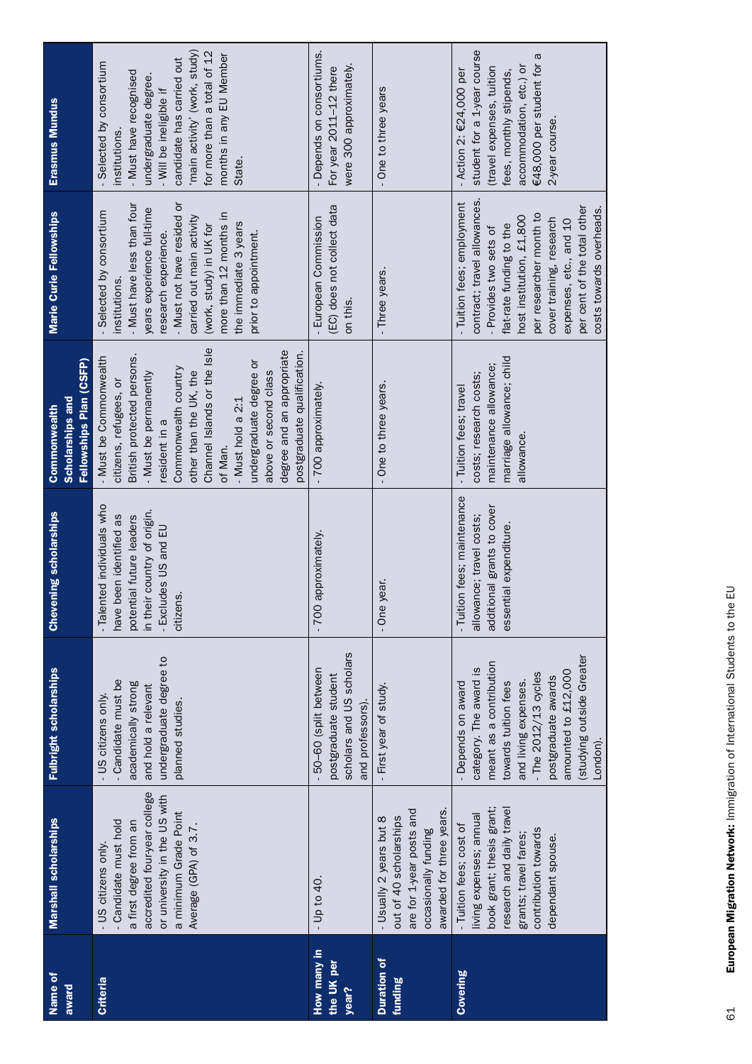| Name of award | Marshall scholarships | Fulbright scholarships | Chevening scholarships | Commonwealth Scholarships and Fellowships Plan (CSFP) | Marie Curie Fellowships | Erasmus Mundus |
|---|---|---|---|---|---|---|
| **Criteria** | - US citizens only.<br>- Candidate must hold a first degree from an accredited four-year college or university in the US with a minimum Grade Point Average (GPA) of 3.7. | - US citizens only.<br>- Candidate must be academically strong and hold a relevant undergraduate degree to planned studies. | - Talented individuals who have been identified as potential future leaders in their country of origin.<br>- Excludes US and EU citizens. | - Must be Commonwealth citizens, refugees, or British protected persons.<br>- Must be permanently resident in a Commonwealth country other than the UK, the Channel Islands or the Isle of Man.<br>- Must hold a 2:1 undergraduate degree or above or second class degree and an appropriate postgraduate qualification. | - Selected by consortium institutions.<br>- Must have less than four years experience full-time research experience.<br>- Must not have resided or carried out main activity (work, study) in UK for more than 12 months in the immediate 3 years prior to appointment. | - Selected by consortium institutions.<br>- Must have recognised undergraduate degree.<br>- Will be ineligible if candidate has carried out 'main activity' (work, study) for more than a total of 12 months in any EU Member State. |
| **How many in the UK per year?** | - Up to 40. | - 50–60 (split between postgraduate student scholars and US scholars and professors). | - 700 approximately. | - 700 approximately. | - European Commission (EC) does not collect data on this. | - Depends on consortiums. For year 2011–12 there were 300 approximately. |
| **Duration of funding** | - Usually 2 years but 8 out of 40 scholarships are for 1-year posts and occasionally funding awarded for three years. | - First year of study. | - One year. | - One to three years. | - Three years. | - One to three years |
| **Covering** | - Tuition fees; cost of living expenses; annual book grant; thesis grant; research and daily travel grants; travel fares; contribution towards dependant spouse. | - Depends on award category. The award is meant as a contribution towards tuition fees and living expenses.<br>- The 2012/13 cycles postgraduate awards amounted to £12,000 (studying outside Greater London). | - Tuition fees; maintenance allowance; travel costs; additional grants to cover essential expenditure. | - Tuition fees; travel costs; research costs; maintenance allowance; marriage allowance; child allowance. | - Tuition fees; employment contract; travel allowances.<br>- Provides two sets of flat-rate funding to the host institution, £1,800 per researcher month to cover training, research expenses, etc., and 10 per cent of the total other costs towards overheads. | - Action 2: €24,000 per student for a 1-year course (travel expenses, tuition fees, monthly stipends, accommodation, etc.) or €48,000 per student for a 2-year course. |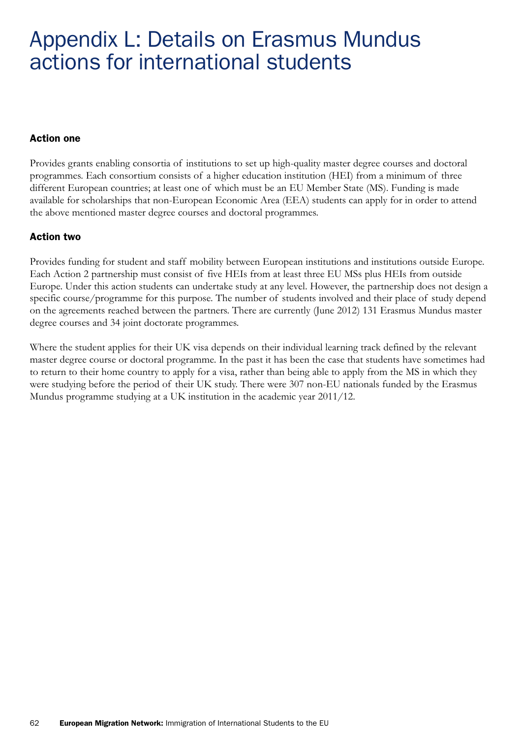# Appendix L: Details on Erasmus Mundus actions for international students

### Action one

Provides grants enabling consortia of institutions to set up high-quality master degree courses and doctoral programmes. Each consortium consists of a higher education institution (HEI) from a minimum of three different European countries; at least one of which must be an EU Member State (MS). Funding is made available for scholarships that non-European Economic Area (EEA) students can apply for in order to attend the above mentioned master degree courses and doctoral programmes.

### Action two

Provides funding for student and staff mobility between European institutions and institutions outside Europe. Each Action 2 partnership must consist of five HEIs from at least three EU MSs plus HEIs from outside Europe. Under this action students can undertake study at any level. However, the partnership does not design a specific course/programme for this purpose. The number of students involved and their place of study depend on the agreements reached between the partners. There are currently (June 2012) 131 Erasmus Mundus master degree courses and 34 joint doctorate programmes.

Where the student applies for their UK visa depends on their individual learning track defined by the relevant master degree course or doctoral programme. In the past it has been the case that students have sometimes had to return to their home country to apply for a visa, rather than being able to apply from the MS in which they were studying before the period of their UK study. There were 307 non-EU nationals funded by the Erasmus Mundus programme studying at a UK institution in the academic year 2011/12.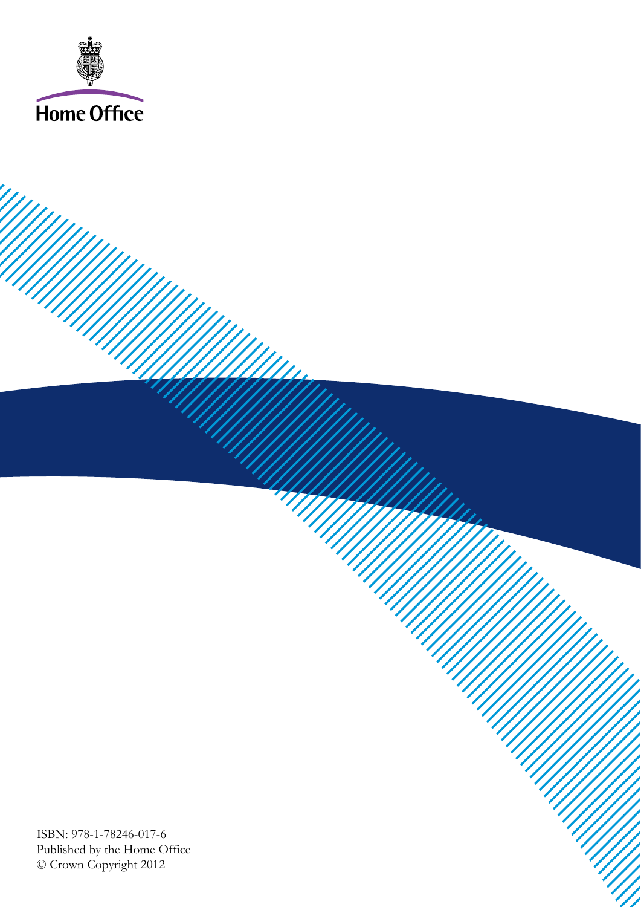Home Office

ISBN: 978-1-78246-017-6
Published by the Home Office
© Crown Copyright 2012